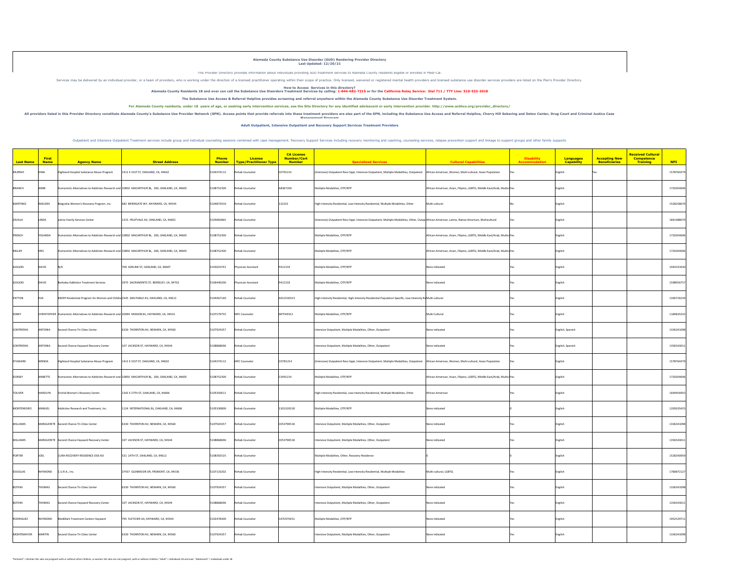# Alameda County Substance Use Disorder (SUD) Rendering Provider Directory
**Last Updated: 12/20/21**

This Provider Directory provides information about individuals providing SUD treatment services to Alameda County residents eligible or enrolled in Medi-Cal.

Services may be delivered by an individual provider, or a team of providers, who is working under the direction of a licensed practitioner operating within their scope of practice. Only licensed, waivered or registered mental health providers and licensed substance use disorder services providers are listed on the Plan's Provider Directory.

**How to Access Services in this directory?**
**Alameda County Residents 18 and over can call the Substance Use Disorders Treatment Services by calling: 1-844-682-7215 or for the California Relay Service: Dial 711 / TTY Line: 510-533-2018**

**The Substance Use Access & Referral Helpline provides screening and referral anywhere within the Alameda County Substance Use Disorder Treatment System.**

**For Alameda County residents, under 18 years of age, or seeking early intervention services, see the Site Directory for any identified adolescent or early intervention provider. http://www.acbhcs.org/provider_directory/**

**All providers listed in this Provider Directory constitute Alameda County's Substance Use Provider Network (SPN). Access points that provide referrals into these treatment providers are also part of the SPN, including the Substance Use Access and Referral Helpline, Cherry Hill Sobering and Detox Center, Drug Court and Criminal Justice Case Management Program**

**Adult Outpatient, Intensive Outpatient and Recovery Support Services Treatment Providers**

Outpatient and Intensive Outpatient Treatment services include group and individual counseling sessions combined with case management. Recovery Support Services including recovery monitoring and coaching, counseling services, relapse prevention support and linkage to support groups and other family supports

| Last Name | First Name | Agency Name | Street Address | Phone Number | License Type/Practitioner Type | CA License Number/Cert Number | Specialized Services | Cultural Capabilities | Disability Accommodation | Languages Capability | Accepting New Beneficiaries | Received Cultural Competence Training | NPI |
|---|---|---|---|---|---|---|---|---|---|---|---|---|---|
| MURRAY | DINA | Highland Hospital Substance Abuse Program | 1411 E 31ST ST, OAKLAND, CA, 94602 | 5104374112 | Rehab Counselor | C0791214 | (Intensive) Outpatient Recv Sppt, Intensive Outpatient, Multiple Modalities, Outpatient | African-American, Women, Multi-cultural, Asian Population | Yes | English | Yes | | 1578764379 |
| BRANCH | ANNE | Humanistic Alternatives to Addiction Research and | 10850 MACARTHUR BL, 200, OAKLAND, CA, 94605 | 5108752300 | Rehab Counselor | A8367204 | Multiple Modalities, OTP/NTP | African-American, Asian, Filipino, LGBTG, Middle East/Arab, Multicu | Yes | English | | | 1720204696 |
| MARTINEZ | RAELEEN | Magnolia Women's Recovery Program, Inc. | 682 BRIERGATE WY, HAYWARD, CA, 94544 | 5104872910 | Rehab Counselor | 132231 | High-Intensity Residential, Low-Intensity Residential, Multiple Modalities, Other | Multi-cultural | No | English | | | 1528258670 |
| ZAVALA | LINDA | Latino Family Services Center | 1315 FRUITVALE AV, OAKLAND, CA, 94601 | 5105892865 | Rehab Counselor | | (Intensive) Outpatient Recv Sppt, Intensive Outpatient, Multiple Modalities, Other, Outpa | African-American, Latino, Native-American, Multicultural | Yes | English | | | 1841488079 |
| FRENCH | YOLANDA | Humanistic Alternatives to Addiction Research and | 10850 MACARTHUR BL, 200, OAKLAND, CA, 94605 | 5108752300 | Rehab Counselor | | Multiple Modalities, OTP/NTP | African-American, Asian, Filipino, LGBTG, Middle East/Arab, Multicu | Yes | English | | | 1720204696 |
| MILLER | ERIC | Humanistic Alternatives to Addiction Research and | 10850 MACARTHUR BL, 200, OAKLAND, CA, 94605 | 5108752300 | Rehab Counselor | | Multiple Modalities, OTP/NTP | African-American, Asian, Filipino, LGBTG, Middle East/Arab, Multicu | Yes | English | | | 1720204696 |
| GOLSON | DAVIS | N/A | 700 ADELINE ST, OAKLAND, CA, 94607 | 5103023741 | Physician Assistant | PA11533 | Multiple Modalities, OTP/NTP | None indicated | Yes | English | | | 1043331630 |
| GOLSON | DAVIS | Berkeley Addiction Treatment Services | 2975 SACRAMENTO ST, BERKELEY, CA, 94702 | 5106440200 | Physician Assistant | PA11533 | Multiple Modalities, OTP/NTP | None indicated | Yes | English | | | 1598956757 |
| PATTON | EVA | EBCRP Residential Program for Women and Childre | 2545 SAN PABLO AV, OAKLAND, CA, 94612 | 5104467160 | Rehab Counselor | A012530315 | High-Intensity Residential, High-Intensity Residential Population Specific, Low-Intensity Re | Multi-cultural | Yes | English | | | 1346726239 |
| SOBKY | CHRISTOPHER | Humanistic Alternatives to Addiction Research and | 20094 MISSION BL, HAYWARD, CA, 94541 | 5107279755 | MFC Counselor | MFTI49312 | Multiple Modalities, OTP/NTP | Multi-Cultural | Yes | English | | | 1184835332 |
| CONTRERAS | ANTONIA | Second Chance Tri-Cities Center | 6330 THORNTON AV, NEWARK, CA, 94560 | 5107924357 | Rehab Counselor | | Intensive Outpatient, Multiple Modalities, Other, Outpatient | None indicated | Yes | English, Spanish | | | 1336341098 |
| CONTRERAS | ANTONIA | Second Chance Hayward Recovery Center | 107 JACKSON ST, HAYWARD, CA, 94544 | 5108868696 | Rehab Counselor | | Intensive Outpatient, Multiple Modalities, Other, Outpatient | None indicated | Yes | English, Spanish | | | 1356543011 |
| STEWARD | WENDA | Highland Hospital Substance Abuse Program | 1411 E 31ST ST, OAKLAND, CA, 94602 | 5104374112 | MFC Counselor | C0781214 | (Intensive) Outpatient Recv Sppt, Intensive Outpatient, Multiple Modalities, Outpatient | African-American, Women, Multi-cultural, Asian Population | Yes | English | | | 1578764379 |
| DORSEY | ANNETTE | Humanistic Alternatives to Addiction Research and | 10850 MACARTHUR BL, 200, OAKLAND, CA, 94605 | 5108752300 | Rehab Counselor | C3491214 | Multiple Modalities, OTP/NTP | African-American, Asian, Filipino, LGBTG, Middle East/Arab, Multicu | Yes | English | | | 1720204696 |
| TOLIVER | HAROLYN | Orchid Women's Recovery Center | 1342 E 27TH ST, OAKLAND, CA, 94606 | 5105350611 | Rehab Counselor | | High-Intensity Residential, Low-Intensity Residential, Multiple Modalities, Other | African-American | Yes | English | | | 1649456955 |
| MONTENEGRO | MANUEL | Addiction Research and Treatment, Inc. | 1124 INTERNATIONAL BL, OAKLAND, CA, 94606 | 5105330800 | Rehab Counselor | 1301320318 | Multiple Modalities, OTP/NTP | None indicated | 0 | English | | | 1205035425 |
| WILLIAMS | MARGUERITE | Second Chance Tri-Cities Center | 6330 THORNTON AV, NEWARK, CA, 94560 | 5107924357 | Rehab Counselor | C053790518 | Intensive Outpatient, Multiple Modalities, Other, Outpatient | None indicated | Yes | English | | | 1336341098 |
| WILLIAMS | MARGUERITE | Second Chance Hayward Recovery Center | 107 JACKSON ST, HAYWARD, CA, 94544 | 5108868696 | Rehab Counselor | C053790518 | Intensive Outpatient, Multiple Modalities, Other, Outpatient | None indicated | Yes | English | | | 1356543011 |
| PORTER | JOEL | CURA RECOVERY RESIDENCE ODS AD | 531 24TH ST, OAKLAND, CA, 94612 | 5108392525 | Rehab Counselor | | Multiple Modalities, Other, Recovery Residence | 0 | 0 | English | | | 1528240959 |
| DOUGLAS | RAYMOND | C.U.R.A., Inc. | 37437 GLENMOOR DR, FREMONT, CA, 94536 | 5107133202 | Rehab Counselor | | High-Intensity Residential, Low-Intensity Residential, Multiple Modalities | Multi-cultural, LGBTQ | Yes | English | | | 1780872127 |
| BOTKIN | THOMAS | Second Chance Tri-Cities Center | 6330 THORNTON AV, NEWARK, CA, 94560 | 5107924357 | Rehab Counselor | | Intensive Outpatient, Multiple Modalities, Other, Outpatient | None indicated | Yes | English | | | 1336341098 |
| BOTKIN | THOMAS | Second Chance Hayward Recovery Center | 107 JACKSON ST, HAYWARD, CA, 94544 | 5108868696 | Rehab Counselor | | Intensive Outpatient, Multiple Modalities, Other, Outpatient | None indicated | Yes | English | | | 1356543011 |
| RODRIGUEZ | RAYMOND | MedMark Treatment Centers Hayward | 795 FLETCHER LN, HAYWARD, CA, 94544 | 5102478300 | Rehab Counselor | CATC970251 | Multiple Modalities, OTP/NTP | None indicated | Yes | English | | | 1952529711 |
| MONTEMAYOR | MARTIN | Second Chance Tri-Cities Center | 6330 THORNTON AV, NEWARK, CA, 94560 | 5107924357 | Rehab Counselor | | Intensive Outpatient, Multiple Modalities, Other, Outpatient | None indicated | Yes | English | | | 1336341098 |

"Perinatal" = Women 18+ who are pregnant with or without other children, or women 18+ who are not pregnant, with or without children; "Adult" = Individuals 18 and over; "Adolescent" = Individuals under 18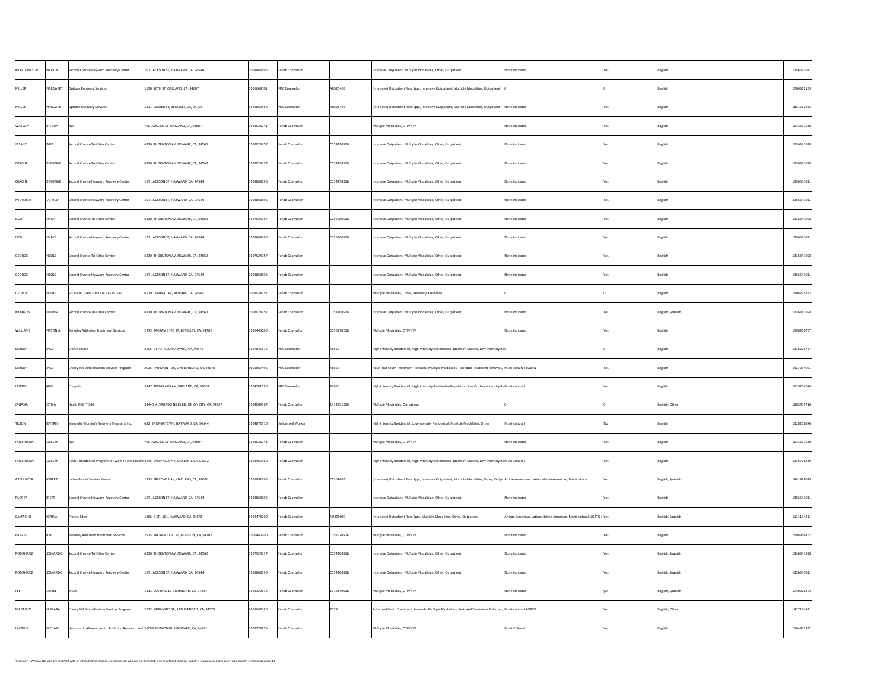| | | | | | | | | | | | | | |
|---|---|---|---|---|---|---|---|---|---|---|---|---|---|
| MONTEMAYOR | MARTIN | Second Chance Hayward Recovery Center | 107 JACKSON ST, HAYWARD, CA, 94544 | 5108868696 | Rehab Counselor | | Intensive Outpatient, Multiple Modalities, Other, Outpatient | None indicated | Yes | English | | | 1356543011 |
| MILLER | MARGARET | Options Recovery Services | 1630 10TH ST, OAKLAND, CA, 94607 | 5106669501 | MFC Counselor | A8525405 | (Intensive) Outpatient Recv Sppt, Intensive Outpatient, Multiple Modalities, Outpatient | 0 | 0 | English | | | 1700362159 |
| MILLER | MARGARET | Options Recovery Services | 1931 CENTER ST, BERKELEY, CA, 94704 | 5106669552 | MFC Counselor | A8525405 | (Intensive) Outpatient Recv Sppt, Intensive Outpatient, Multiple Modalities, Outpatient | None indicated | Yes | English | | | 1851512255 |
| WATSON | BRENDA | N/A | 700 ADELINE ST, OAKLAND, CA, 94607 | 5103023741 | Rehab Counselor | | Multiple Modalities, OTP/NTP | None indicated | Yes | English | | | 1043331630 |
| JASANY | JANIS | Second Chance Tri-Cities Center | 6330 THORNTON AV, NEWARK, CA, 94560 | 5107924357 | Rehab Counselor | C054430518 | Intensive Outpatient, Multiple Modalities, Other, Outpatient | None indicated | Yes | English | | | 1336341098 |
| CRAGIN | CHRISTINE | Second Chance Tri-Cities Center | 6330 THORNTON AV, NEWARK, CA, 94560 | 5107924357 | Rehab Counselor | C0544505 18 | Intensive Outpatient, Multiple Modalities, Other, Outpatient | None indicated | Yes | English | | | 1336341098 |
| CRAGIN | CHRISTINE | Second Chance Hayward Recovery Center | 107 JACKSON ST, HAYWARD, CA, 94544 | 5108868696 | Rehab Counselor | C0544505 18 | Intensive Outpatient, Multiple Modalities, Other, Outpatient | None indicated | Yes | English | | | 1356543011 |
| MILHEISER | PATRICIA | Second Chance Hayward Recovery Center | 107 JACKSON ST, HAYWARD, CA, 94544 | 5108868696 | Rehab Counselor | | Intensive Outpatient, Multiple Modalities, Other, Outpatient | None indicated | Yes | English | | | 1356543011 |
| ISCH | JIMMY | Second Chance Tri-Cities Center | 6330 THORNTON AV, NEWARK, CA, 94560 | 5107924357 | Rehab Counselor | C0559605 18 | Intensive Outpatient, Multiple Modalities, Other, Outpatient | None indicated | Yes | English | | | 1336341098 |
| ISCH | JIMMY | Second Chance Hayward Recovery Center | 107 JACKSON ST, HAYWARD, CA, 94544 | 5108868696 | Rehab Counselor | C0559605 18 | Intensive Outpatient, Multiple Modalities, Other, Outpatient | None indicated | Yes | English | | | 1356543011 |
| GEORGE | NICOLE | Second Chance Tri-Cities Center | 6330 THORNTON AV, NEWARK, CA, 94560 | 5107924357 | Rehab Counselor | | Intensive Outpatient, Multiple Modalities, Other, Outpatient | None indicated | Yes | English | | | 1336341098 |
| GEORGE | NICOLE | Second Chance Hayward Recovery Center | 107 JACKSON ST, HAYWARD, CA, 94544 | 5108868696 | Rehab Counselor | | Intensive Outpatient, Multiple Modalities, Other, Outpatient | None indicated | Yes | English | | | 1356543011 |
| GEORGE | NICOLE | SECOND CHANCE RECOV RES DDS AO | 6519 CENTRAL AV, NEWARK, CA, 94560 | 5107934357 | Rehab Counselor | | Multiple Modalities, Other, Recovery Residence | 0 | 0 | English | | | 1508295122 |
| MORALES | ALFONSO | Second Chance Tri-Cities Center | 6330 THORNTON AV, NEWARK, CA, 94560 | 5107924357 | Rehab Counselor | C0538005 18 | Intensive Outpatient, Multiple Modalities, Other, Outpatient | None indicated | Yes | English, Spanish | | | 1336341098 |
| WILLIAMS | MATONIA | Berkeley Addiction Treatment Services | 2975 SACRAMENTO ST, BERKELEY, CA, 94702 | 5106440200 | Rehab Counselor | C0509702 18 | Multiple Modalities, OTP/NTP | None indicated | Yes | English | | | 1598956757 |
| LEITSON | SAGE | Cronin House | 2595 DEPOT RD, HAYWARD, CA, 94545 | 5107845874 | MFC Counselor | 46656 | High-Intensity Residential, High-Intensity Residential Population Specific, Low-Intensity Re 0 | | 0 | English | | | 1336325737 |
| LEITSON | SAGE | Cherry Hill Detoxification Services Program | 2035 FAIRMONT DR, SAN LEANDRO, CA, 94578 | 8668667496 | MFC Counselor | 46656 | Adult and Youth Treatment Referrals, Multiple Modalities, Perinatal Treatment Referrals, | Multi-cultural, LGBTQ | Yes | English | | | 1427234921 |
| LEITSON | SAGE | Chrysalis | 3847 TELEGRAPH AV, OAKLAND, CA, 94609 | 5104501190 | MFC Counselor | 46656 | High-Intensity Residential, High-Intensity Residential Population Specific, Low-Intensity Re | Multi-cultural | Yes | English | | | 1629254024 |
| JAGASIA | JOTIKA | HealthRIGHT 360 | 33440 ALVARADO NILES RD, UNION CITY, CA, 94587 | 5104009567 | Rehab Counselor | 1414951220 | Multiple Modalities, Outpatient | 0 | 0 | English, Other | | | 1205459716 |
| TILSON | BEVERLY | Magnolia Women's Recovery Program, Inc. | 682 BRIERGATE WY, HAYWARD, CA, 94544 | 5104872910 | Unlicensed Worker | | High-Intensity Residential, Low-Intensity Residential, Multiple Modalities, Other | Multi-cultural | No | English | | | 1528258670 |
| ROBERTSON | JOCELYN | N/A | 700 ADELINE ST, OAKLAND, CA, 94607 | 5103023741 | Rehab Counselor | | Multiple Modalities, OTP/NTP | None indicated | Yes | English | | | 1043331630 |
| ROBERTSON | JOCELYN | EBCRP Residential Program for Women and Childre | 2545 SAN PABLO AV, OAKLAND, CA, 94612 | 5104467160 | Rehab Counselor | | High-Intensity Residential, High-Intensity Residential Population Specific, Low-Intensity Re | Multi-cultural | Yes | English | | | 1346726239 |
| ARCHULETA | ROBERT | Latino Family Services Center | 1315 FRUITVALE AV, OAKLAND, CA, 94601 | 5105892865 | Rehab Counselor | C1562487 | (Intensive) Outpatient Recv Sppt, Intensive Outpatient, Multiple Modalities, Other, Outpa | African-American, Latino, Native-American, Multicultural | Yes | English, Spanish | | | 1841488079 |
| FAGREY | BRETT | Second Chance Hayward Recovery Center | 107 JACKSON ST, HAYWARD, CA, 94544 | 5108868696 | Rehab Counselor | | Intensive Outpatient, Multiple Modalities, Other, Outpatient | None indicated | Yes | English | | | 1356543011 |
| CAMACHO | KORINA | Project Eden | 1866 B ST, 101, HAYWARD, CA, 94541 | 5102478200 | Rehab Counselor | N9309029 | (Intensive) Outpatient Recv Sppt, Multiple Modalities, Other, Outpatient | African-American, Latino, Native-American, Multi-cultural, LGBTQ+ | Yes | English, Spanish | | | 1114104411 |
| BRIGGS | KIM | Berkeley Addiction Treatment Services | 2975 SACRAMENTO ST, BERKELEY, CA, 94702 | 5106440200 | Rehab Counselor | C0529705 18 | Multiple Modalities, OTP/NTP | None indicated | Yes | English | | | 1598956757 |
| RODRIGUEZ | LEONARDO | Second Chance Tri-Cities Center | 6330 THORNTON AV, NEWARK, CA, 94560 | 5107924357 | Rehab Counselor | C0544605 18 | Intensive Outpatient, Multiple Modalities, Other, Outpatient | None indicated | Yes | English, Spanish | | | 1336341098 |
| RODRIGUEZ | LEONARDO | Second Chance Hayward Recovery Center | 107 JACKSON ST, HAYWARD, CA, 94544 | 5108868696 | Rehab Counselor | C0544605 18 | Intensive Outpatient, Multiple Modalities, Other, Outpatient | None indicated | Yes | English, Spanish | | | 1356543011 |
| FEE | DANIEL | BAART | 1313 CUTTING BL, RICHMOND, CA, 94804 | 5102320874 | Rehab Counselor | 1312140618 | Multiple Modalities, OTP/NTP | None indicated | yes | English, Spanish | | | 1730226473 |
| MADEIROS | BARBARA | Cherry Hill Detoxification Services Program | 2035 FAIRMONT DR, SAN LEANDRO, CA, 94578 | 8668667496 | Rehab Counselor | 7079 | Adult and Youth Treatment Referrals, Multiple Modalities, Perinatal Treatment Referrals, | Multi-cultural, LGBTQ | Yes | English, Other | | | 1427234921 |
| LACROIX | MICHAEL | Humanistic Alternatives to Addiction Research and | 20094 MISSION BL, HAYWARD, CA, 94541 | 5107279755 | Rehab Counselor | | Multiple Modalities, OTP/NTP | Multi-Cultural | Yes | English | | | 1184835332 |

"Perinatal" = Women 18+ who are pregnant with or without other children, or women 18+ who are not pregnant, with or without children; "Adult" = Individuals 18 and over; "Adolescent" = Individuals under 18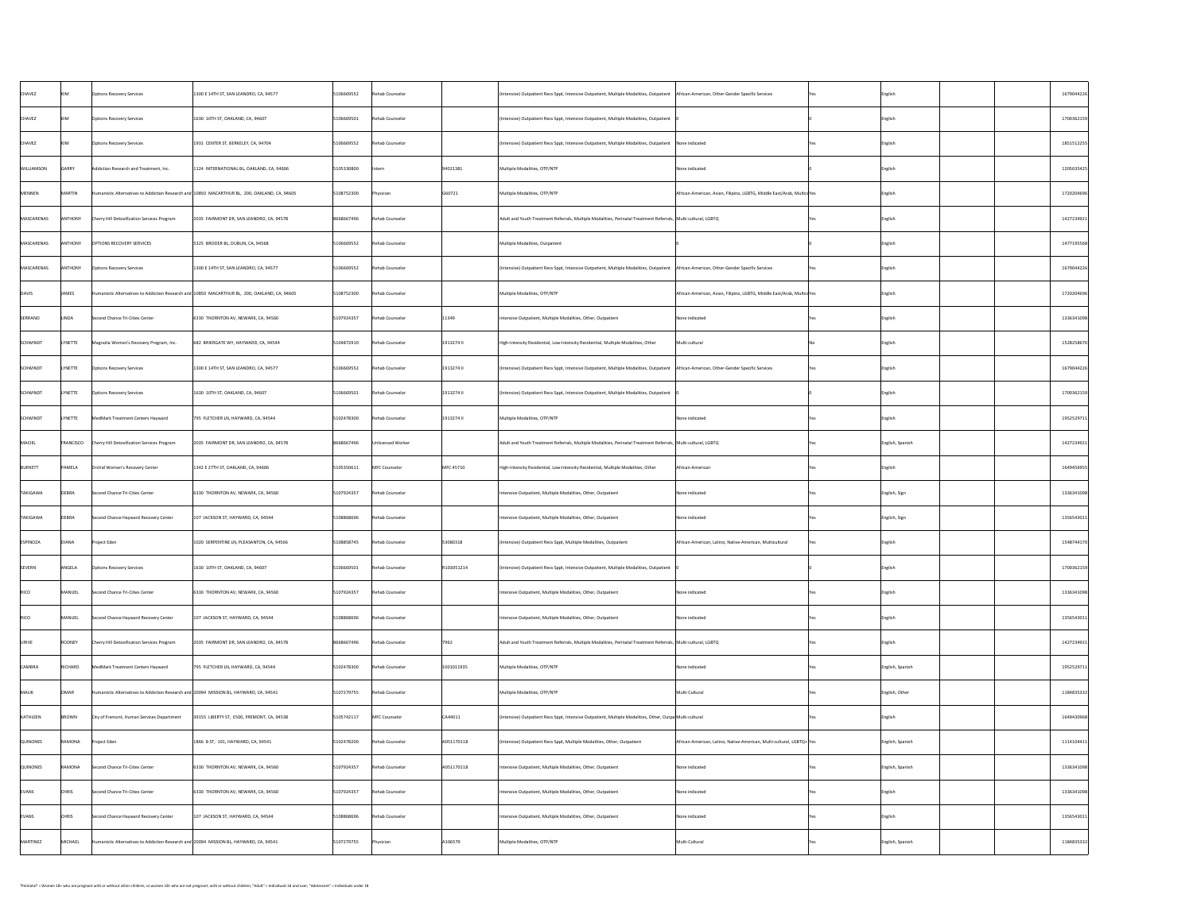| | | | | | | | | | | | | | |
|---|---|---|---|---|---|---|---|---|---|---|---|---|---|
| CHAVEZ | KIM | Options Recovery Services | 1300 E 14TH ST, SAN LEANDRO, CA, 94577 | S106669552 | Rehab Counselor | | (Intensive) Outpatient Recv Sppt, Intensive Outpatient, Multiple Modalities, Outpatient | African-American, Other-Gender Specific Services | Yes | English | | | 1679044226 |
| CHAVEZ | KIM | Options Recovery Services | 1630 10TH ST, OAKLAND, CA, 94607 | S106669501 | Rehab Counselor | | (Intensive) Outpatient Recv Sppt, Intensive Outpatient, Multiple Modalities, Outpatient | 0 | 0 | English | | | 1700362159 |
| CHAVEZ | KIM | Options Recovery Services | 1931 CENTER ST, BERKELEY, CA, 94704 | S106669552 | Rehab Counselor | | (Intensive) Outpatient Recv Sppt, Intensive Outpatient, Multiple Modalities, Outpatient | None indicated | Yes | English | | | 1851512255 |
| WILLIAMSON | GARRY | Addiction Research and Treatment, Inc. | 1124 INTERNATIONAL BL, OAKLAND, CA, 94606 | S105330800 | Intern | 94021381 | Multiple Modalities, OTP/NTP | None indicated | 0 | English | | | 1205035425 |
| MENNEN | MARTIN | Humanistic Alternatives to Addiction Research and | 10850 MACARTHUR BL, 200, OAKLAND, CA, 94605 | S108752300 | Physician | G60721 | Multiple Modalities, OTP/NTP | African-American, Asian, Filipino, LGBTG, Middle East/Arab, Multic | Yes | English | | | 1720204696 |
| MASCARENAS | ANTHONY | Cherry Hill Detoxification Services Program | 2035 FAIRMONT DR, SAN LEANDRO, CA, 94578 | 8668667496 | Rehab Counselor | | Adult and Youth Treatment Referrals, Multiple Modalities, Perinatal Treatment Referrals, | Multi-cultural, LGBTQ | Yes | English | | | 1427234921 |
| MASCARENAS | ANTHONY | OPTIONS RECOVERY SERVICES | 5325 BRODER BL, DUBLIN, CA, 94568 | S106669552 | Rehab Counselor | | Multiple Modalities, Outpatient | 0 | 0 | English | | | 1477195568 |
| MASCARENAS | ANTHONY | Options Recovery Services | 1300 E 14TH ST, SAN LEANDRO, CA, 94577 | S106669552 | Rehab Counselor | | (Intensive) Outpatient Recv Sppt, Intensive Outpatient, Multiple Modalities, Outpatient | African-American, Other-Gender Specific Services | Yes | English | | | 1679044226 |
| DAVIS | JAMES | Humanistic Alternatives to Addiction Research and | 10850 MACARTHUR BL, 200, OAKLAND, CA, 94605 | S108752300 | Rehab Counselor | | Multiple Modalities, OTP/NTP | African-American, Asian, Filipino, LGBTG, Middle East/Arab, Multic | Yes | English | | | 1720204696 |
| SERRANO | LINDA | Second Chance Tri-Cities Center | 6330 THORNTON AV, NEWARK, CA, 94560 | S107924357 | Rehab Counselor | 11349 | Intensive Outpatient, Multiple Modalities, Other, Outpatient | None indicated | Yes | English | | | 1336341098 |
| SCHWINDT | LYNETTE | Magnolia Women's Recovery Program, Inc. | 682 BRIERGATE WY, HAYWARD, CA, 94544 | S104872910 | Rehab Counselor | 1913274 II | High-Intensity Residential, Low-Intensity Residential, Multiple Modalities, Other | Multi-cultural | No | English | | | 1528258670 |
| SCHWINDT | LYNETTE | Options Recovery Services | 1300 E 14TH ST, SAN LEANDRO, CA, 94577 | S106669552 | Rehab Counselor | 1913274 II | (Intensive) Outpatient Recv Sppt, Intensive Outpatient, Multiple Modalities, Outpatient | African-American, Other-Gender Specific Services | Yes | English | | | 1679044226 |
| SCHWINDT | LYNETTE | Options Recovery Services | 1630 10TH ST, OAKLAND, CA, 94607 | S106669501 | Rehab Counselor | 1913274 II | (Intensive) Outpatient Recv Sppt, Intensive Outpatient, Multiple Modalities, Outpatient | 0 | 0 | English | | | 1700362159 |
| SCHWINDT | LYNETTE | MedMark Treatment Centers Hayward | 795 FLETCHER LN, HAYWARD, CA, 94544 | S102478300 | Rehab Counselor | 1913274 II | Multiple Modalities, OTP/NTP | None indicated | Yes | English | | | 1952529711 |
| MACIEL | FRANCISCO | Cherry Hill Detoxification Services Program | 2035 FAIRMONT DR, SAN LEANDRO, CA, 94578 | 8668667496 | Unlicensed Worker | | Adult and Youth Treatment Referrals, Multiple Modalities, Perinatal Treatment Referrals, | Multi-cultural, LGBTQ | Yes | English, Spanish | | | 1427234921 |
| BURKETT | PAMELA | Orchid Women's Recovery Center | 1342 E 27TH ST, OAKLAND, CA, 94606 | S105350611 | MFC Counselor | MFC 45710 | High-Intensity Residential, Low-Intensity Residential, Multiple Modalities, Other | African-American | Yes | English | | | 1649456955 |
| TAKIGAWA | DEBRA | Second Chance Tri-Cities Center | 6330 THORNTON AV, NEWARK, CA, 94560 | S107924357 | Rehab Counselor | | Intensive Outpatient, Multiple Modalities, Other, Outpatient | None indicated | Yes | English, Sign | | | 1336341098 |
| TAKIGAWA | DEBRA | Second Chance Hayward Recovery Center | 107 JACKSON ST, HAYWARD, CA, 94544 | S108868696 | Rehab Counselor | | Intensive Outpatient, Multiple Modalities, Other, Outpatient | None indicated | Yes | English, Sign | | | 1356543011 |
| ESPINOZA | DIANA | Project Eden | 1020 SERPENTINE LN, PLEASANTON, CA, 94566 | S108858745 | Rehab Counselor | 53080318 | (Intensive) Outpatient Recv Sppt, Multiple Modalities, Outpatient | African-American, Latino, Native-American, Multicultural | Yes | English | | | 1548744170 |
| SEVERN | ANGELA | Options Recovery Services | 1630 10TH ST, OAKLAND, CA, 94607 | S106669501 | Rehab Counselor | R100051214 | (Intensive) Outpatient Recv Sppt, Intensive Outpatient, Multiple Modalities, Outpatient | 0 | 0 | English | | | 1700362159 |
| RICO | MANUEL | Second Chance Tri-Cities Center | 6330 THORNTON AV, NEWARK, CA, 94560 | S107924357 | Rehab Counselor | | Intensive Outpatient, Multiple Modalities, Other, Outpatient | None indicated | Yes | English | | | 1336341098 |
| RICO | MANUEL | Second Chance Hayward Recovery Center | 107 JACKSON ST, HAYWARD, CA, 94544 | S108868696 | Rehab Counselor | | Intensive Outpatient, Multiple Modalities, Other, Outpatient | None indicated | Yes | English | | | 1356543011 |
| URIVE | RODNEY | Cherry Hill Detoxification Services Program | 2035 FAIRMONT DR, SAN LEANDRO, CA, 94578 | 8668667496 | Rehab Counselor | 7962 | Adult and Youth Treatment Referrals, Multiple Modalities, Perinatal Treatment Referrals, | Multi-cultural, LGBTQ | Yes | English | | | 1427234921 |
| CAMBRA | RICHARD | MedMark Treatment Centers Hayward | 795 FLETCHER LN, HAYWARD, CA, 94544 | S102478300 | Rehab Counselor | 1001011935 | Multiple Modalities, OTP/NTP | None indicated | Yes | English, Spanish | | | 1952529711 |
| MALIK | OMAR | Humanistic Alternatives to Addiction Research and | 20094 MISSION BL, HAYWARD, CA, 94541 | S107279755 | Rehab Counselor | | Multiple Modalities, OTP/NTP | Multi-Cultural | Yes | English, Other | | | 1184835332 |
| KATHLEEN | BROWN | City of Fremont, Human Services Department | 39155 LIBERTY ST, E500, FREMONT, CA, 94538 | S105742117 | MFC Counselor | CA44011 | (Intensive) Outpatient Recv Sppt, Intensive Outpatient, Multiple Modalities, Other, Outpa | Multi-cultural | Yes | English | | | 1649430968 |
| QUINONES | RAMONA | Project Eden | 1866 B ST, 101, HAYWARD, CA, 94541 | S102478200 | Rehab Counselor | A051170118 | (Intensive) Outpatient Recv Sppt, Multiple Modalities, Other, Outpatient | African-American, Latino, Native-American, Multi-cultural, LGBTQ+ | Yes | English, Spanish | | | 1114104411 |
| QUINONES | RAMONA | Second Chance Tri-Cities Center | 6330 THORNTON AV, NEWARK, CA, 94560 | S107924357 | Rehab Counselor | A051170118 | Intensive Outpatient, Multiple Modalities, Other, Outpatient | None indicated | Yes | English, Spanish | | | 1336341098 |
| EVANS | CHRIS | Second Chance Tri-Cities Center | 6330 THORNTON AV, NEWARK, CA, 94560 | S107924357 | Rehab Counselor | | Intensive Outpatient, Multiple Modalities, Other, Outpatient | None indicated | Yes | English | | | 1336341098 |
| EVANS | CHRIS | Second Chance Hayward Recovery Center | 107 JACKSON ST, HAYWARD, CA, 94544 | S108868696 | Rehab Counselor | | Intensive Outpatient, Multiple Modalities, Other, Outpatient | None indicated | Yes | English | | | 1356543011 |
| MARTINEZ | MICHAEL | Humanistic Alternatives to Addiction Research and | 20094 MISSION BL, HAYWARD, CA, 94541 | S107279755 | Physician | A106579 | Multiple Modalities, OTP/NTP | Multi-Cultural | Yes | English, Spanish | | | 1184835332 |

"Perinatal" = Women 18+ who are pregnant with or without other children, or women 18+ who are not pregnant, with or without children; "Adult" = Individuals 18 and over; "Adolescent" = Individuals under 18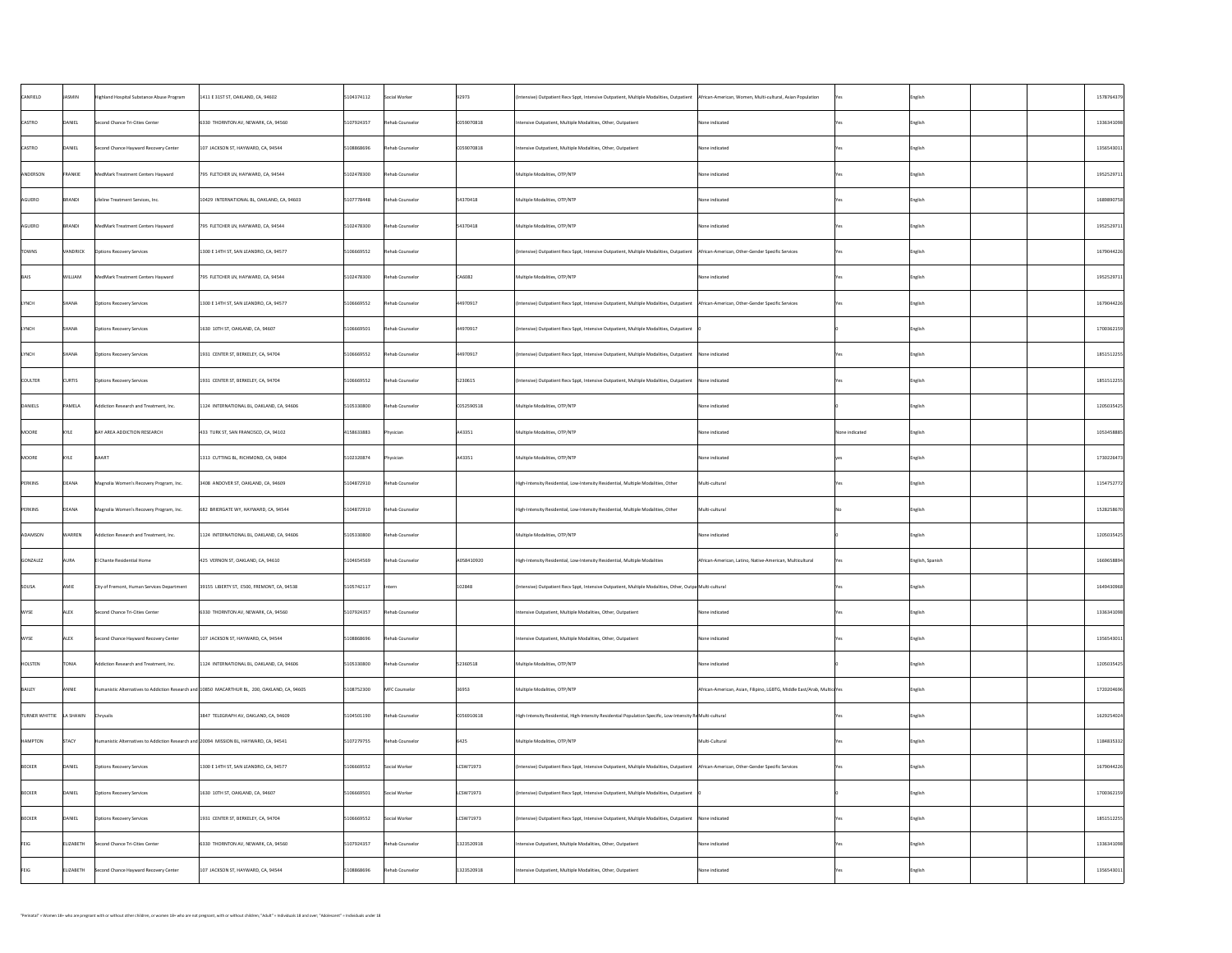| | | | | | | | | | | | | | |
|---|---|---|---|---|---|---|---|---|---|---|---|---|---|
| CANFIELD | JASMIN | Highland Hospital Substance Abuse Program | 1411 E 31ST ST, OAKLAND, CA, 94602 | 5104374112 | Social Worker | 92973 | (Intensive) Outpatient Recv Sppt, Intensive Outpatient, Multiple Modalities, Outpatient | African-American, Women, Multi-cultural, Asian Population | Yes | English | | | 1578764379 |
| CASTRO | DANIEL | Second Chance Tri-Cities Center | 6330 THORNTON AV, NEWARK, CA, 94560 | 5107924357 | Rehab Counselor | C059070818 | Intensive Outpatient, Multiple Modalities, Other, Outpatient | None indicated | Yes | English | | | 1336341098 |
| CASTRO | DANIEL | Second Chance Hayward Recovery Center | 107 JACKSON ST, HAYWARD, CA, 94544 | 5108868696 | Rehab Counselor | C059070818 | Intensive Outpatient, Multiple Modalities, Other, Outpatient | None indicated | Yes | English | | | 1356543011 |
| ANDERSON | FRANKIE | MedMark Treatment Centers Hayward | 795 FLETCHER LN, HAYWARD, CA, 94544 | 5102478300 | Rehab Counselor | | Multiple Modalities, OTP/NTP | None indicated | Yes | English | | | 1952529711 |
| AGUERO | BRANDI | Lifeline Treatment Services, Inc. | 10429 INTERNATIONAL BL, OAKLAND, CA, 94603 | 5107778448 | Rehab Counselor | 54370418 | Multiple Modalities, OTP/NTP | None indicated | Yes | English | | | 1689890758 |
| AGUERO | BRANDI | MedMark Treatment Centers Hayward | 795 FLETCHER LN, HAYWARD, CA, 94544 | 5102478300 | Rehab Counselor | 54370418 | Multiple Modalities, OTP/NTP | None indicated | Yes | English | | | 1952529711 |
| TOWNS | VANDRICK | Options Recovery Services | 1300 E 14TH ST, SAN LEANDRO, CA, 94577 | 5106669552 | Rehab Counselor | | (Intensive) Outpatient Recv Sppt, Intensive Outpatient, Multiple Modalities, Outpatient | African-American, Other-Gender Specific Services | Yes | English | | | 1679044226 |
| BAIS | WILLIAM | MedMark Treatment Centers Hayward | 795 FLETCHER LN, HAYWARD, CA, 94544 | 5102478300 | Rehab Counselor | CA6082 | Multiple Modalities, OTP/NTP | None indicated | Yes | English | | | 1952529711 |
| LYNCH | SHANA | Options Recovery Services | 1300 E 14TH ST, SAN LEANDRO, CA, 94577 | 5106669552 | Rehab Counselor | 44970917 | (Intensive) Outpatient Recv Sppt, Intensive Outpatient, Multiple Modalities, Outpatient | African-American, Other-Gender Specific Services | Yes | English | | | 1679044226 |
| LYNCH | SHANA | Options Recovery Services | 1630 10TH ST, OAKLAND, CA, 94607 | 5106669501 | Rehab Counselor | 44970917 | (Intensive) Outpatient Recv Sppt, Intensive Outpatient, Multiple Modalities, Outpatient | 0 | 0 | English | | | 1700362159 |
| LYNCH | SHANA | Options Recovery Services | 1931 CENTER ST, BERKELEY, CA, 94704 | 5106669552 | Rehab Counselor | 44970917 | (Intensive) Outpatient Recv Sppt, Intensive Outpatient, Multiple Modalities, Outpatient | None indicated | Yes | English | | | 1851512255 |
| COULTER | CURTIS | Options Recovery Services | 1931 CENTER ST, BERKELEY, CA, 94704 | 5106669552 | Rehab Counselor | 5230615 | (Intensive) Outpatient Recv Sppt, Intensive Outpatient, Multiple Modalities, Outpatient | None indicated | Yes | English | | | 1851512255 |
| DANIELS | PAMELA | Addiction Research and Treatment, Inc. | 1124 INTERNATIONAL BL, OAKLAND, CA, 94606 | 5105330800 | Rehab Counselor | C052590518 | Multiple Modalities, OTP/NTP | None indicated | 0 | English | | | 1205035425 |
| MOORE | KYLE | BAY AREA ADDICTION RESEARCH | 433 TURK ST, SAN FRANCISCO, CA, 94102 | 4158633883 | Physician | A43351 | Multiple Modalities, OTP/NTP | None indicated | None indicated | English | | | 1053458885 |
| MOORE | KYLE | BAART | 1313 CUTTING BL, RICHMOND, CA, 94804 | 5102320874 | Physician | A43351 | Multiple Modalities, OTP/NTP | None indicated | yes | English | | | 1730226473 |
| PERKINS | DEANA | Magnolia Women's Recovery Program, Inc. | 3408 ANDOVER ST, OAKLAND, CA, 94609 | 5104872910 | Rehab Counselor | | High-Intensity Residential, Low-Intensity Residential, Multiple Modalities, Other | Multi-cultural | Yes | English | | | 1154752772 |
| PERKINS | DEANA | Magnolia Women's Recovery Program, Inc. | 682 BRIERGATE WY, HAYWARD, CA, 94544 | 5104872910 | Rehab Counselor | | High-Intensity Residential, Low-Intensity Residential, Multiple Modalities, Other | Multi-cultural | No | English | | | 1528258670 |
| ADAMSON | WARREN | Addiction Research and Treatment, Inc. | 1124 INTERNATIONAL BL, OAKLAND, CA, 94606 | 5105330800 | Rehab Counselor | | Multiple Modalities, OTP/NTP | None indicated | 0 | English | | | 1205035425 |
| GONZALEZ | AURA | El Chante Residential Home | 425 VERNON ST, OAKLAND, CA, 94610 | 5104654569 | Rehab Counselor | A058410920 | High-Intensity Residential, Low-Intensity Residential, Multiple Modalities | African-American, Latino, Native-American, Multicultural | Yes | English, Spanish | | | 1669658894 |
| SOUSA | AMIE | City of Fremont, Human Services Department | 39155 LIBERTY ST, E500, FREMONT, CA, 94538 | 5105742117 | Intern | 102848 | (Intensive) Outpatient Recv Sppt, Intensive Outpatient, Multiple Modalities, Other, Outpa | Multi-cultural | Yes | English | | | 1649430968 |
| WYSE | ALEX | Second Chance Tri-Cities Center | 6330 THORNTON AV, NEWARK, CA, 94560 | 5107924357 | Rehab Counselor | | Intensive Outpatient, Multiple Modalities, Other, Outpatient | None indicated | Yes | English | | | 1336341098 |
| WYSE | ALEX | Second Chance Hayward Recovery Center | 107 JACKSON ST, HAYWARD, CA, 94544 | 5108868696 | Rehab Counselor | | Intensive Outpatient, Multiple Modalities, Other, Outpatient | None indicated | Yes | English | | | 1356543011 |
| HOLSTEN | TONIA | Addiction Research and Treatment, Inc. | 1124 INTERNATIONAL BL, OAKLAND, CA, 94606 | 5105330800 | Rehab Counselor | 52360518 | Multiple Modalities, OTP/NTP | None indicated | 0 | English | | | 1205035425 |
| BAILEY | ANNIE | Humanistic Alternatives to Addiction Research and | 10850 MACARTHUR BL, 200, OAKLAND, CA, 94605 | 5108752300 | MFC Counselor | 36953 | Multiple Modalities, OTP/NTP | African-American, Asian, Filipino, LGBTQ, Middle East/Arab, Multicu | Yes | English | | | 1720204696 |
| TURNER WHITTIE | LA SHAWN | Chrysalis | 3847 TELEGRAPH AV, OAKLAND, CA, 94609 | 5104501190 | Rehab Counselor | C056910618 | High-Intensity Residential, High-Intensity Residential Population Specific, Low-Intensity Re | Multi-cultural | Yes | English | | | 1629254024 |
| HAMPTON | STACY | Humanistic Alternatives to Addiction Research and | 20094 MISSION BL, HAYWARD, CA, 94541 | 5107279755 | Rehab Counselor | 6425 | Multiple Modalities, OTP/NTP | Multi-Cultural | Yes | English | | | 1184835332 |
| BECKER | DANIEL | Options Recovery Services | 1300 E 14TH ST, SAN LEANDRO, CA, 94577 | 5106669552 | Social Worker | LCSW71973 | (Intensive) Outpatient Recv Sppt, Intensive Outpatient, Multiple Modalities, Outpatient | African-American, Other-Gender Specific Services | Yes | English | | | 1679044226 |
| BECKER | DANIEL | Options Recovery Services | 1630 10TH ST, OAKLAND, CA, 94607 | 5106669501 | Social Worker | LCSW71973 | (Intensive) Outpatient Recv Sppt, Intensive Outpatient, Multiple Modalities, Outpatient | 0 | 0 | English | | | 1700362159 |
| BECKER | DANIEL | Options Recovery Services | 1931 CENTER ST, BERKELEY, CA, 94704 | 5106669552 | Social Worker | LCSW71973 | (Intensive) Outpatient Recv Sppt, Intensive Outpatient, Multiple Modalities, Outpatient | None indicated | Yes | English | | | 1851512255 |
| FEIG | ELIZABETH | Second Chance Tri-Cities Center | 6330 THORNTON AV, NEWARK, CA, 94560 | 5107924357 | Rehab Counselor | 1323520918 | Intensive Outpatient, Multiple Modalities, Other, Outpatient | None indicated | Yes | English | | | 1336341098 |
| FEIG | ELIZABETH | Second Chance Hayward Recovery Center | 107 JACKSON ST, HAYWARD, CA, 94544 | 5108868696 | Rehab Counselor | 1323520918 | Intensive Outpatient, Multiple Modalities, Other, Outpatient | None indicated | Yes | English | | | 1356543011 |

"Perinatal" = Women 18+ who are pregnant with or without other children, or women 18+ who are not pregnant, with or without children; "Adult" = Individuals 18 and over; "Adolescent" = Individuals under 18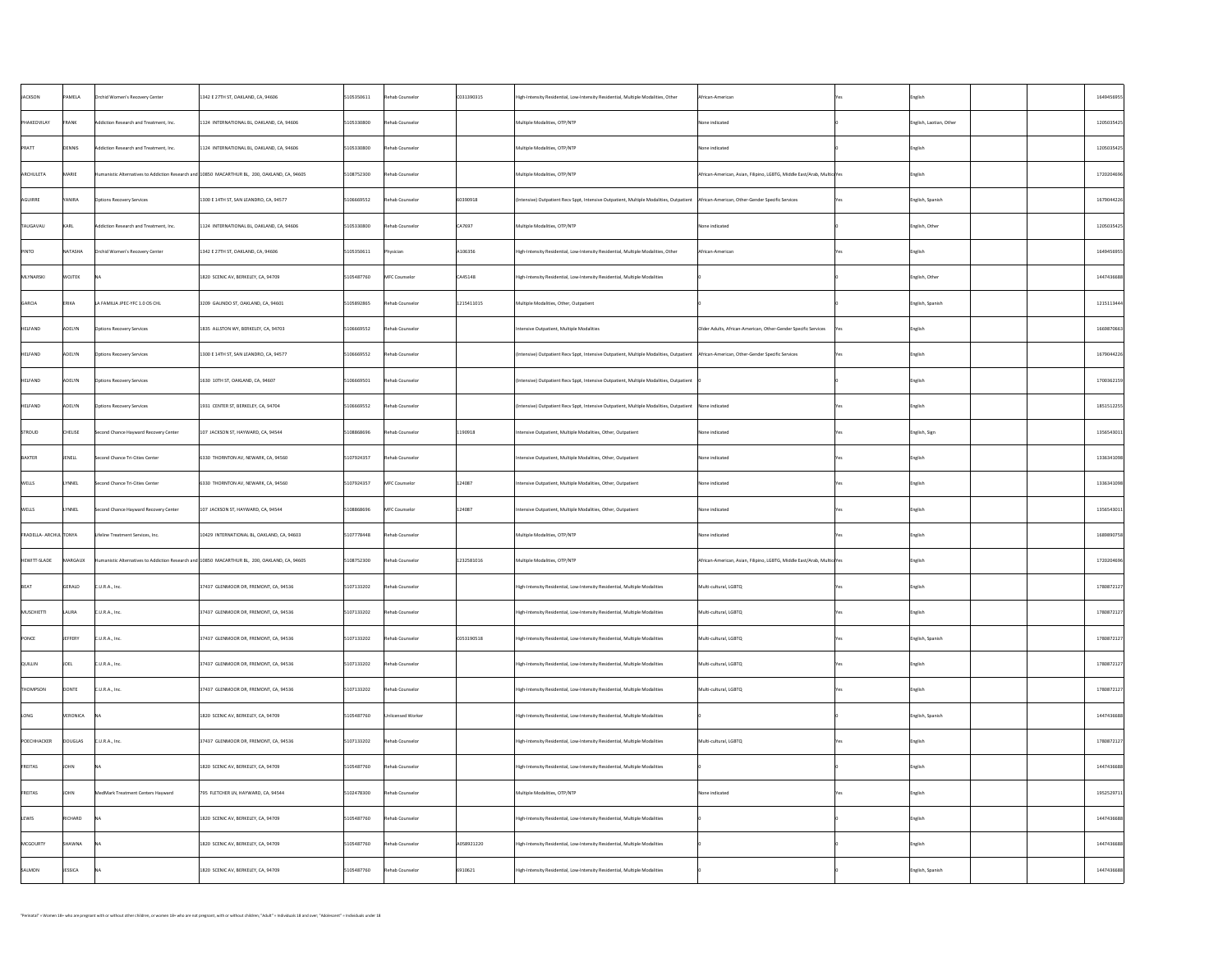| | | | | | | | | | | | | | |
|---|---|---|---|---|---|---|---|---|---|---|---|---|---|
| JACKSON | PAMELA | Orchid Women's Recovery Center | 1342 E 27TH ST, OAKLAND, CA, 94606 | S105350611 | Rehab Counselor | C031390315 | High-Intensity Residential, Low-Intensity Residential, Multiple Modalities, Other | African-American | Yes | English | | | 1649456955 |
| PHAKEOVILAY | FRANK | Addiction Research and Treatment, Inc. | 1124 INTERNATIONAL BL, OAKLAND, CA, 94606 | S105330800 | Rehab Counselor | | Multiple Modalities, OTP/NTP | None indicated | 0 | English, Laotian, Other | | | 1205035425 |
| PRATT | DENNIS | Addiction Research and Treatment, Inc. | 1124 INTERNATIONAL BL, OAKLAND, CA, 94606 | S105330800 | Rehab Counselor | | Multiple Modalities, OTP/NTP | None indicated | 0 | English | | | 1205035425 |
| ARCHULETA | MARIE | Humanistic Alternatives to Addiction Research and | 10850 MACARTHUR BL, 200, OAKLAND, CA, 94605 | S108752300 | Rehab Counselor | | Multiple Modalities, OTP/NTP | African-American, Asian, Filipino, LGBTG, Middle East/Arab, Multic | Yes | English | | | 1720204696 |
| AGUIRRE | YANIRA | Options Recovery Services | 1300 E 14TH ST, SAN LEANDRO, CA, 94577 | S106669552 | Rehab Counselor | 60390918 | (Intensive) Outpatient Recv Sppt, Intensive Outpatient, Multiple Modalities, Outpatient | African-American, Other-Gender Specific Services | Yes | English, Spanish | | | 1679044226 |
| TAUGAVAU | KARL | Addiction Research and Treatment, Inc. | 1124 INTERNATIONAL BL, OAKLAND, CA, 94606 | S105330800 | Rehab Counselor | CA7697 | Multiple Modalities, OTP/NTP | None indicated | 0 | English, Other | | | 1205035425 |
| PINTO | NATASHA | Orchid Women's Recovery Center | 1342 E 27TH ST, OAKLAND, CA, 94606 | S105350611 | Physician | A106356 | High-Intensity Residential, Low-Intensity Residential, Multiple Modalities, Other | African-American | Yes | English | | | 1649456955 |
| MLYNARSKI | WOJTEK | NA | 1820 SCENIC AV, BERKELEY, CA, 94709 | S105487760 | MFC Counselor | CA45148 | High-Intensity Residential, Low-Intensity Residential, Multiple Modalities | 0 | 0 | English, Other | | | 1447436688 |
| GARCIA | ERIKA | LA FAMILIA JPEC-YFC 1.0 OS CHL | 3209 GALINDO ST, OAKLAND, CA, 94601 | S105892865 | Rehab Counselor | 1215411015 | Multiple Modalities, Other, Outpatient | 0 | 0 | English, Spanish | | | 1215113444 |
| HELFAND | ADELYN | Options Recovery Services | 1835 ALLSTON WY, BERKELEY, CA, 94703 | S106669552 | Rehab Counselor | | Intensive Outpatient, Multiple Modalities | Older Adults, African-American, Other-Gender Specific Services | Yes | English | | | 1669870663 |
| HELFAND | ADELYN | Options Recovery Services | 1300 E 14TH ST, SAN LEANDRO, CA, 94577 | S106669552 | Rehab Counselor | | (Intensive) Outpatient Recv Sppt, Intensive Outpatient, Multiple Modalities, Outpatient | African-American, Other-Gender Specific Services | Yes | English | | | 1679044226 |
| HELFAND | ADELYN | Options Recovery Services | 1630 10TH ST, OAKLAND, CA, 94607 | S106669501 | Rehab Counselor | | (Intensive) Outpatient Recv Sppt, Intensive Outpatient, Multiple Modalities, Outpatient | 0 | 0 | English | | | 1700362159 |
| HELFAND | ADELYN | Options Recovery Services | 1931 CENTER ST, BERKELEY, CA, 94704 | S106669552 | Rehab Counselor | | (Intensive) Outpatient Recv Sppt, Intensive Outpatient, Multiple Modalities, Outpatient | None indicated | Yes | English | | | 1851512255 |
| STROUD | CHELISE | Second Chance Hayward Recovery Center | 107 JACKSON ST, HAYWARD, CA, 94544 | S108868696 | Rehab Counselor | 1190918 | Intensive Outpatient, Multiple Modalities, Other, Outpatient | None indicated | Yes | English, Sign | | | 1356543011 |
| BAXTER | JENELL | Second Chance Tri-Cities Center | 6330 THORNTON AV, NEWARK, CA, 94560 | S107924357 | Rehab Counselor | | Intensive Outpatient, Multiple Modalities, Other, Outpatient | None indicated | Yes | English | | | 1336341098 |
| WELLS | LYNNEL | Second Chance Tri-Cities Center | 6330 THORNTON AV, NEWARK, CA, 94560 | S107924357 | MFC Counselor | 124087 | Intensive Outpatient, Multiple Modalities, Other, Outpatient | None indicated | Yes | English | | | 1336341098 |
| WELLS | LYNNEL | Second Chance Hayward Recovery Center | 107 JACKSON ST, HAYWARD, CA, 94544 | S108868696 | MFC Counselor | 124087 | Intensive Outpatient, Multiple Modalities, Other, Outpatient | None indicated | Yes | English | | | 1356543011 |
| FRADELLA- ARCHUL | TONYA | Lifeline Treatment Services, Inc. | 10429 INTERNATIONAL BL, OAKLAND, CA, 94603 | S107778448 | Rehab Counselor | | Multiple Modalities, OTP/NTP | None indicated | Yes | English | | | 1689890758 |
| HEWITT-SLADE | MARGAUX | Humanistic Alternatives to Addiction Research and | 10850 MACARTHUR BL, 200, OAKLAND, CA, 94605 | S108752300 | Rehab Counselor | 1232581016 | Multiple Modalities, OTP/NTP | African-American, Asian, Filipino, LGBTG, Middle East/Arab, Multic | Yes | English | | | 1720204696 |
| BEAT | GERALD | C.U.R.A., Inc. | 37437 GLENMOOR DR, FREMONT, CA, 94536 | S107133202 | Rehab Counselor | | High-Intensity Residential, Low-Intensity Residential, Multiple Modalities | Multi-cultural, LGBTQ | Yes | English | | | 1780872127 |
| MUSCHIETTI | LAURA | C.U.R.A., Inc. | 37437 GLENMOOR DR, FREMONT, CA, 94536 | S107133202 | Rehab Counselor | | High-Intensity Residential, Low-Intensity Residential, Multiple Modalities | Multi-cultural, LGBTQ | Yes | English | | | 1780872127 |
| PONCE | JEFFERY | C.U.R.A., Inc. | 37437 GLENMOOR DR, FREMONT, CA, 94536 | S107133202 | Rehab Counselor | C053190518 | High-Intensity Residential, Low-Intensity Residential, Multiple Modalities | Multi-cultural, LGBTQ | Yes | English, Spanish | | | 1780872127 |
| QUILLIN | JOEL | C.U.R.A., Inc. | 37437 GLENMOOR DR, FREMONT, CA, 94536 | S107133202 | Rehab Counselor | | High-Intensity Residential, Low-Intensity Residential, Multiple Modalities | Multi-cultural, LGBTQ | Yes | English | | | 1780872127 |
| THOMPSON | DONTE | C.U.R.A., Inc. | 37437 GLENMOOR DR, FREMONT, CA, 94536 | S107133202 | Rehab Counselor | | High-Intensity Residential, Low-Intensity Residential, Multiple Modalities | Multi-cultural, LGBTQ | Yes | English | | | 1780872127 |
| LONG | VERONICA | NA | 1820 SCENIC AV, BERKELEY, CA, 94709 | S105487760 | Unlicensed Worker | | High-Intensity Residential, Low-Intensity Residential, Multiple Modalities | 0 | 0 | English, Spanish | | | 1447436688 |
| POECHHACKER | DOUGLAS | C.U.R.A., Inc. | 37437 GLENMOOR DR, FREMONT, CA, 94536 | S107133202 | Rehab Counselor | | High-Intensity Residential, Low-Intensity Residential, Multiple Modalities | Multi-cultural, LGBTQ | Yes | English | | | 1780872127 |
| FREITAS | JOHN | NA | 1820 SCENIC AV, BERKELEY, CA, 94709 | S105487760 | Rehab Counselor | | High-Intensity Residential, Low-Intensity Residential, Multiple Modalities | 0 | 0 | English | | | 1447436688 |
| FREITAS | JOHN | MedMark Treatment Centers Hayward | 795 FLETCHER LN, HAYWARD, CA, 94544 | S102478300 | Rehab Counselor | | Multiple Modalities, OTP/NTP | None indicated | Yes | English | | | 1952529711 |
| LEWIS | RICHARD | NA | 1820 SCENIC AV, BERKELEY, CA, 94709 | S105487760 | Rehab Counselor | | High-Intensity Residential, Low-Intensity Residential, Multiple Modalities | 0 | 0 | English | | | 1447436688 |
| MCGOURTY | SHAWNA | NA | 1820 SCENIC AV, BERKELEY, CA, 94709 | S105487760 | Rehab Counselor | A058921220 | High-Intensity Residential, Low-Intensity Residential, Multiple Modalities | 0 | 0 | English | | | 1447436688 |
| SALMON | JESSICA | NA | 1820 SCENIC AV, BERKELEY, CA, 94709 | S105487760 | Rehab Counselor | 6910621 | High-Intensity Residential, Low-Intensity Residential, Multiple Modalities | 0 | 0 | English, Spanish | | | 1447436688 |

"Perinatal" = Women 18+ who are pregnant with or without other children, or women 18+ who are not pregnant, with or without children; "Adult" = Individuals 18 and over; "Adolescent" = Individuals under 18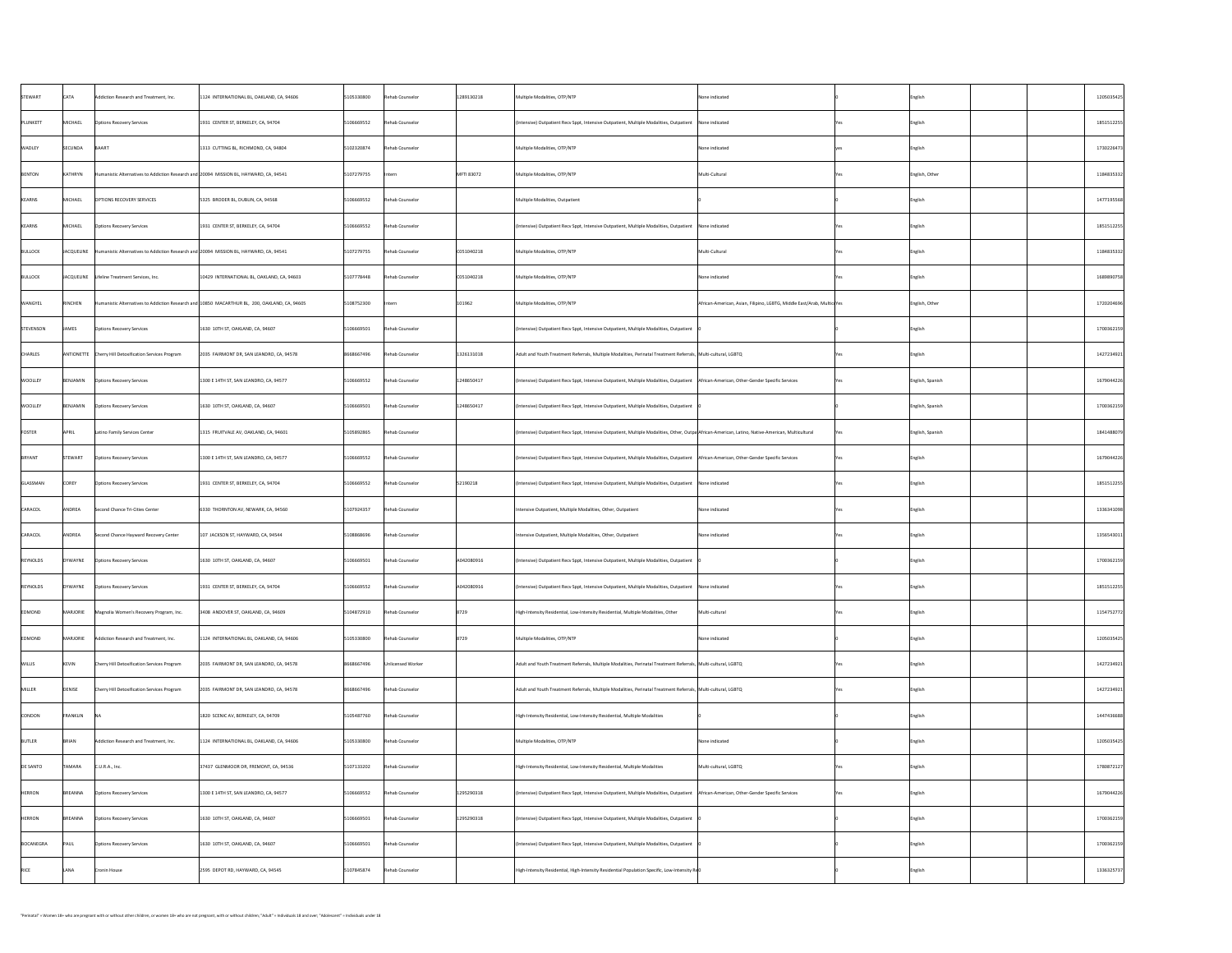| | | | | | | | | | | | | | |
|---|---|---|---|---|---|---|---|---|---|---|---|---|---|
| STEWART | CATA | Addiction Research and Treatment, Inc. | 1124 INTERNATIONAL BL, OAKLAND, CA, 94606 | S105330800 | Rehab Counselor | 1289130218 | Multiple Modalities, OTP/NTP | None indicated | 0 | English | | | 1205035425 |
| PLUNKETT | MICHAEL | Options Recovery Services | 1931 CENTER ST, BERKELEY, CA, 94704 | S106669552 | Rehab Counselor | | (Intensive) Outpatient Recv Sppt, Intensive Outpatient, Multiple Modalities, Outpatient | None indicated | Yes | English | | | 1851512255 |
| WADLEY | SECUNDA | BAART | 1313 CUTTING BL, RICHMOND, CA, 94804 | S102320874 | Rehab Counselor | | Multiple Modalities, OTP/NTP | None indicated | yes | English | | | 1730226473 |
| BENTON | KATHRYN | Humanistic Alternatives to Addiction Research and | 20094 MISSION BL, HAYWARD, CA, 94541 | S107279755 | Intern | MFTI 83072 | Multiple Modalities, OTP/NTP | Multi-Cultural | Yes | English, Other | | | 1184835332 |
| KEARNS | MICHAEL | OPTIONS RECOVERY SERVICES | 5325 BRODER BL, DUBLIN, CA, 94568 | S106669552 | Rehab Counselor | | Multiple Modalities, Outpatient | 0 | 0 | English | | | 1477195568 |
| KEARNS | MICHAEL | Options Recovery Services | 1931 CENTER ST, BERKELEY, CA, 94704 | S106669552 | Rehab Counselor | | (Intensive) Outpatient Recv Sppt, Intensive Outpatient, Multiple Modalities, Outpatient | None indicated | Yes | English | | | 1851512255 |
| BULLOCK | JACQUELINE | Humanistic Alternatives to Addiction Research and | 20094 MISSION BL, HAYWARD, CA, 94541 | S107279755 | Rehab Counselor | C051040218 | Multiple Modalities, OTP/NTP | Multi-Cultural | Yes | English | | | 1184835332 |
| BULLOCK | JACQUELINE | Lifeline Treatment Services, Inc. | 10429 INTERNATIONAL BL, OAKLAND, CA, 94603 | S107778448 | Rehab Counselor | C051040218 | Multiple Modalities, OTP/NTP | None indicated | Yes | English | | | 1689890758 |
| WANGYEL | RINCHEN | Humanistic Alternatives to Addiction Research and | 10850 MACARTHUR BL, 200, OAKLAND, CA, 94605 | S108752300 | Intern | 101962 | Multiple Modalities, OTP/NTP | African-American, Asian, Filipino, LGBTQ, Middle East/Arab, Multic | Yes | English, Other | | | 1720204696 |
| STEVENSON | JAMES | Options Recovery Services | 1630 10TH ST, OAKLAND, CA, 94607 | S106669501 | Rehab Counselor | | (Intensive) Outpatient Recv Sppt, Intensive Outpatient, Multiple Modalities, Outpatient | 0 | 0 | English | | | 1700362159 |
| CHARLES | ANTIONETTE | Cherry Hill Detoxification Services Program | 2035 FAIRMONT DR, SAN LEANDRO, CA, 94578 | B668667496 | Rehab Counselor | 1326131018 | Adult and Youth Treatment Referrals, Multiple Modalities, Perinatal Treatment Referrals | Multi-cultural, LGBTQ | Yes | English | | | 1427234921 |
| WOOLLEY | BENJAMIN | Options Recovery Services | 1300 E 14TH ST, SAN LEANDRO, CA, 94577 | S106669552 | Rehab Counselor | 1248650417 | (Intensive) Outpatient Recv Sppt, Intensive Outpatient, Multiple Modalities, Outpatient | African-American, Other-Gender Specific Services | Yes | English, Spanish | | | 1679044226 |
| WOOLLEY | BENJAMIN | Options Recovery Services | 1630 10TH ST, OAKLAND, CA, 94607 | S106669501 | Rehab Counselor | 1248650417 | (Intensive) Outpatient Recv Sppt, Intensive Outpatient, Multiple Modalities, Outpatient | 0 | 0 | English, Spanish | | | 1700362159 |
| FOSTER | APRIL | Latino Family Services Center | 1315 FRUITVALE AV, OAKLAND, CA, 94601 | S105892865 | Rehab Counselor | | (Intensive) Outpatient Recv Sppt, Intensive Outpatient, Multiple Modalities, Other, Outpa | African-American, Latino, Native-American, Multicultural | Yes | English, Spanish | | | 1841488079 |
| BRYANT | STEWART | Options Recovery Services | 1300 E 14TH ST, SAN LEANDRO, CA, 94577 | S106669552 | Rehab Counselor | | (Intensive) Outpatient Recv Sppt, Intensive Outpatient, Multiple Modalities, Outpatient | African-American, Other-Gender Specific Services | Yes | English | | | 1679044226 |
| GLASSMAN | COREY | Options Recovery Services | 1931 CENTER ST, BERKELEY, CA, 94704 | S106669552 | Rehab Counselor | S2190218 | (Intensive) Outpatient Recv Sppt, Intensive Outpatient, Multiple Modalities, Outpatient | None indicated | Yes | English | | | 1851512255 |
| CARACOL | ANDREA | Second Chance Tri-Cities Center | 6330 THORNTON AV, NEWARK, CA, 94560 | S107924357 | Rehab Counselor | | Intensive Outpatient, Multiple Modalities, Other, Outpatient | None indicated | Yes | English | | | 1336341098 |
| CARACOL | ANDREA | Second Chance Hayward Recovery Center | 107 JACKSON ST, HAYWARD, CA, 94544 | S108868696 | Rehab Counselor | | Intensive Outpatient, Multiple Modalities, Other, Outpatient | None indicated | Yes | English | | | 1356543011 |
| REYNOLDS | DYWAYNE | Options Recovery Services | 1630 10TH ST, OAKLAND, CA, 94607 | S106669501 | Rehab Counselor | A042080916 | (Intensive) Outpatient Recv Sppt, Intensive Outpatient, Multiple Modalities, Outpatient | 0 | 0 | English | | | 1700362159 |
| REYNOLDS | DYWAYNE | Options Recovery Services | 1931 CENTER ST, BERKELEY, CA, 94704 | S106669552 | Rehab Counselor | A042080916 | (Intensive) Outpatient Recv Sppt, Intensive Outpatient, Multiple Modalities, Outpatient | None indicated | Yes | English | | | 1851512255 |
| EDMOND | MARJORIE | Magnolia Women's Recovery Program, Inc. | 3408 ANDOVER ST, OAKLAND, CA, 94609 | S104872910 | Rehab Counselor | 8729 | High-Intensity Residential, Low-Intensity Residential, Multiple Modalities, Other | Multi-cultural | Yes | English | | | 1154752772 |
| EDMOND | MARJORIE | Addiction Research and Treatment, Inc. | 1124 INTERNATIONAL BL, OAKLAND, CA, 94606 | S105330800 | Rehab Counselor | 8729 | Multiple Modalities, OTP/NTP | None indicated | 0 | English | | | 1205035425 |
| WILLIS | KEVIN | Cherry Hill Detoxification Services Program | 2035 FAIRMONT DR, SAN LEANDRO, CA, 94578 | B668667496 | Unlicensed Worker | | Adult and Youth Treatment Referrals, Multiple Modalities, Perinatal Treatment Referrals | Multi-cultural, LGBTQ | Yes | English | | | 1427234921 |
| MILLER | DENISE | Cherry Hill Detoxification Services Program | 2035 FAIRMONT DR, SAN LEANDRO, CA, 94578 | B668667496 | Rehab Counselor | | Adult and Youth Treatment Referrals, Multiple Modalities, Perinatal Treatment Referrals | Multi-cultural, LGBTQ | Yes | English | | | 1427234921 |
| CONDON | FRANKLIN | NA | 1820 SCENIC AV, BERKELEY, CA, 94709 | S105487760 | Rehab Counselor | | High-Intensity Residential, Low-Intensity Residential, Multiple Modalities | 0 | 0 | English | | | 1447436688 |
| BUTLER | BRIAN | Addiction Research and Treatment, Inc. | 1124 INTERNATIONAL BL, OAKLAND, CA, 94606 | S105330800 | Rehab Counselor | | Multiple Modalities, OTP/NTP | None indicated | 0 | English | | | 1205035425 |
| DE SANTO | TAMARA | C.U.R.A., Inc. | 37437 GLENMOOR DR, FREMONT, CA, 94536 | S107133202 | Rehab Counselor | | High-Intensity Residential, Low-Intensity Residential, Multiple Modalities | Multi-cultural, LGBTQ | Yes | English | | | 1780872127 |
| HERRON | BREANNA | Options Recovery Services | 1300 E 14TH ST, SAN LEANDRO, CA, 94577 | S106669552 | Rehab Counselor | 1295290318 | (Intensive) Outpatient Recv Sppt, Intensive Outpatient, Multiple Modalities, Outpatient | African-American, Other-Gender Specific Services | Yes | English | | | 1679044226 |
| HERRON | BREANNA | Options Recovery Services | 1630 10TH ST, OAKLAND, CA, 94607 | S106669501 | Rehab Counselor | 1295290318 | (Intensive) Outpatient Recv Sppt, Intensive Outpatient, Multiple Modalities, Outpatient | 0 | 0 | English | | | 1700362159 |
| BOCANEGRA | PAUL | Options Recovery Services | 1630 10TH ST, OAKLAND, CA, 94607 | S106669501 | Rehab Counselor | | (Intensive) Outpatient Recv Sppt, Intensive Outpatient, Multiple Modalities, Outpatient | 0 | 0 | English | | | 1700362159 |
| RICE | LANA | Cronin House | 2595 DEPOT RD, HAYWARD, CA, 94545 | S107845874 | Rehab Counselor | | High-Intensity Residential, High-Intensity Residential Population Specific, Low-Intensity Re | 0 | 0 | English | | | 1336325737 |

"Perinatal" = Women 18+ who are pregnant with or without other children, or women 18+ who are not pregnant, with or without children; "Adult" = Individuals 18 and over; "Adolescent" = Individuals under 18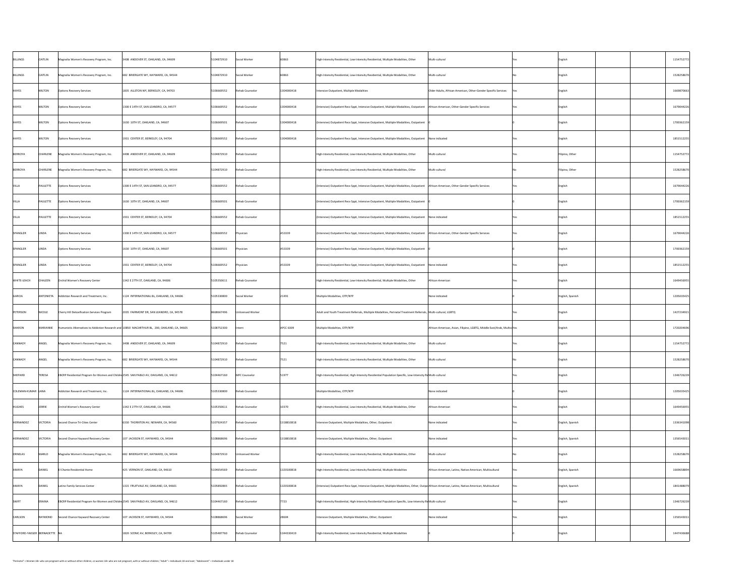| | | | | | | | | | | | | | |
|---|---|---|---|---|---|---|---|---|---|---|---|---|---|
| BILLINGS | CAITLIN | Magnolia Women's Recovery Program, Inc. | 3408 ANDOVER ST, OAKLAND, CA, 94609 | 5104872910 | Social Worker | 60863 | High-Intensity Residential, Low-Intensity Residential, Multiple Modalities, Other | Multi-cultural | Yes | English | | | 1154752772 |
| BILLINGS | CAITLIN | Magnolia Women's Recovery Program, Inc. | 682 BRIERGATE WY, HAYWARD, CA, 94544 | 5104872910 | Social Worker | 60863 | High-Intensity Residential, Low-Intensity Residential, Multiple Modalities, Other | Multi-cultural | No | English | | | 1528258670 |
| HAYES | MILTON | Options Recovery Services | 1835 ALLSTON WY, BERKELEY, CA, 94703 | 5106669552 | Rehab Counselor | 1304000418 | Intensive Outpatient, Multiple Modalities | Older Adults, African-American, Other-Gender Specific Services | Yes | English | | | 1669870663 |
| HAYES | MILTON | Options Recovery Services | 1300 E 14TH ST, SAN LEANDRO, CA, 94577 | 5106669552 | Rehab Counselor | 1304000418 | (Intensive) Outpatient Recv Sppt, Intensive Outpatient, Multiple Modalities, Outpatient | African-American, Other-Gender Specific Services | Yes | English | | | 1679044226 |
| HAYES | MILTON | Options Recovery Services | 1630 10TH ST, OAKLAND, CA, 94607 | 5106669501 | Rehab Counselor | 1304000418 | (Intensive) Outpatient Recv Sppt, Intensive Outpatient, Multiple Modalities, Outpatient | 0 | 0 | English | | | 1700362159 |
| HAYES | MILTON | Options Recovery Services | 1931 CENTER ST, BERKELEY, CA, 94704 | 5106669552 | Rehab Counselor | 1304000418 | (Intensive) Outpatient Recv Sppt, Intensive Outpatient, Multiple Modalities, Outpatient | None indicated | Yes | English | | | 1851512255 |
| BERROYA | CHARLENE | Magnolia Women's Recovery Program, Inc. | 3408 ANDOVER ST, OAKLAND, CA, 94609 | 5104872910 | Rehab Counselor | | High-Intensity Residential, Low-Intensity Residential, Multiple Modalities, Other | Multi-cultural | Yes | Filipino, Other | | | 1154752772 |
| BERROYA | CHARLENE | Magnolia Women's Recovery Program, Inc. | 682 BRIERGATE WY, HAYWARD, CA, 94544 | 5104872910 | Rehab Counselor | | High-Intensity Residential, Low-Intensity Residential, Multiple Modalities, Other | Multi-cultural | No | Filipino, Other | | | 1528258670 |
| VILLA | PAULETTE | Options Recovery Services | 1300 E 14TH ST, SAN LEANDRO, CA, 94577 | 5106669552 | Rehab Counselor | | (Intensive) Outpatient Recv Sppt, Intensive Outpatient, Multiple Modalities, Outpatient | African-American, Other-Gender Specific Services | Yes | English | | | 1679044226 |
| VILLA | PAULETTE | Options Recovery Services | 1630 10TH ST, OAKLAND, CA, 94607 | 5106669501 | Rehab Counselor | | (Intensive) Outpatient Recv Sppt, Intensive Outpatient, Multiple Modalities, Outpatient | 0 | 0 | English | | | 1700362159 |
| VILLA | PAULETTE | Options Recovery Services | 1931 CENTER ST, BERKELEY, CA, 94704 | 5106669552 | Rehab Counselor | | (Intensive) Outpatient Recv Sppt, Intensive Outpatient, Multiple Modalities, Outpatient | None indicated | Yes | English | | | 1851512255 |
| SPANGLER | LINDA | Options Recovery Services | 1300 E 14TH ST, SAN LEANDRO, CA, 94577 | 5106669552 | Physician | A53339 | (Intensive) Outpatient Recv Sppt, Intensive Outpatient, Multiple Modalities, Outpatient | African-American, Other-Gender Specific Services | Yes | English | | | 1679044226 |
| SPANGLER | LINDA | Options Recovery Services | 1630 10TH ST, OAKLAND, CA, 94607 | 5106669501 | Physician | A53339 | (Intensive) Outpatient Recv Sppt, Intensive Outpatient, Multiple Modalities, Outpatient | 0 | 0 | English | | | 1700362159 |
| SPANGLER | LINDA | Options Recovery Services | 1931 CENTER ST, BERKELEY, CA, 94704 | 5106669552 | Physician | A53339 | (Intensive) Outpatient Recv Sppt, Intensive Outpatient, Multiple Modalities, Outpatient | None indicated | Yes | English | | | 1851512255 |
| WHITE-LEACH | CHALEEN | Orchid Women's Recovery Center | 1342 E 27TH ST, OAKLAND, CA, 94606 | 5105350611 | Rehab Counselor | | High-Intensity Residential, Low-Intensity Residential, Multiple Modalities, Other | African-American | Yes | English | | | 1649456955 |
| GARCIA | ANTONIETA | Addiction Research and Treatment, Inc. | 1124 INTERNATIONAL BL, OAKLAND, CA, 94606 | 5105330800 | Social Worker | 21491 | Multiple Modalities, OTP/NTP | None indicated | 0 | English, Spanish | | | 1205035425 |
| PETERSON | NICOLE | Cherry Hill Detoxification Services Program | 2035 FAIRMONT DR, SAN LEANDRO, CA, 94578 | 8668667496 | Unlicensed Worker | | Adult and Youth Treatment Referrals, Multiple Modalities, Perinatal Treatment Referrals, Multi-cultural, LGBTQ | | Yes | English | | | 1427234921 |
| SHARON | MARIANNE | Humanistic Alternatives to Addiction Research and | 10850 MACARTHUR BL, 200, OAKLAND, CA, 94605 | 5108752300 | Intern | APCC 6309 | Multiple Modalities, OTP/NTP | African-American, Asian, Filipino, LGBTQ, Middle East/Arab, Multic | Yes | English | | | 1720204696 |
| CANNADY | ANGEL | Magnolia Women's Recovery Program, Inc. | 3408 ANDOVER ST, OAKLAND, CA, 94609 | 5104872910 | Rehab Counselor | 7521 | High-Intensity Residential, Low-Intensity Residential, Multiple Modalities, Other | Multi-cultural | Yes | English | | | 1154752772 |
| CANNADY | ANGEL | Magnolia Women's Recovery Program, Inc. | 682 BRIERGATE WY, HAYWARD, CA, 94544 | 5104872910 | Rehab Counselor | 7521 | High-Intensity Residential, Low-Intensity Residential, Multiple Modalities, Other | Multi-cultural | No | English | | | 1528258670 |
| SHEPARD | TERESA | EBCRP Residential Program for Women and Childre | 2545 SAN PABLO AV, OAKLAND, CA, 94612 | 5104467160 | MFC Counselor | 51977 | High-Intensity Residential, High-Intensity Residential Population Specific, Low-Intensity Re | Multi-cultural | Yes | English | | | 1346726239 |
| COLEMAN-KUMAR | LANA | Addiction Research and Treatment, Inc. | 1124 INTERNATIONAL BL, OAKLAND, CA, 94606 | 5105330800 | Rehab Counselor | | Multiple Modalities, OTP/NTP | None indicated | 0 | English | | | 1205035425 |
| HUGHES | JERRIE | Orchid Women's Recovery Center | 1342 E 27TH ST, OAKLAND, CA, 94606 | 5105350611 | Rehab Counselor | 10370 | High-Intensity Residential, Low-Intensity Residential, Multiple Modalities, Other | African-American | Yes | English | | | 1649456955 |
| HERNANDEZ | VICTORIA | Second Chance Tri-Cities Center | 6330 THORNTON AV, NEWARK, CA, 94560 | 5107924357 | Rehab Counselor | 1318810818 | Intensive Outpatient, Multiple Modalities, Other, Outpatient | None indicated | Yes | English, Spanish | | | 1336341098 |
| HERNANDEZ | VICTORIA | Second Chance Hayward Recovery Center | 107 JACKSON ST, HAYWARD, CA, 94544 | 5108868696 | Rehab Counselor | 1318810818 | Intensive Outpatient, Multiple Modalities, Other, Outpatient | None indicated | Yes | English, Spanish | | | 1356543011 |
| ORNELAS | MARLO | Magnolia Women's Recovery Program, Inc. | 682 BRIERGATE WY, HAYWARD, CA, 94544 | 5104872910 | Unlicensed Worker | | High-Intensity Residential, Low-Intensity Residential, Multiple Modalities, Other | Multi-cultural | No | English | | | 1528258670 |
| AMAYA | DANIEL | El Chante Residential Home | 425 VERNON ST, OAKLAND, CA, 94610 | 5104654569 | Rehab Counselor | 1320100818 | High-Intensity Residential, Low-Intensity Residential, Multiple Modalities | African-American, Latino, Native-American, Multicultural | Yes | English, Spanish | | | 1669658894 |
| AMAYA | DANIEL | Latino Family Services Center | 1315 FRUITVALE AV, OAKLAND, CA, 94601 | 5105892865 | Rehab Counselor | 1320100818 | (Intensive) Outpatient Recv Sppt, Intensive Outpatient, Multiple Modalities, Other, Outpa | African-American, Latino, Native-American, Multicultural | Yes | English, Spanish | | | 1841488079 |
| SWIFT | ERAINA | EBCRP Residential Program for Women and Childre | 2545 SAN PABLO AV, OAKLAND, CA, 94612 | 5104467160 | Rehab Counselor | 7723 | High-Intensity Residential, High-Intensity Residential Population Specific, Low-Intensity Re | Multi-cultural | Yes | English | | | 1346726239 |
| CARLSON | RAYMOND | Second Chance Hayward Recovery Center | 107 JACKSON ST, HAYWARD, CA, 94544 | 5108868696 | Social Worker | 28604 | Intensive Outpatient, Multiple Modalities, Other, Outpatient | None indicated | Yes | English | | | 1356543011 |
| STAFFORD-YAEGER | BERNADETTE | NA | 1820 SCENIC AV, BERKELEY, CA, 94709 | 5105487760 | Rehab Counselor | 1344330419 | High-Intensity Residential, Low-Intensity Residential, Multiple Modalities | 0 | 0 | English | | | 1447436688 |

"Perinatal" = Women 18+ who are pregnant with or without other children, or women 18+ who are not pregnant, with or without children; "Adult" = Individuals 18 and over; "Adolescent" = Individuals under 18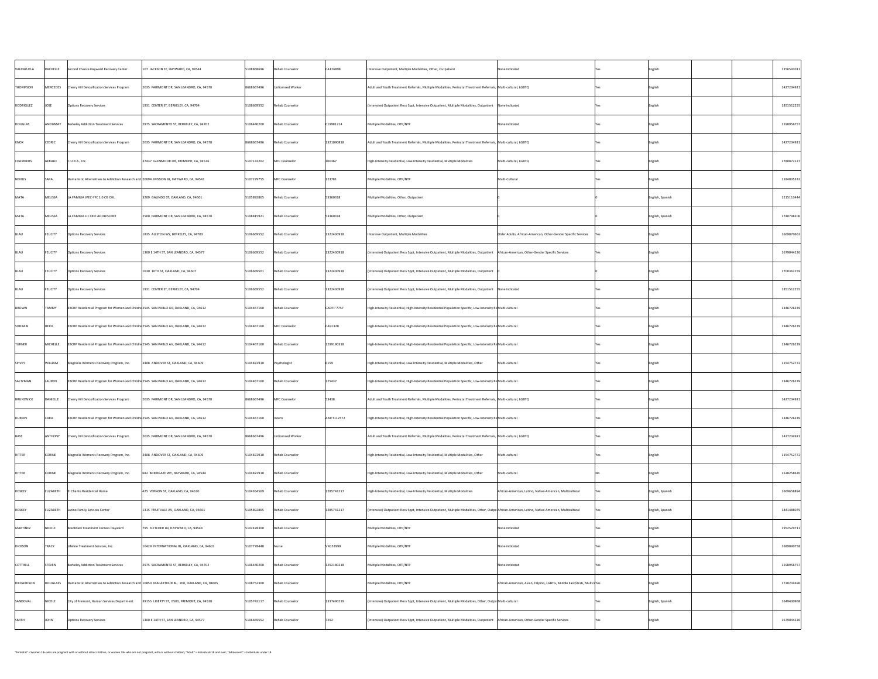| | | | | | | | | | | | | | |
|---|---|---|---|---|---|---|---|---|---|---|---|---|---|
| VALENZUELA | RACHELLE | Second Chance Hayward Recovery Center | 107 JACKSON ST, HAYWARD, CA, 94544 | 5108868696 | Rehab Counselor | CA126898 | Intensive Outpatient, Multiple Modalities, Other, Outpatient | None indicated | Yes | English | | | 1356543011 |
| THOMPSON | MERCEDES | Cherry Hill Detoxification Services Program | 2035 FAIRMONT DR, SAN LEANDRO, CA, 94578 | 8668667496 | Unlicensed Worker | | Adult and Youth Treatment Referrals, Multiple Modalities, Perinatal Treatment Referrals, | Multi-cultural, LGBTQ | Yes | English | | | 1427234921 |
| RODRIGUEZ | JOSE | Options Recovery Services | 1931 CENTER ST, BERKELEY, CA, 94704 | 5106669552 | Rehab Counselor | | (Intensive) Outpatient Recv Sppt, Intensive Outpatient, Multiple Modalities, Outpatient | None indicated | Yes | English | | | 1851512255 |
| DOUGLAS | ANEWMAY | Berkeley Addiction Treatment Services | 2975 SACRAMENTO ST, BERKELEY, CA, 94702 | 5106440200 | Rehab Counselor | C19981214 | Multiple Modalities, OTP/NTP | None indicated | Yes | English | | | 1598956757 |
| KNOX | CEDRIC | Cherry Hill Detoxification Services Program | 2035 FAIRMONT DR, SAN LEANDRO, CA, 94578 | 8668667496 | Rehab Counselor | 1321090818 | Adult and Youth Treatment Referrals, Multiple Modalities, Perinatal Treatment Referrals, | Multi-cultural, LGBTQ | Yes | English | | | 1427234921 |
| CHAMBERS | GERALD | C.U.R.A., Inc. | 37437 GLENMOOR DR, FREMONT, CA, 94536 | 5107133202 | MFC Counselor | 100367 | High-Intensity Residential, Low-Intensity Residential, Multiple Modalities | Multi-cultural, LGBTQ | Yes | English | | | 1780872127 |
| NEVIUS | SARA | Humanistic Alternatives to Addiction Research and | 20094 MISSION BL, HAYWARD, CA, 94541 | 5107279755 | MFC Counselor | 123781 | Multiple Modalities, OTP/NTP | Multi-Cultural | Yes | English | | | 1184835332 |
| MATA | MELISSA | LA FAMILIA JPEC-YFC 1.0 OS CHL | 3209 GALINDO ST, OAKLAND, CA, 94601 | 5105892865 | Rehab Counselor | 53360318 | Multiple Modalities, Other, Outpatient | 0 | 0 | English, Spanish | | | 1215113444 |
| MATA | MELISSA | LA FAMILIA JJC ODF ADOLESCENT | 2500 FAIRMONT DR, SAN LEANDRO, CA, 94578 | 5108815921 | Rehab Counselor | 53360318 | Multiple Modalities, Other, Outpatient | 0 | 0 | English, Spanish | | | 1740798206 |
| BLAU | FELICITY | Options Recovery Services | 1835 ALLSTON WY, BERKELEY, CA, 94703 | 5106669552 | Rehab Counselor | 1322430918 | Intensive Outpatient, Multiple Modalities | Older Adults, African-American, Other-Gender Specific Services | Yes | English | | | 1669870663 |
| BLAU | FELICITY | Options Recovery Services | 1300 E 14TH ST, SAN LEANDRO, CA, 94577 | 5106669552 | Rehab Counselor | 1322430918 | (Intensive) Outpatient Recv Sppt, Intensive Outpatient, Multiple Modalities, Outpatient | African-American, Other-Gender Specific Services | Yes | English | | | 1679044226 |
| BLAU | FELICITY | Options Recovery Services | 1630 10TH ST, OAKLAND, CA, 94607 | 5106669501 | Rehab Counselor | 1322430918 | (Intensive) Outpatient Recv Sppt, Intensive Outpatient, Multiple Modalities, Outpatient | 0 | 0 | English | | | 1700362159 |
| BLAU | FELICITY | Options Recovery Services | 1931 CENTER ST, BERKELEY, CA, 94704 | 5106669552 | Rehab Counselor | 1322430918 | (Intensive) Outpatient Recv Sppt, Intensive Outpatient, Multiple Modalities, Outpatient | None indicated | Yes | English | | | 1851512255 |
| BROWN | TAMMY | EBCRP Residential Program for Women and Childre | 2545 SAN PABLO AV, OAKLAND, CA, 94612 | 5104467160 | Rehab Counselor | CADTP 7757 | High-Intensity Residential, High-Intensity Residential Population Specific, Low-Intensity Re | Multi-cultural | Yes | English | | | 1346726239 |
| SOHRABI | HEIDI | EBCRP Residential Program for Women and Childre | 2545 SAN PABLO AV, OAKLAND, CA, 94612 | 5104467160 | MFC Counselor | CA91328 | High-Intensity Residential, High-Intensity Residential Population Specific, Low-Intensity Re | Multi-cultural | Yes | English | | | 1346726239 |
| TURNER | MICHELLE | EBCRP Residential Program for Women and Childre | 2545 SAN PABLO AV, OAKLAND, CA, 94612 | 5104467160 | Rehab Counselor | 1299190318 | High-Intensity Residential, High-Intensity Residential Population Specific, Low-Intensity Re | Multi-cultural | Yes | English | | | 1346726239 |
| SPIVEY | WILLIAM | Magnolia Women's Recovery Program, Inc. | 3408 ANDOVER ST, OAKLAND, CA, 94609 | 5104872910 | Psychologist | 6159 | High-Intensity Residential, Low-Intensity Residential, Multiple Modalities, Other | Multi-cultural | Yes | English | | | 1154752772 |
| SALTZMAN | LAUREN | EBCRP Residential Program for Women and Childre | 2545 SAN PABLO AV, OAKLAND, CA, 94612 | 5104467160 | Rehab Counselor | 125437 | High-Intensity Residential, High-Intensity Residential Population Specific, Low-Intensity Re | Multi-cultural | Yes | English | | | 1346726239 |
| BRUNSWICK | DANIELLE | Cherry Hill Detoxification Services Program | 2035 FAIRMONT DR, SAN LEANDRO, CA, 94578 | 8668667496 | MFC Counselor | 53438 | Adult and Youth Treatment Referrals, Multiple Modalities, Perinatal Treatment Referrals, | Multi-cultural, LGBTQ | Yes | English | | | 1427234921 |
| DURBIN | CARA | EBCRP Residential Program for Women and Childre | 2545 SAN PABLO AV, OAKLAND, CA, 94612 | 5104467160 | Intern | AMFT112572 | High-Intensity Residential, High-Intensity Residential Population Specific, Low-Intensity Re | Multi-cultural | Yes | English | | | 1346726239 |
| BASS | ANTHONY | Cherry Hill Detoxification Services Program | 2035 FAIRMONT DR, SAN LEANDRO, CA, 94578 | 8668667496 | Unlicensed Worker | | Adult and Youth Treatment Referrals, Multiple Modalities, Perinatal Treatment Referrals, | Multi-cultural, LGBTQ | Yes | English | | | 1427234921 |
| RITTER | KORINE | Magnolia Women's Recovery Program, Inc. | 3408 ANDOVER ST, OAKLAND, CA, 94609 | 5104872910 | Rehab Counselor | | High-Intensity Residential, Low-Intensity Residential, Multiple Modalities, Other | Multi-cultural | Yes | English | | | 1154752772 |
| RITTER | KORINE | Magnolia Women's Recovery Program, Inc. | 682 BRIERGATE WY, HAYWARD, CA, 94544 | 5104872910 | Rehab Counselor | | High-Intensity Residential, Low-Intensity Residential, Multiple Modalities, Other | Multi-cultural | No | English | | | 1528258670 |
| ROSKEY | ELIZABETH | El Chante Residential Home | 425 VERNON ST, OAKLAND, CA, 94610 | 5104654569 | Rehab Counselor | 1285741217 | High-Intensity Residential, Low-Intensity Residential, Multiple Modalities | African-American, Latino, Native-American, Multicultural | Yes | English, Spanish | | | 1669658894 |
| ROSKEY | ELIZABETH | Latino Family Services Center | 1315 FRUITVALE AV, OAKLAND, CA, 94601 | 5105892865 | Rehab Counselor | 1285741217 | (Intensive) Outpatient Recv Sppt, Intensive Outpatient, Multiple Modalities, Other, Outpa | African-American, Latino, Native-American, Multicultural | Yes | English, Spanish | | | 1841488079 |
| MARTINEZ | NICOLE | MedMark Treatment Centers Hayward | 795 FLETCHER LN, HAYWARD, CA, 94544 | 5102478300 | Rehab Counselor | | Multiple Modalities, OTP/NTP | None indicated | Yes | English | | | 1952529711 |
| DICKSON | TRACY | Lifeline Treatment Services, Inc. | 10429 INTERNATIONAL BL, OAKLAND, CA, 94603 | 5107778448 | Nurse | VN153999 | Multiple Modalities, OTP/NTP | None indicated | Yes | English | | | 1689890758 |
| COTTRELL | STEVEN | Berkeley Addiction Treatment Services | 2975 SACRAMENTO ST, BERKELEY, CA, 94702 | 5106440200 | Rehab Counselor | 1292180218 | Multiple Modalities, OTP/NTP | None indicated | Yes | English | | | 1598956757 |
| RICHARDSON | DOUGLASS | Humanistic Alternatives to Addiction Research and | 10850 MACARTHUR BL, 200, OAKLAND, CA, 94605 | 5108752300 | Rehab Counselor | | Multiple Modalities, OTP/NTP | African-American, Asian, Filipino, LGBTQ, Middle East/Arab, Multicu | Yes | English | | | 1720204696 |
| SANDOVAL | NICOLE | City of Fremont, Human Services Department | 39155 LIBERTY ST, E500, FREMONT, CA, 94538 | 5105742117 | Rehab Counselor | 1337490219 | (Intensive) Outpatient Recv Sppt, Intensive Outpatient, Multiple Modalities, Other, Outpa | Multi-cultural | Yes | English, Spanish | | | 1649430968 |
| SMITH | JOHN | Options Recovery Services | 1300 E 14TH ST, SAN LEANDRO, CA, 94577 | 5106669552 | Rehab Counselor | 7292 | (Intensive) Outpatient Recv Sppt, Intensive Outpatient, Multiple Modalities, Outpatient | African-American, Other-Gender Specific Services | Yes | English | | | 1679044226 |

"Perinatal" = Women 18+ who are pregnant with or without other children, or women 18+ who are not pregnant, with or without children; "Adult" = Individuals 18 and over; "Adolescent" = Individuals under 18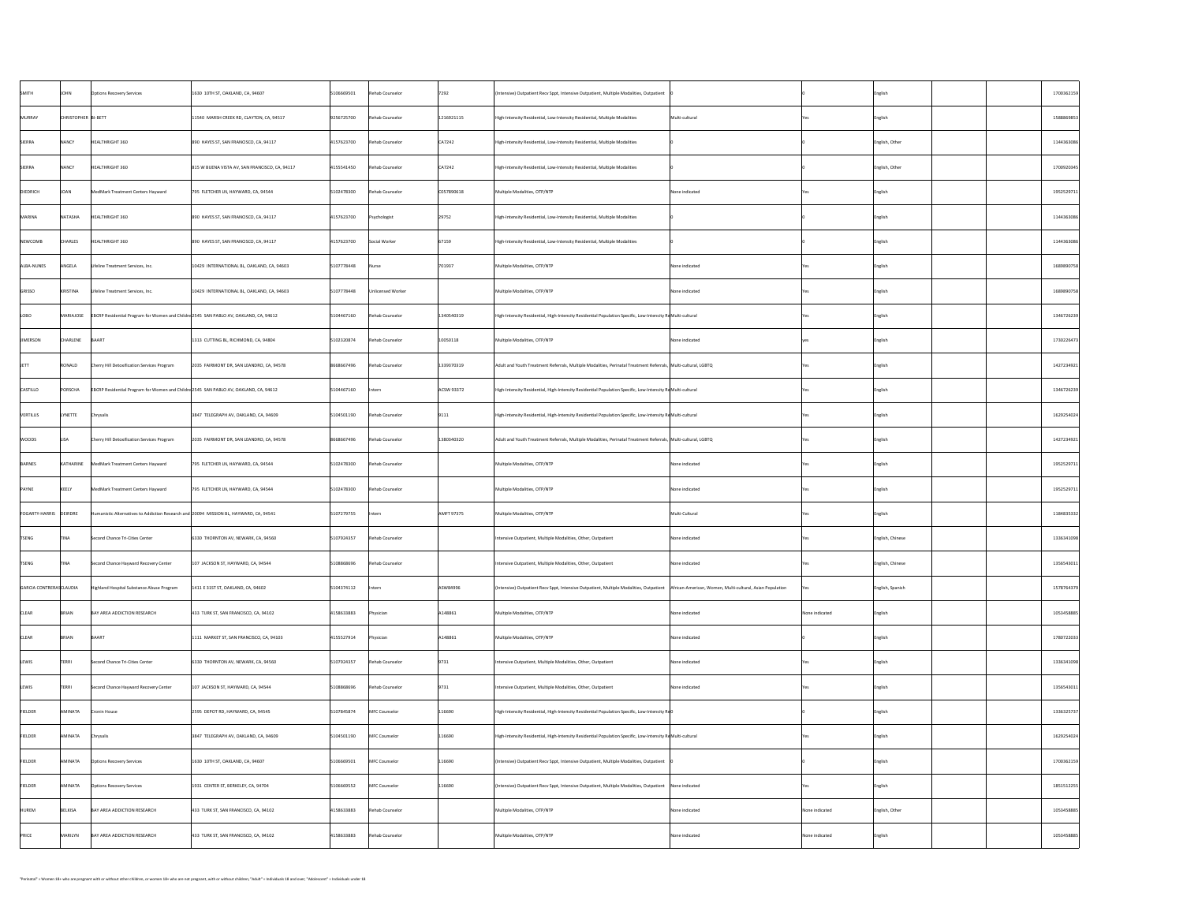| | | | | | | | | | | | | | |
|---|---|---|---|---|---|---|---|---|---|---|---|---|---|
| SMITH | JOHN | Options Recovery Services | 1630 10TH ST, OAKLAND, CA, 94607 | 5106669501 | Rehab Counselor | 7292 | (Intensive) Outpatient Recv Sppt, Intensive Outpatient, Multiple Modalities, Outpatient | 0 | 0 | English | | | 1700362159 |
| MURRAY | CHRISTOPHER | BI-BETT | 11540 MARSH CREEK RD, CLAYTON, CA, 94517 | 9256725700 | Rehab Counselor | 1216921115 | High-Intensity Residential, Low-Intensity Residential, Multiple Modalities | Multi-cultural | Yes | English | | | 1588869853 |
| SIERRA | NANCY | HEALTHRIGHT 360 | 890 HAYES ST, SAN FRANCISCO, CA, 94117 | 4157623700 | Rehab Counselor | CA7242 | High-Intensity Residential, Low-Intensity Residential, Multiple Modalities | 0 | 0 | English, Other | | | 1144363086 |
| SIERRA | NANCY | HEALTHRIGHT 360 | 815 W BUENA VISTA AV, SAN FRANCISCO, CA, 94117 | 4155541450 | Rehab Counselor | CA7242 | High-Intensity Residential, Low-Intensity Residential, Multiple Modalities | 0 | 0 | English, Other | | | 1700920345 |
| DIEDRICH | JOAN | MedMark Treatment Centers Hayward | 795 FLETCHER LN, HAYWARD, CA, 94544 | 5102478300 | Rehab Counselor | C057890618 | Multiple Modalities, OTP/NTP | None indicated | Yes | English | | | 1952529711 |
| MARINA | NATASHA | HEALTHRIGHT 360 | 890 HAYES ST, SAN FRANCISCO, CA, 94117 | 4157623700 | Psychologist | 29752 | High-Intensity Residential, Low-Intensity Residential, Multiple Modalities | 0 | 0 | English | | | 1144363086 |
| NEWCOMB | CHARLES | HEALTHRIGHT 360 | 890 HAYES ST, SAN FRANCISCO, CA, 94117 | 4157623700 | Social Worker | 67159 | High-Intensity Residential, Low-Intensity Residential, Multiple Modalities | 0 | 0 | English | | | 1144363086 |
| ALBA-NUNES | ANGELA | Lifeline Treatment Services, Inc. | 10429 INTERNATIONAL BL, OAKLAND, CA, 94603 | 5107778448 | Nurse | 701997 | Multiple Modalities, OTP/NTP | None indicated | Yes | English | | | 1689890758 |
| GRISSO | KRISTINA | Lifeline Treatment Services, Inc. | 10429 INTERNATIONAL BL, OAKLAND, CA, 94603 | 5107778448 | Unlicensed Worker | | Multiple Modalities, OTP/NTP | None indicated | Yes | English | | | 1689890758 |
| LOBO | MARIAJOSE | EBCRP Residential Program for Women and Childre | 2545 SAN PABLO AV, OAKLAND, CA, 94612 | 5104467160 | Rehab Counselor | 1340540319 | High-Intensity Residential, High-Intensity Residential Population Specific, Low-Intensity Re | Multi-cultural | Yes | English | | | 1346726239 |
| JIMERSON | CHARLENE | BAART | 1313 CUTTING BL, RICHMOND, CA, 94804 | 5102320874 | Rehab Counselor | 10050118 | Multiple Modalities, OTP/NTP | None indicated | yes | English | | | 1730226473 |
| JETT | RONALD | Cherry Hill Detoxification Services Program | 2035 FAIRMONT DR, SAN LEANDRO, CA, 94578 | 8668667496 | Rehab Counselor | 1339370319 | Adult and Youth Treatment Referrals, Multiple Modalities, Perinatal Treatment Referrals, | Multi-cultural, LGBTQ | Yes | English | | | 1427234921 |
| CASTILLO | PORSCHA | EBCRP Residential Program for Women and Childre | 2545 SAN PABLO AV, OAKLAND, CA, 94612 | 5104467160 | Intern | ACSW 93372 | High-Intensity Residential, High-Intensity Residential Population Specific, Low-Intensity Re | Multi-cultural | Yes | English | | | 1346726239 |
| VERTILUS | LYNETTE | Chrysalis | 3847 TELEGRAPH AV, OAKLAND, CA, 94609 | 5104501190 | Rehab Counselor | 9111 | High-Intensity Residential, High-Intensity Residential Population Specific, Low-Intensity Re | Multi-cultural | Yes | English | | | 1629254024 |
| WOODS | LISA | Cherry Hill Detoxification Services Program | 2035 FAIRMONT DR, SAN LEANDRO, CA, 94578 | 8668667496 | Rehab Counselor | 1380340320 | Adult and Youth Treatment Referrals, Multiple Modalities, Perinatal Treatment Referrals, | Multi-cultural, LGBTQ | Yes | English | | | 1427234921 |
| BARNES | KATHARINE | MedMark Treatment Centers Hayward | 795 FLETCHER LN, HAYWARD, CA, 94544 | 5102478300 | Rehab Counselor | | Multiple Modalities, OTP/NTP | None indicated | Yes | English | | | 1952529711 |
| PAYNE | KEELY | MedMark Treatment Centers Hayward | 795 FLETCHER LN, HAYWARD, CA, 94544 | 5102478300 | Rehab Counselor | | Multiple Modalities, OTP/NTP | None indicated | Yes | English | | | 1952529711 |
| FOGARTY-HARRIS | DEIRDRE | Humanistic Alternatives to Addiction Research and | 20094 MISSION BL, HAYWARD, CA, 94541 | 5107279755 | Intern | AMFT 97375 | Multiple Modalities, OTP/NTP | Multi-Cultural | Yes | English | | | 1184835332 |
| TSENG | TINA | Second Chance Tri-Cities Center | 6330 THORNTON AV, NEWARK, CA, 94560 | 5107924357 | Rehab Counselor | | Intensive Outpatient, Multiple Modalities, Other, Outpatient | None indicated | Yes | English, Chinese | | | 1336341098 |
| TSENG | TINA | Second Chance Hayward Recovery Center | 107 JACKSON ST, HAYWARD, CA, 94544 | 5108868696 | Rehab Counselor | | Intensive Outpatient, Multiple Modalities, Other, Outpatient | None indicated | Yes | English, Chinese | | | 1356543011 |
| GARCIA CONTRERAS | CLAUDIA | Highland Hospital Substance Abuse Program | 1411 E 31ST ST, OAKLAND, CA, 94602 | 5104374112 | Intern | ASW84996 | (Intensive) Outpatient Recv Sppt, Intensive Outpatient, Multiple Modalities, Outpatient | African-American, Women, Multi-cultural, Asian Population | Yes | English, Spanish | | | 1578764379 |
| CLEAR | BRIAN | BAY AREA ADDICTION RESEARCH | 433 TURK ST, SAN FRANCISCO, CA, 94102 | 4158633883 | Physician | A148861 | Multiple Modalities, OTP/NTP | None indicated | None indicated | English | | | 1053458885 |
| CLEAR | BRIAN | BAART | 1111 MARKET ST, SAN FRANCISCO, CA, 94103 | 4155527914 | Physician | A148861 | Multiple Modalities, OTP/NTP | None indicated | 0 | English | | | 1780723033 |
| LEWIS | TERRI | Second Chance Tri-Cities Center | 6330 THORNTON AV, NEWARK, CA, 94560 | 5107924357 | Rehab Counselor | 9731 | Intensive Outpatient, Multiple Modalities, Other, Outpatient | None indicated | Yes | English | | | 1336341098 |
| LEWIS | TERRI | Second Chance Hayward Recovery Center | 107 JACKSON ST, HAYWARD, CA, 94544 | 5108868696 | Rehab Counselor | 9731 | Intensive Outpatient, Multiple Modalities, Other, Outpatient | None indicated | Yes | English | | | 1356543011 |
| FIELDER | AMINATA | Cronin House | 2595 DEPOT RD, HAYWARD, CA, 94545 | 5107845874 | MFC Counselor | 116690 | High-Intensity Residential, High-Intensity Residential Population Specific, Low-Intensity Re | 0 | 0 | English | | | 1336325737 |
| FIELDER | AMINATA | Chrysalis | 3847 TELEGRAPH AV, OAKLAND, CA, 94609 | 5104501190 | MFC Counselor | 116690 | High-Intensity Residential, High-Intensity Residential Population Specific, Low-Intensity Re | Multi-cultural | Yes | English | | | 1629254024 |
| FIELDER | AMINATA | Options Recovery Services | 1630 10TH ST, OAKLAND, CA, 94607 | 5106669501 | MFC Counselor | 116690 | (Intensive) Outpatient Recv Sppt, Intensive Outpatient, Multiple Modalities, Outpatient | 0 | 0 | English | | | 1700362159 |
| FIELDER | AMINATA | Options Recovery Services | 1931 CENTER ST, BERKELEY, CA, 94704 | 5106669552 | MFC Counselor | 116690 | (Intensive) Outpatient Recv Sppt, Intensive Outpatient, Multiple Modalities, Outpatient | None indicated | Yes | English | | | 1851511255 |
| HUREM | BELKISA | BAY AREA ADDICTION RESEARCH | 433 TURK ST, SAN FRANCISCO, CA, 94102 | 4158633883 | Rehab Counselor | | Multiple Modalities, OTP/NTP | None indicated | None indicated | English, Other | | | 1053458885 |
| PRICE | MARILYN | BAY AREA ADDICTION RESEARCH | 433 TURK ST, SAN FRANCISCO, CA, 94102 | 4158633883 | Rehab Counselor | | Multiple Modalities, OTP/NTP | None indicated | None indicated | English | | | 1053458885 |

"Perinatal" = Women 18+ who are pregnant with or without other children, or women 18+ who are not pregnant, with or without children; "Adult" = Individuals 18 and over; "Adolescent" = Individuals under 18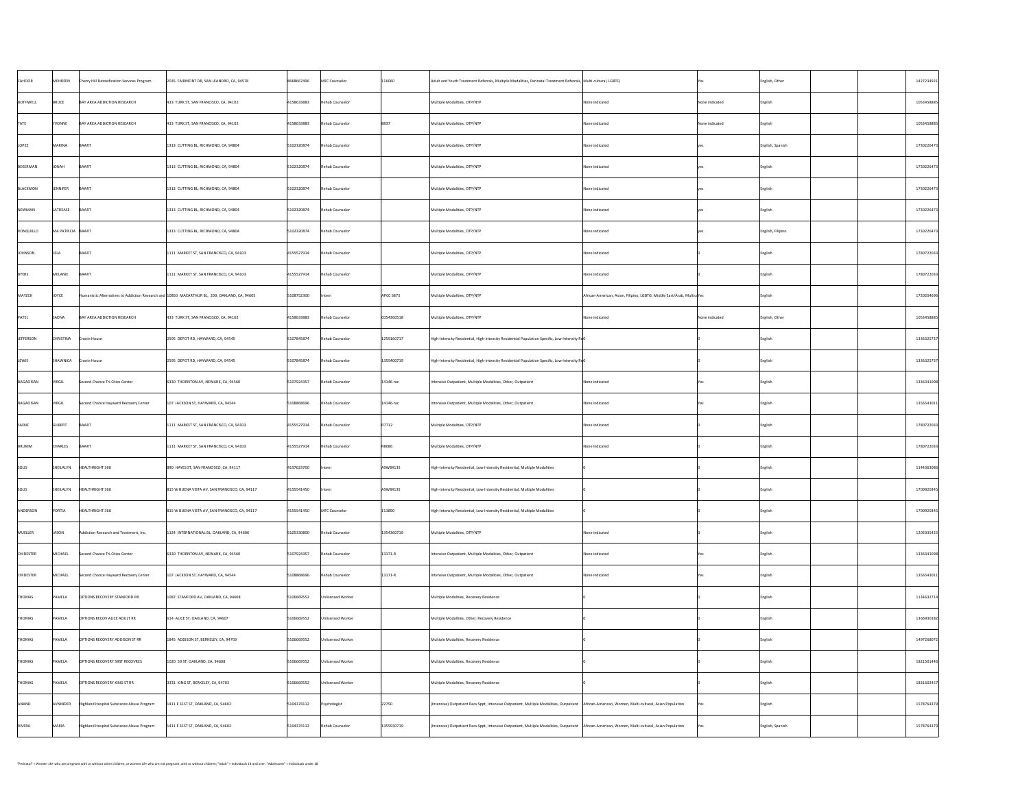| | | | | | | | | | | | | | |
|---|---|---|---|---|---|---|---|---|---|---|---|---|---|
| ZAHOOR | MEHREEN | Cherry Hill Detoxification Services Program | 2035 FAIRMONT DR, SAN LEANDRO, CA, 94578 | 8668667496 | MFC Counselor | 116060 | Adult and Youth Treatment Referrals, Multiple Modalities, Perinatal Treatment Referrals, | Multi-cultural, LGBTQ | Yes | English, Other | | | 1427234921 |
| BOTHWELL | BRUCE | BAY AREA ADDICTION RESEARCH | 433 TURK ST, SAN FRANCISCO, CA, 94102 | 4158633883 | Rehab Counselor | | Multiple Modalities, OTP/NTP | None indicated | None indicated | English | | | 1053458885 |
| TATE | YVONNE | BAY AREA ADDICTION RESEARCH | 433 TURK ST, SAN FRANCISCO, CA, 94102 | 4158633883 | Rehab Counselor | 8837 | Multiple Modalities, OTP/NTP | None indicated | None indicated | English | | | 1053458885 |
| LOPEZ | MARINA | BAART | 1313 CUTTING BL, RICHMOND, CA, 94804 | 5102320874 | Rehab Counselor | | Multiple Modalities, OTP/NTP | None indicated | yes | English, Spanish | | | 1730226473 |
| BEKERMAN | JONAH | BAART | 1313 CUTTING BL, RICHMOND, CA, 94804 | 5102320874 | Rehab Counselor | | Multiple Modalities, OTP/NTP | None indicated | yes | English | | | 1730226473 |
| BLACKMON | JENNIFER | BAART | 1313 CUTTING BL, RICHMOND, CA, 94804 | 5102320874 | Rehab Counselor | | Multiple Modalities, OTP/NTP | None indicated | yes | English | | | 1730226473 |
| NEWMAN | LATREASE | BAART | 1313 CUTTING BL, RICHMOND, CA, 94804 | 5102320874 | Rehab Counselor | | Multiple Modalities, OTP/NTP | None indicated | yes | English | | | 1730226473 |
| RONQUILLO | MA PATRICIA | BAART | 1313 CUTTING BL, RICHMOND, CA, 94804 | 5102320874 | Rehab Counselor | | Multiple Modalities, OTP/NTP | None indicated | yes | English, Filipino | | | 1730226473 |
| JOHNSON | LELA | BAART | 1111 MARKET ST, SAN FRANCISCO, CA, 94103 | 4155527914 | Rehab Counselor | | Multiple Modalities, OTP/NTP | None indicated | 0 | English | | | 1780722033 |
| BYERS | MELANIE | BAART | 1111 MARKET ST, SAN FRANCISCO, CA, 94103 | 4155527914 | Rehab Counselor | | Multiple Modalities, OTP/NTP | None indicated | 0 | English | | | 1780722033 |
| MAYZCK | JOYCE | Humanistic Alternatives to Addiction Research and | 10850 MACARTHUR BL, 200, OAKLAND, CA, 94605 | 5108752300 | Intern | APCC 6875 | Multiple Modalities, OTP/NTP | African-American, Asian, Filipino, LGBTG, Middle East/Arab, Multicu | Yes | English | | | 1720204696 |
| PATEL | SADNA | BAY AREA ADDICTION RESEARCH | 433 TURK ST, SAN FRANCISCO, CA, 94102 | 4158633883 | Rehab Counselor | C054360518 | Multiple Modalities, OTP/NTP | None indicated | None indicated | English, Other | | | 1053458885 |
| JEFFERSON | CHRISTINA | Cronin House | 2595 DEPOT RD, HAYWARD, CA, 94545 | 5107845874 | Rehab Counselor | 1259160717 | High-Intensity Residential, High-Intensity Residential Population Specific, Low-Intensity Re | 0 | 0 | English | | | 1336325737 |
| LEWIS | SHAWNICA | Cronin House | 2595 DEPOT RD, HAYWARD, CA, 94545 | 5107845874 | Rehab Counselor | 1355400719 | High-Intensity Residential, High-Intensity Residential Population Specific, Low-Intensity Re | 0 | 0 | English | | | 1336325737 |
| BAGAOISAN | VIRGIL | Second Chance Tri-Cities Center | 6330 THORNTON AV, NEWARK, CA, 94560 | 5107924357 | Rehab Counselor | 14146-rac | Intensive Outpatient, Multiple Modalities, Other, Outpatient | None indicated | Yes | English | | | 1336341098 |
| BAGAOISAN | VIRGIL | Second Chance Hayward Recovery Center | 107 JACKSON ST, HAYWARD, CA, 94544 | 5108868696 | Rehab Counselor | 14146-rac | Intensive Outpatient, Multiple Modalities, Other, Outpatient | None indicated | Yes | English | | | 1356543011 |
| SAENZ | GILBERT | BAART | 1111 MARKET ST, SAN FRANCISCO, CA, 94103 | 4155527914 | Rehab Counselor | R7712 | Multiple Modalities, OTP/NTP | None indicated | 0 | English | | | 1780722033 |
| BRUMM | CHARLES | BAART | 1111 MARKET ST, SAN FRANCISCO, CA, 94103 | 4155527914 | Rehab Counselor | R8086 | Multiple Modalities, OTP/NTP | None indicated | 0 | English | | | 1780722033 |
| SOLIS | SHEILALYN | HEALTHRIGHT 360 | 890 HAYES ST, SAN FRANCISCO, CA, 94117 | 4157623700 | Intern | ASW84135 | High-Intensity Residential, Low-Intensity Residential, Multiple Modalities | 0 | 0 | English | | | 1144363086 |
| SOLIS | SHEILALYN | HEALTHRIGHT 360 | 815 W BUENA VISTA AV, SAN FRANCISCO, CA, 94117 | 4155541450 | Intern | ASW84135 | High-Intensity Residential, Low-Intensity Residential, Multiple Modalities | 0 | 0 | English | | | 1700920045 |
| ANDERSON | PORTIA | HEALTHRIGHT 360 | 815 W BUENA VISTA AV, SAN FRANCISCO, CA, 94117 | 4155541450 | MFC Counselor | 113890 | High-Intensity Residential, Low-Intensity Residential, Multiple Modalities | 0 | 0 | English | | | 1700920045 |
| MUELLER | JASON | Addiction Research and Treatment, Inc. | 1124 INTERNATIONAL BL, OAKLAND, CA, 94606 | 5105330800 | Rehab Counselor | 1354360719 | Multiple Modalities, OTP/NTP | None indicated | 0 | English | | | 1205035425 |
| CHIDESTER | MICHAEL | Second Chance Tri-Cities Center | 6330 THORNTON AV, NEWARK, CA, 94560 | 5107924357 | Rehab Counselor | 13171-R | Intensive Outpatient, Multiple Modalities, Other, Outpatient | None indicated | Yes | English | | | 1336341098 |
| CHIDESTER | MICHAEL | Second Chance Hayward Recovery Center | 107 JACKSON ST, HAYWARD, CA, 94544 | 5108868696 | Rehab Counselor | 13171-R | Intensive Outpatient, Multiple Modalities, Other, Outpatient | None indicated | Yes | English | | | 1356543011 |
| THOMAS | PAMELA | OPTIONS RECOVERY STANFORD RR | 1087 STANFORD AV, OAKLAND, CA, 94608 | 5106669552 | Unlicensed Worker | | Multiple Modalities, Recovery Residence | 0 | 0 | English | | | 1134632714 |
| THOMAS | PAMELA | OPTIONS RECOV ALICE ADULT RR | 614 ALICE ST, OAKLAND, CA, 94607 | 5106669552 | Unlicensed Worker | | Multiple Modalities, Other, Recovery Residence | 0 | 0 | English | | | 1366930182 |
| THOMAS | PAMELA | OPTIONS RECOVERY ADDISON ST RR | 1845 ADDISON ST, BERKELEY, CA, 94703 | 5106669552 | Unlicensed Worker | | Multiple Modalities, Recovery Residence | 0 | 0 | English | | | 1497268072 |
| THOMAS | PAMELA | OPTIONS RECOVERY 59ST RECOVRES | 1020 59 ST, OAKLAND, CA, 94608 | 5106669552 | Unlicensed Worker | | Multiple Modalities, Recovery Residence | 0 | 0 | English | | | 1821501446 |
| THOMAS | PAMELA | OPTIONS RECOVERY KING ST RR | 3331 KING ST, BERKELEY, CA, 94703 | 5106669552 | Unlicensed Worker | | Multiple Modalities, Recovery Residence | 0 | 0 | English | | | 1831602457 |
| ANAND | AVNINDER | Highland Hospital Substance Abuse Program | 1411 E 31ST ST, OAKLAND, CA, 94602 | 5104374112 | Psychologist | 22750 | (Intensive) Outpatient Recv Sppt, Intensive Outpatient, Multiple Modalities, Outpatient | African-American, Women, Multi-cultural, Asian Population | Yes | English | | | 1578764379 |
| RIVERA | MARIA | Highland Hospital Substance Abuse Program | 1411 E 31ST ST, OAKLAND, CA, 94602 | 5104374112 | Rehab Counselor | 1355930719 | (Intensive) Outpatient Recv Sppt, Intensive Outpatient, Multiple Modalities, Outpatient | African-American, Women, Multi-cultural, Asian Population | Yes | English, Spanish | | | 1578764379 |

"Perinatal" = Women 18+ who are pregnant with or without other children, or women 18+ who are not pregnant, with or without children; "Adult" = Individuals 18 and over; "Adolescent" = Individuals under 18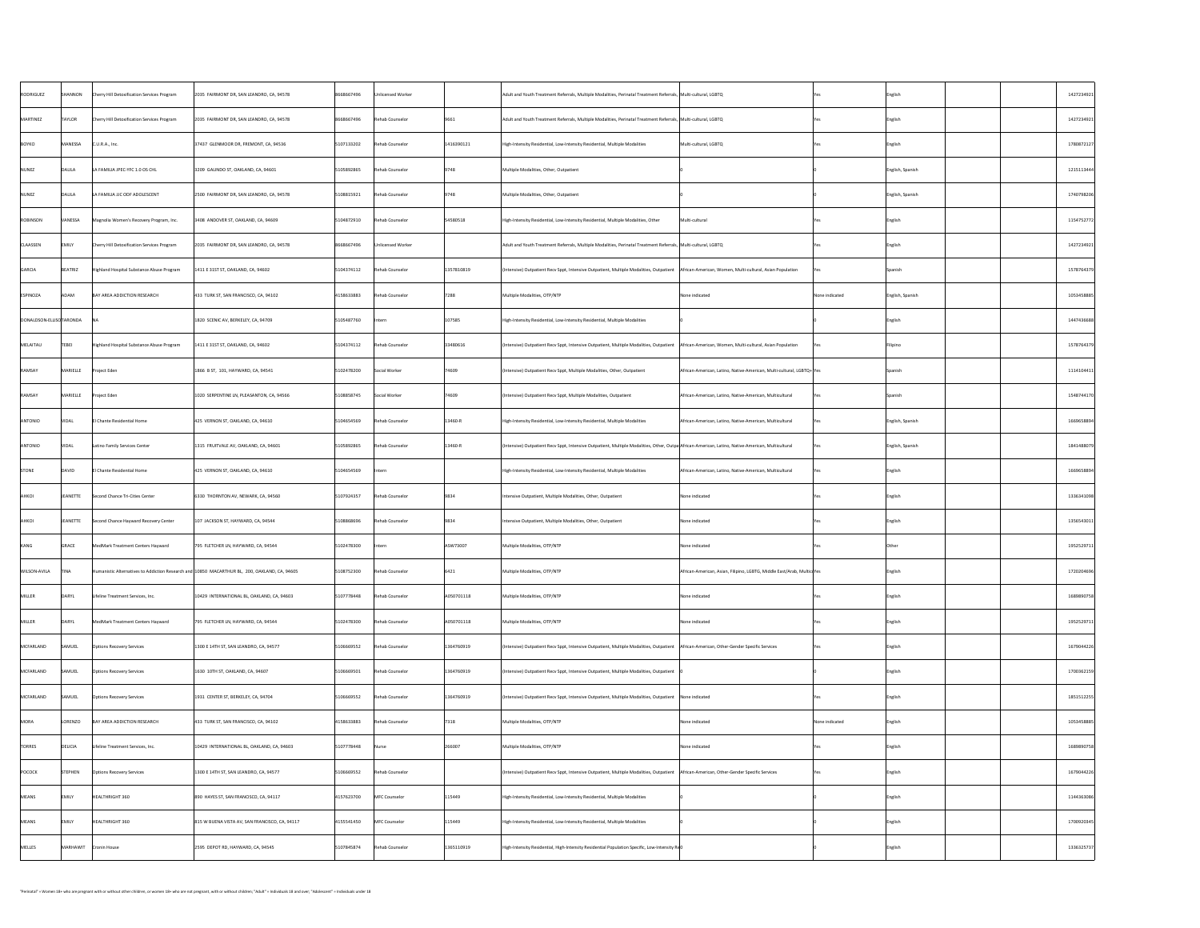| | | | | | | | | | | | | | |
|---|---|---|---|---|---|---|---|---|---|---|---|---|---|
| RODRIGUEZ | SHANNON | Cherry Hill Detoxification Services Program | 2035 FAIRMONT DR, SAN LEANDRO, CA, 94578 | 8668667496 | Unlicensed Worker | | Adult and Youth Treatment Referrals, Multiple Modalities, Perinatal Treatment Referrals, | Multi-cultural, LGBTQ | Yes | English | | | 1427234921 |
| MARTINEZ | TAYLOR | Cherry Hill Detoxification Services Program | 2035 FAIRMONT DR, SAN LEANDRO, CA, 94578 | 8668667496 | Rehab Counselor | 9661 | Adult and Youth Treatment Referrals, Multiple Modalities, Perinatal Treatment Referrals, | Multi-cultural, LGBTQ | Yes | English | | | 1427234921 |
| BOYKO | VANESSA | C.U.R.A., Inc. | 37437 GLENMOOR DR, FREMONT, CA, 94536 | 5107133202 | Rehab Counselor | 1416390121 | High-Intensity Residential, Low-Intensity Residential, Multiple Modalities | Multi-cultural, LGBTQ | Yes | English | | | 1780872127 |
| NUNEZ | DALILA | LA FAMILIA JPEC-YFC 1.0 OS CHL | 3209 GALINDO ST, OAKLAND, CA, 94601 | 5105892865 | Rehab Counselor | 9748 | Multiple Modalities, Other, Outpatient | 0 | 0 | English, Spanish | | | 1215113444 |
| NUNEZ | DALILA | LA FAMILIA JJC ODF ADOLESCENT | 2500 FAIRMONT DR, SAN LEANDRO, CA, 94578 | 5108815921 | Rehab Counselor | 9748 | Multiple Modalities, Other, Outpatient | 0 | 0 | English, Spanish | | | 1740798206 |
| ROBINSON | VANESSA | Magnolia Women's Recovery Program, Inc. | 3408 ANDOVER ST, OAKLAND, CA, 94609 | 5104872910 | Rehab Counselor | 54580518 | High-Intensity Residential, Low-Intensity Residential, Multiple Modalities, Other | Multi-cultural | Yes | English | | | 1154752772 |
| CLAASSEN | EMILY | Cherry Hill Detoxification Services Program | 2035 FAIRMONT DR, SAN LEANDRO, CA, 94578 | 8668667496 | Unlicensed Worker | | Adult and Youth Treatment Referrals, Multiple Modalities, Perinatal Treatment Referrals, | Multi-cultural, LGBTQ | Yes | English | | | 1427234921 |
| GARCIA | BEATRIZ | Highland Hospital Substance Abuse Program | 1411 E 31ST ST, OAKLAND, CA, 94602 | 5104374112 | Rehab Counselor | 1357810819 | (Intensive) Outpatient Recv Sppt, Intensive Outpatient, Multiple Modalities, Outpatient | African-American, Women, Multi-cultural, Asian Population | Yes | Spanish | | | 1578764379 |
| ESPINOZA | ADAM | BAY AREA ADDICTION RESEARCH | 433 TURK ST, SAN FRANCISCO, CA, 94102 | 4158633883 | Rehab Counselor | 7288 | Multiple Modalities, OTP/NTP | None indicated | None indicated | English, Spanish | | | 1053458885 |
| DONALDSON-ELLISO | TARONDA | NA | 1820 SCENIC AV, BERKELEY, CA, 94709 | 5105487760 | Intern | 107585 | High-Intensity Residential, Low-Intensity Residential, Multiple Modalities | 0 | 0 | English | | | 1447436688 |
| MELAITAU | TEBEI | Highland Hospital Substance Abuse Program | 1411 E 31ST ST, OAKLAND, CA, 94602 | 5104374112 | Rehab Counselor | 33480616 | (Intensive) Outpatient Recv Sppt, Intensive Outpatient, Multiple Modalities, Outpatient | African-American, Women, Multi-cultural, Asian Population | Yes | Filipino | | | 1578764379 |
| RAMSAY | MARIELLE | Project Eden | 1866 B ST, 101, HAYWARD, CA, 94541 | 5102478200 | Social Worker | 74609 | (Intensive) Outpatient Recv Sppt, Multiple Modalities, Other, Outpatient | African-American, Latino, Native-American, Multi-cultural, LGBTQ+ | Yes | Spanish | | | 1114104411 |
| RAMSAY | MARIELLE | Project Eden | 1020 SERPENTINE LN, PLEASANTON, CA, 94566 | 5108858745 | Social Worker | 74609 | (Intensive) Outpatient Recv Sppt, Multiple Modalities, Outpatient | African-American, Latino, Native-American, Multicultural | Yes | Spanish | | | 1548744170 |
| ANTONIO | VIDAL | El Chante Residential Home | 425 VERNON ST, OAKLAND, CA, 94610 | 5104654569 | Rehab Counselor | 13460-R | High-Intensity Residential, Low-Intensity Residential, Multiple Modalities | African-American, Latino, Native-American, Multicultural | Yes | English, Spanish | | | 1669658894 |
| ANTONIO | VIDAL | Latino Family Services Center | 1315 FRUITVALE AV, OAKLAND, CA, 94601 | 5105892865 | Rehab Counselor | 13460-R | (Intensive) Outpatient Recv Sppt, Intensive Outpatient, Multiple Modalities, Other, Outpa | African-American, Latino, Native-American, Multicultural | Yes | English, Spanish | | | 1841488079 |
| STONE | DAVID | El Chante Residential Home | 425 VERNON ST, OAKLAND, CA, 94610 | 5104654569 | Intern | | High-Intensity Residential, Low-Intensity Residential, Multiple Modalities | African-American, Latino, Native-American, Multicultural | Yes | English | | | 1669658894 |
| AHKOI | JEANETTE | Second Chance Tri-Cities Center | 6330 THORNTON AV, NEWARK, CA, 94560 | 5107924357 | Rehab Counselor | 9834 | Intensive Outpatient, Multiple Modalities, Other, Outpatient | None indicated | Yes | English | | | 1336341098 |
| AHKOI | JEANETTE | Second Chance Hayward Recovery Center | 107 JACKSON ST, HAYWARD, CA, 94544 | 5108868696 | Rehab Counselor | 9834 | Intensive Outpatient, Multiple Modalities, Other, Outpatient | None indicated | Yes | English | | | 1356543011 |
| KANG | GRACE | MedMark Treatment Centers Hayward | 795 FLETCHER LN, HAYWARD, CA, 94544 | 5102478300 | Intern | ASW73007 | Multiple Modalities, OTP/NTP | None indicated | Yes | Other | | | 1952529711 |
| WILSON-AVILA | TINA | Humanistic Alternatives to Addiction Research and | 10850 MACARTHUR BL, 200, OAKLAND, CA, 94605 | 5108752300 | Rehab Counselor | 6421 | Multiple Modalities, OTP/NTP | African-American, Asian, Filipino, LGBTG, Middle East/Arab, Multic | Yes | English | | | 1720204696 |
| MILLER | DARYL | Lifeline Treatment Services, Inc. | 10429 INTERNATIONAL BL, OAKLAND, CA, 94603 | 5107778448 | Rehab Counselor | A050701118 | Multiple Modalities, OTP/NTP | None indicated | Yes | English | | | 1689890758 |
| MILLER | DARYL | MedMark Treatment Centers Hayward | 795 FLETCHER LN, HAYWARD, CA, 94544 | 5102478300 | Rehab Counselor | A050701118 | Multiple Modalities, OTP/NTP | None indicated | Yes | English | | | 1952529711 |
| MCFARLAND | SAMUEL | Options Recovery Services | 1300 E 14TH ST, SAN LEANDRO, CA, 94577 | 5106669552 | Rehab Counselor | 1364760919 | (Intensive) Outpatient Recv Sppt, Intensive Outpatient, Multiple Modalities, Outpatient | African-American, Other-Gender Specific Services | Yes | English | | | 1679044226 |
| MCFARLAND | SAMUEL | Options Recovery Services | 1630 10TH ST, OAKLAND, CA, 94607 | 5106669501 | Rehab Counselor | 1364760919 | (Intensive) Outpatient Recv Sppt, Intensive Outpatient, Multiple Modalities, Outpatient | 0 | 0 | English | | | 1700362159 |
| MCFARLAND | SAMUEL | Options Recovery Services | 1931 CENTER ST, BERKELEY, CA, 94704 | 5106669552 | Rehab Counselor | 1364760919 | (Intensive) Outpatient Recv Sppt, Intensive Outpatient, Multiple Modalities, Outpatient | None indicated | Yes | English | | | 1851512255 |
| MORA | LORENZO | BAY AREA ADDICTION RESEARCH | 433 TURK ST, SAN FRANCISCO, CA, 94102 | 4158633883 | Rehab Counselor | 7318 | Multiple Modalities, OTP/NTP | None indicated | None indicated | English | | | 1053458885 |
| TORRES | DELICIA | Lifeline Treatment Services, Inc. | 10429 INTERNATIONAL BL, OAKLAND, CA, 94603 | 5107778448 | Nurse | 266007 | Multiple Modalities, OTP/NTP | None indicated | Yes | English | | | 1689890758 |
| POCOCK | STEPHEN | Options Recovery Services | 1300 E 14TH ST, SAN LEANDRO, CA, 94577 | 5106669552 | Rehab Counselor | | (Intensive) Outpatient Recv Sppt, Intensive Outpatient, Multiple Modalities, Outpatient | African-American, Other-Gender Specific Services | Yes | English | | | 1679044226 |
| MEANS | EMILY | HEALTHRIGHT 360 | 890 HAYES ST, SAN FRANCISCO, CA, 94117 | 4157623700 | MFC Counselor | 115449 | High-Intensity Residential, Low-Intensity Residential, Multiple Modalities | 0 | 0 | English | | | 1144363086 |
| MEANS | EMILY | HEALTHRIGHT 360 | 815 W BUENA VISTA AV, SAN FRANCISCO, CA, 94117 | 4155541450 | MFC Counselor | 115449 | High-Intensity Residential, Low-Intensity Residential, Multiple Modalities | 0 | 0 | English | | | 1700920345 |
| MELLES | MARHAWIT | Cronin House | 2595 DEPOT RD, HAYWARD, CA, 94545 | 5107845874 | Rehab Counselor | 1365110919 | High-Intensity Residential, High-Intensity Residential Population Specific, Low-Intensity Re | 0 | 0 | English | | | 1336325737 |

"Perinatal" = Women 18+ who are pregnant with or without other children, or women 18+ who are not pregnant, with or without children; "Adult" = Individuals 18 and over; "Adolescent" = Individuals under 18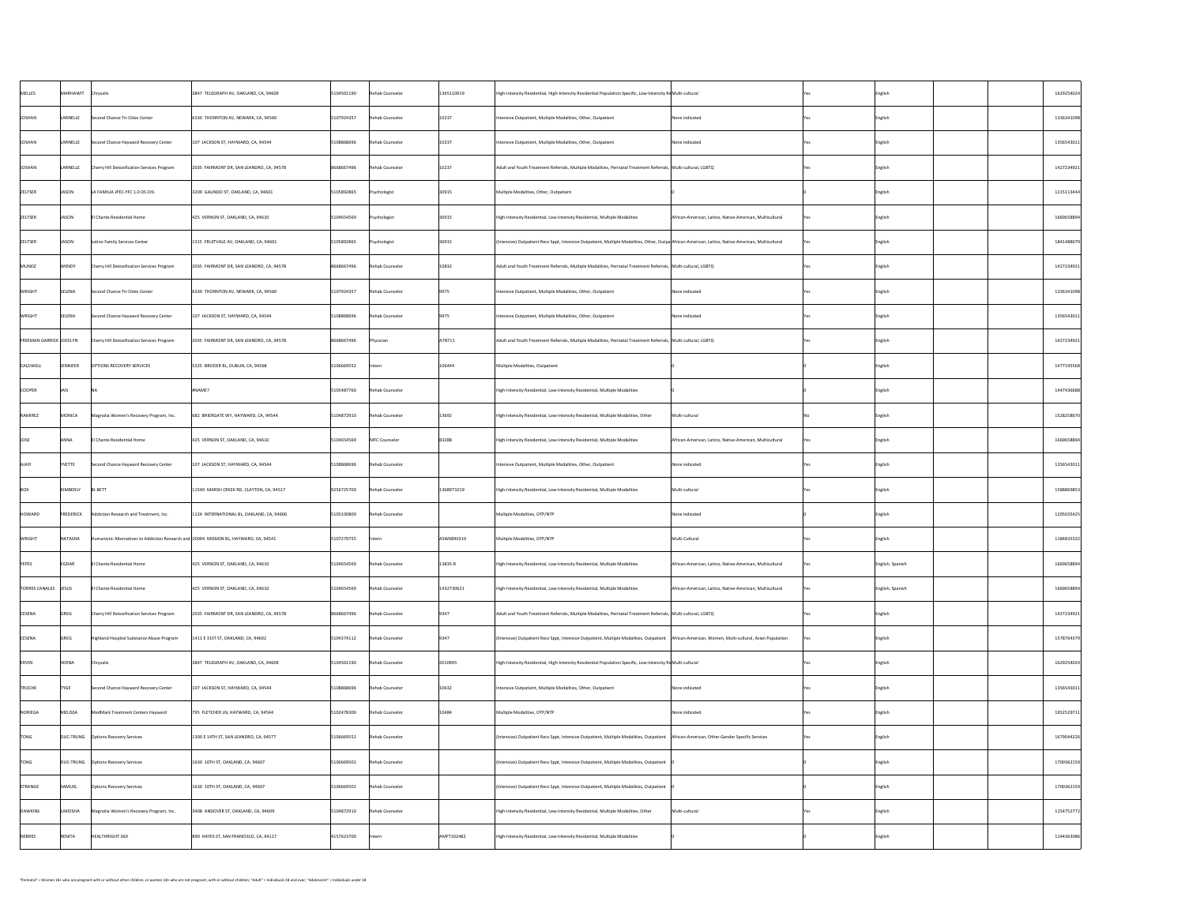| | | | | | | | | | | | | | |
|---|---|---|---|---|---|---|---|---|---|---|---|---|---|
| MELLES | MARHAWIT | Chrysalis | 3847 TELEGRAPH AV, OAKLAND, CA, 94609 | 5104501190 | Rehab Counselor | 1365110919 | High-Intensity Residential, High-Intensity Residential Population Specific, Low-Intensity Re | Multi-cultural | Yes | English | | | 1629254024 |
| JOSHAN | LARNELLE | Second Chance Tri-Cities Center | 6330 THORNTON AV, NEWARK, CA, 94560 | 5107924357 | Rehab Counselor | 10237 | Intensive Outpatient, Multiple Modalities, Other, Outpatient | None indicated | Yes | English | | | 1336341098 |
| JOSHAN | LARNELLE | Second Chance Hayward Recovery Center | 107 JACKSON ST, HAYWARD, CA, 94544 | 5108868696 | Rehab Counselor | 10237 | Intensive Outpatient, Multiple Modalities, Other, Outpatient | None indicated | Yes | English | | | 1356543011 |
| JOSHAN | LARNELLE | Cherry Hill Detoxification Services Program | 2035 FAIRMONT DR, SAN LEANDRO, CA, 94578 | 8668667496 | Rehab Counselor | 10237 | Adult and Youth Treatment Referrals, Multiple Modalities, Perinatal Treatment Referrals, | Multi-cultural, LGBTQ | Yes | English | | | 1427234921 |
| ZELTSER | JASON | LA FAMILIA JPEC-YFC 1.0 OS CHL | 3209 GALINDO ST, OAKLAND, CA, 94601 | 5105892865 | Psychologist | 30915 | Multiple Modalities, Other, Outpatient | 0 | 0 | English | | | 1215113444 |
| ZELTSER | JASON | El Chante Residential Home | 425 VERNON ST, OAKLAND, CA, 94610 | 5104654569 | Psychologist | 30915 | High-Intensity Residential, Low-Intensity Residential, Multiple Modalities | African-American, Latino, Native-American, Multicultural | Yes | English | | | 1669658894 |
| ZELTSER | JASON | Latino Family Services Center | 1315 FRUITVALE AV, OAKLAND, CA, 94601 | 5105892865 | Psychologist | 30915 | (Intensive) Outpatient Recv Sppt, Intensive Outpatient, Multiple Modalities, Other, Outpa | African-American, Latino, Native-American, Multicultural | Yes | English | | | 1841488079 |
| MUNOZ | WENDY | Cherry Hill Detoxification Services Program | 2035 FAIRMONT DR, SAN LEANDRO, CA, 94578 | 8668667496 | Rehab Counselor | 10832 | Adult and Youth Treatment Referrals, Multiple Modalities, Perinatal Treatment Referrals, | Multi-cultural, LGBTQ | Yes | English | | | 1427234921 |
| WRIGHT | SELENA | Second Chance Tri-Cities Center | 6330 THORNTON AV, NEWARK, CA, 94560 | 5107924357 | Rehab Counselor | 9975 | Intensive Outpatient, Multiple Modalities, Other, Outpatient | None indicated | Yes | English | | | 1336341098 |
| WRIGHT | SELENA | Second Chance Hayward Recovery Center | 107 JACKSON ST, HAYWARD, CA, 94544 | 5108868696 | Rehab Counselor | 9975 | Intensive Outpatient, Multiple Modalities, Other, Outpatient | None indicated | Yes | English | | | 1356543011 |
| FREEMAN GARRICK | JOCELYN | Cherry Hill Detoxification Services Program | 2035 FAIRMONT DR, SAN LEANDRO, CA, 94578 | 8668667496 | Physician | A78711 | Adult and Youth Treatment Referrals, Multiple Modalities, Perinatal Treatment Referrals, | Multi-cultural, LGBTQ | Yes | English | | | 1427234921 |
| CALDWELL | JENNIFER | OPTIONS RECOVERY SERVICES | 5325 BRODER BL, DUBLIN, CA, 94568 | 5106669552 | Intern | 106444 | Multiple Modalities, Outpatient | 0 | 0 | English | | | 1477195568 |
| COOPER | IAN | NA | #NAME? | 5105487760 | Rehab Counselor | | High-Intensity Residential, Low-Intensity Residential, Multiple Modalities | 0 | 0 | English | | | 1447436688 |
| RAMIREZ | MONICA | Magnolia Women's Recovery Program, Inc. | 682 BRIERGATE WY, HAYWARD, CA, 94544 | 5104872910 | Rehab Counselor | 13692 | High-Intensity Residential, Low-Intensity Residential, Multiple Modalities, Other | Multi-cultural | No | English | | | 1528258670 |
| JOSE | ANNA | El Chante Residential Home | 425 VERNON ST, OAKLAND, CA, 94610 | 5104654569 | MFC Counselor | 83288 | High-Intensity Residential, Low-Intensity Residential, Multiple Modalities | African-American, Latino, Native-American, Multicultural | Yes | English | | | 1669658894 |
| AJAYI | YVETTE | Second Chance Hayward Recovery Center | 107 JACKSON ST, HAYWARD, CA, 94544 | 5108868696 | Rehab Counselor | | Intensive Outpatient, Multiple Modalities, Other, Outpatient | None indicated | Yes | English | | | 1356543011 |
| BOX | KIMBERLY | BI-BETT | 11540 MARSH CREEK RD, CLAYTON, CA, 94517 | 9256725700 | Rehab Counselor | 1368971019 | High-Intensity Residential, Low-Intensity Residential, Multiple Modalities | Multi-cultural | Yes | English | | | 1588869853 |
| HOWARD | FREDERICK | Addiction Research and Treatment, Inc. | 1124 INTERNATIONAL BL, OAKLAND, CA, 94606 | 5105330800 | Rehab Counselor | | Multiple Modalities, OTP/NTP | None indicated | 0 | English | | | 1205035425 |
| WRIGHT | NATASHA | Humanistic Alternatives to Addiction Research and | 20094 MISSION BL, HAYWARD, CA, 94541 | 5107279755 | Intern | ASW6890310 | Multiple Modalities, OTP/NTP | Multi-Cultural | Yes | English | | | 1184835332 |
| YEPES | EGDAR | El Chante Residential Home | 425 VERNON ST, OAKLAND, CA, 94610 | 5104654569 | Rehab Counselor | 13835-R | High-Intensity Residential, Low-Intensity Residential, Multiple Modalities | African-American, Latino, Native-American, Multicultural | Yes | English, Spanish | | | 1669658894 |
| TORRES CANALES | JESUS | El Chante Residential Home | 425 VERNON ST, OAKLAND, CA, 94610 | 5104654569 | Rehab Counselor | 1432730621 | High-Intensity Residential, Low-Intensity Residential, Multiple Modalities | African-American, Latino, Native-American, Multicultural | Yes | English, Spanish | | | 1669658894 |
| CESENA | GREG | Cherry Hill Detoxification Services Program | 2035 FAIRMONT DR, SAN LEANDRO, CA, 94578 | 8668667496 | Rehab Counselor | 9347 | Adult and Youth Treatment Referrals, Multiple Modalities, Perinatal Treatment Referrals, | Multi-cultural, LGBTQ | Yes | English | | | 1427234921 |
| CESENA | GREG | Highland Hospital Substance Abuse Program | 1411 E 31ST ST, OAKLAND, CA, 94602 | 5104374112 | Rehab Counselor | 9347 | (Intensive) Outpatient Recv Sppt, Intensive Outpatient, Multiple Modalities, Outpatient | African-American, Women, Multi-cultural, Asian Population | Yes | English | | | 1578764379 |
| ERVIN | VERNA | Chrysalis | 3847 TELEGRAPH AV, OAKLAND, CA, 94609 | 5104501190 | Rehab Counselor | 2010995 | High-Intensity Residential, High-Intensity Residential Population Specific, Low-Intensity Re | Multi-cultural | Yes | English | | | 1629254024 |
| TROCHE | TYGE | Second Chance Hayward Recovery Center | 107 JACKSON ST, HAYWARD, CA, 94544 | 5108868696 | Rehab Counselor | 10632 | Intensive Outpatient, Multiple Modalities, Other, Outpatient | None indicated | Yes | English | | | 1356543011 |
| NORIEGA | MELISSA | MedMark Treatment Centers Hayward | 795 FLETCHER LN, HAYWARD, CA, 94544 | 5102478300 | Rehab Counselor | 10484 | Multiple Modalities, OTP/NTP | None indicated | Yes | English | | | 1952529711 |
| TONG | DUC-TRUNG | Options Recovery Services | 1300 E 14TH ST, SAN LEANDRO, CA, 94577 | 5106669552 | Rehab Counselor | | (Intensive) Outpatient Recv Sppt, Intensive Outpatient, Multiple Modalities, Outpatient | African-American, Other-Gender Specific Services | Yes | English | | | 1679044226 |
| TONG | DUC-TRUNG | Options Recovery Services | 1630 10TH ST, OAKLAND, CA, 94607 | 5106669501 | Rehab Counselor | | (Intensive) Outpatient Recv Sppt, Intensive Outpatient, Multiple Modalities, Outpatient | 0 | 0 | English | | | 1700362159 |
| STRANGE | SAMUEL | Options Recovery Services | 1630 10TH ST, OAKLAND, CA, 94607 | 5106669501 | Rehab Counselor | | (Intensive) Outpatient Recv Sppt, Intensive Outpatient, Multiple Modalities, Outpatient | 0 | 0 | English | | | 1700362159 |
| DAWKINS | LAKEISHA | Magnolia Women's Recovery Program, Inc. | 3408 ANDOVER ST, OAKLAND, CA, 94609 | 5104872910 | Rehab Counselor | | High-Intensity Residential, Low-Intensity Residential, Multiple Modalities, Other | Multi-cultural | Yes | English | | | 1154752772 |
| NEBRES | RENITA | HEALTHRIGHT 360 | 890 HAYES ST, SAN FRANCISCO, CA, 94117 | 4157623700 | Intern | AMFT102482 | High-Intensity Residential, Low-Intensity Residential, Multiple Modalities | 0 | 0 | English | | | 1144363086 |

"Perinatal" = Women 18+ who are pregnant with or without other children, or women 18+ who are not pregnant, with or without children; "Adult" = Individuals 18 and over; "Adolescent" = Individuals under 18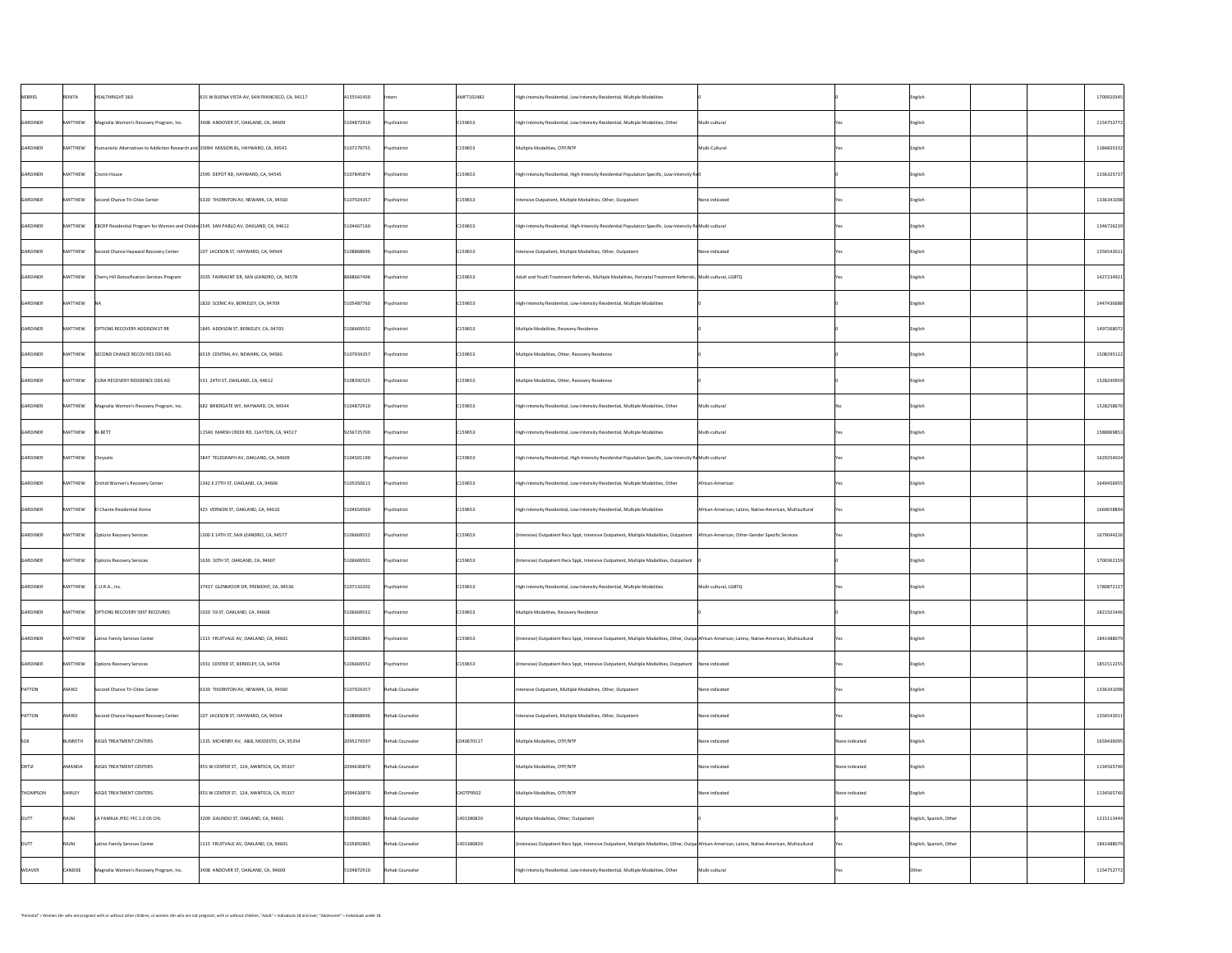| | | | | | | | | | | | | | |
|---|---|---|---|---|---|---|---|---|---|---|---|---|---|
| NEBRES | RENITA | HEALTHRIGHT 360 | 815 W BUENA VISTA AV, SAN FRANCISCO, CA, 94117 | 4155541450 | Intern | AMFT102482 | High-Intensity Residential, Low-Intensity Residential, Multiple Modalities | 0 | 0 | English | | | 1700920345 |
| GARDINER | MATTHEW | Magnolia Women's Recovery Program, Inc. | 3408 ANDOVER ST, OAKLAND, CA, 94609 | 5104872910 | Psychiatrist | C159653 | High-Intensity Residential, Low-Intensity Residential, Multiple Modalities, Other | Multi-cultural | Yes | English | | | 1154752772 |
| GARDINER | MATTHEW | Humanistic Alternatives to Addiction Research and | 20094 MISSION BL, HAYWARD, CA, 94541 | 5107279755 | Psychiatrist | C159653 | Multiple Modalities, OTP/NTP | Multi-Cultural | Yes | English | | | 1184835332 |
| GARDINER | MATTHEW | Cronin House | 2595 DEPOT RD, HAYWARD, CA, 94545 | 5107845874 | Psychiatrist | C159653 | High-Intensity Residential, High-Intensity Residential Population Specific, Low-Intensity Re | 0 | 0 | English | | | 1336325737 |
| GARDINER | MATTHEW | Second Chance Tri-Cities Center | 6330 THORNTON AV, NEWARK, CA, 94560 | 5107924357 | Psychiatrist | C159653 | Intensive Outpatient, Multiple Modalities, Other, Outpatient | None indicated | Yes | English | | | 1336341098 |
| GARDINER | MATTHEW | EBCRP Residential Program for Women and Childre | 2545 SAN PABLO AV, OAKLAND, CA, 94612 | 5104467160 | Psychiatrist | C159653 | High-Intensity Residential, High-Intensity Residential Population Specific, Low-Intensity Re | Multi-cultural | Yes | English | | | 1346726239 |
| GARDINER | MATTHEW | Second Chance Hayward Recovery Center | 107 JACKSON ST, HAYWARD, CA, 94544 | 5108868696 | Psychiatrist | C159653 | Intensive Outpatient, Multiple Modalities, Other, Outpatient | None indicated | Yes | English | | | 1356543011 |
| GARDINER | MATTHEW | Cherry Hill Detoxification Services Program | 2035 FAIRMONT DR, SAN LEANDRO, CA, 94578 | 8668667496 | Psychiatrist | C159653 | Adult and Youth Treatment Referrals, Multiple Modalities, Perinatal Treatment Referrals, | Multi-cultural, LGBTQ | Yes | English | | | 1427234921 |
| GARDINER | MATTHEW | NA | 1820 SCENIC AV, BERKELEY, CA, 94709 | 5105487760 | Psychiatrist | C159653 | High-Intensity Residential, Low-Intensity Residential, Multiple Modalities | 0 | 0 | English | | | 1447436688 |
| GARDINER | MATTHEW | OPTIONS RECOVERY ADDISON ST RR | 1845 ADDISON ST, BERKELEY, CA, 94703 | 5106669552 | Psychiatrist | C159653 | Multiple Modalities, Recovery Residence | 0 | 0 | English | | | 1497268072 |
| GARDINER | MATTHEW | SECOND CHANCE RECOV RES ODS AD | 6519 CENTRAL AV, NEWARK, CA, 94560 | 5107934357 | Psychiatrist | C159653 | Multiple Modalities, Other, Recovery Residence | 0 | 0 | English | | | 1508295122 |
| GARDINER | MATTHEW | CURA RECOVERY RESIDENCE ODS AD | 531 24TH ST, OAKLAND, CA, 94612 | 5108392525 | Psychiatrist | C159653 | Multiple Modalities, Other, Recovery Residence | 0 | 0 | English | | | 1528240959 |
| GARDINER | MATTHEW | Magnolia Women's Recovery Program, Inc. | 682 BRIERGATE WY, HAYWARD, CA, 94544 | 5104872910 | Psychiatrist | C159653 | High-Intensity Residential, Low-Intensity Residential, Multiple Modalities, Other | Multi-cultural | No | English | | | 1528258670 |
| GARDINER | MATTHEW | BI-BETT | 11540 MARSH CREEK RD, CLAYTON, CA, 94517 | 9256725700 | Psychiatrist | C159653 | High-Intensity Residential, Low-Intensity Residential, Multiple Modalities | Multi-cultural | Yes | English | | | 1588869853 |
| GARDINER | MATTHEW | Chrysalis | 3847 TELEGRAPH AV, OAKLAND, CA, 94609 | 5104501190 | Psychiatrist | C159653 | High-Intensity Residential, High-Intensity Residential Population Specific, Low-Intensity Re | Multi-cultural | Yes | English | | | 1629254024 |
| GARDINER | MATTHEW | Orchid Women's Recovery Center | 1342 E 27TH ST, OAKLAND, CA, 94606 | 5105350611 | Psychiatrist | C159653 | High-Intensity Residential, Low-Intensity Residential, Multiple Modalities, Other | African-American | Yes | English | | | 1649456955 |
| GARDINER | MATTHEW | El Chante Residential Home | 425 VERNON ST, OAKLAND, CA, 94610 | 5104654569 | Psychiatrist | C159653 | High-Intensity Residential, Low-Intensity Residential, Multiple Modalities | African-American, Latino, Native-American, Multicultural | Yes | English | | | 1669658894 |
| GARDINER | MATTHEW | Options Recovery Services | 1300 E 14TH ST, SAN LEANDRO, CA, 94577 | 5106669552 | Psychiatrist | C159653 | (Intensive) Outpatient Recv Sppt, Intensive Outpatient, Multiple Modalities, Outpatient | African-American, Other-Gender Specific Services | Yes | English | | | 1679044226 |
| GARDINER | MATTHEW | Options Recovery Services | 1630 10TH ST, OAKLAND, CA, 94607 | 5106669501 | Psychiatrist | C159653 | (Intensive) Outpatient Recv Sppt, Intensive Outpatient, Multiple Modalities, Outpatient | 0 | 0 | English | | | 1700362159 |
| GARDINER | MATTHEW | C.U.R.A., Inc. | 37437 GLENMOOR DR, FREMONT, CA, 94536 | 5107133202 | Psychiatrist | C159653 | High-Intensity Residential, Low-Intensity Residential, Multiple Modalities | Multi-cultural, LGBTQ | Yes | English | | | 1780872127 |
| GARDINER | MATTHEW | OPTIONS RECOVERY 59ST RECOVRES | 1020 59 ST, OAKLAND, CA, 94608 | 5106669552 | Psychiatrist | C159653 | Multiple Modalities, Recovery Residence | 0 | 0 | English | | | 1821501446 |
| GARDINER | MATTHEW | Latino Family Services Center | 1315 FRUITVALE AV, OAKLAND, CA, 94601 | 5105892865 | Psychiatrist | C159653 | (Intensive) Outpatient Recv Sppt, Intensive Outpatient, Multiple Modalities, Other, Outpa | African-American, Latino, Native-American, Multicultural | Yes | English | | | 1841488079 |
| GARDINER | MATTHEW | Options Recovery Services | 1931 CENTER ST, BERKELEY, CA, 94704 | 5106669552 | Psychiatrist | C159653 | (Intensive) Outpatient Recv Sppt, Intensive Outpatient, Multiple Modalities, Outpatient | None indicated | Yes | English | | | 1851512255 |
| PATTON | AMIKO | Second Chance Tri-Cities Center | 6330 THORNTON AV, NEWARK, CA, 94560 | 5107924357 | Rehab Counselor | | Intensive Outpatient, Multiple Modalities, Other, Outpatient | None indicated | Yes | English | | | 1336341098 |
| PATTON | AMIKO | Second Chance Hayward Recovery Center | 107 JACKSON ST, HAYWARD, CA, 94544 | 5108868696 | Rehab Counselor | | Intensive Outpatient, Multiple Modalities, Other, Outpatient | None indicated | Yes | English | | | 1356543011 |
| SOK | BUNRETH | AEGIS TREATMENT CENTERS | 1235 MCHENRY AV, A&B, MODESTO, CA, 95354 | 2095274597 | Rehab Counselor | C040670117 | Multiple Modalities, OTP/NTP | None indicated | None indicated | English | | | 1659436095 |
| ORTIZ | AMANDA | AEGIS TREATMENT CENTERS | 955 W CENTER ST, 12A, MANTECA, CA, 95337 | 2094630870 | Rehab Counselor | | Multiple Modalities, OTP/NTP | None indicated | None indicated | English | | | 1134565740 |
| THOMPSON | SHIRLEY | AEGIS TREATMENT CENTERS | 955 W CENTER ST, 12A, MANTECA, CA, 95337 | 2094630870 | Rehab Counselor | CADTP9502 | Multiple Modalities, OTP/NTP | None indicated | None indicated | English | | | 1134565740 |
| DUTT | RAJNI | LA FAMILIA JPEC-YFC 1.0 OS CHL | 3209 GALINDO ST, OAKLAND, CA, 94601 | 5105892865 | Rehab Counselor | 1401380820 | Multiple Modalities, Other, Outpatient | 0 | 0 | English, Spanish, Other | | | 1215113444 |
| DUTT | RAJNI | Latino Family Services Center | 1315 FRUITVALE AV, OAKLAND, CA, 94601 | 5105892865 | Rehab Counselor | 1401380820 | (Intensive) Outpatient Recv Sppt, Intensive Outpatient, Multiple Modalities, Other, Outpa | African-American, Latino, Native-American, Multicultural | Yes | English, Spanish, Other | | | 1841488079 |
| WEAVER | CANDISE | Magnolia Women's Recovery Program, Inc. | 3408 ANDOVER ST, OAKLAND, CA, 94609 | 5104872910 | Rehab Counselor | | High-Intensity Residential, Low-Intensity Residential, Multiple Modalities, Other | Multi-cultural | Yes | Other | | | 1154752772 |

"Perinatal" = Women 18+ who are pregnant with or without other children, or women 18+ who are not pregnant, with or without children; "Adult" = Individuals 18 and over; "Adolescent" = Individuals under 18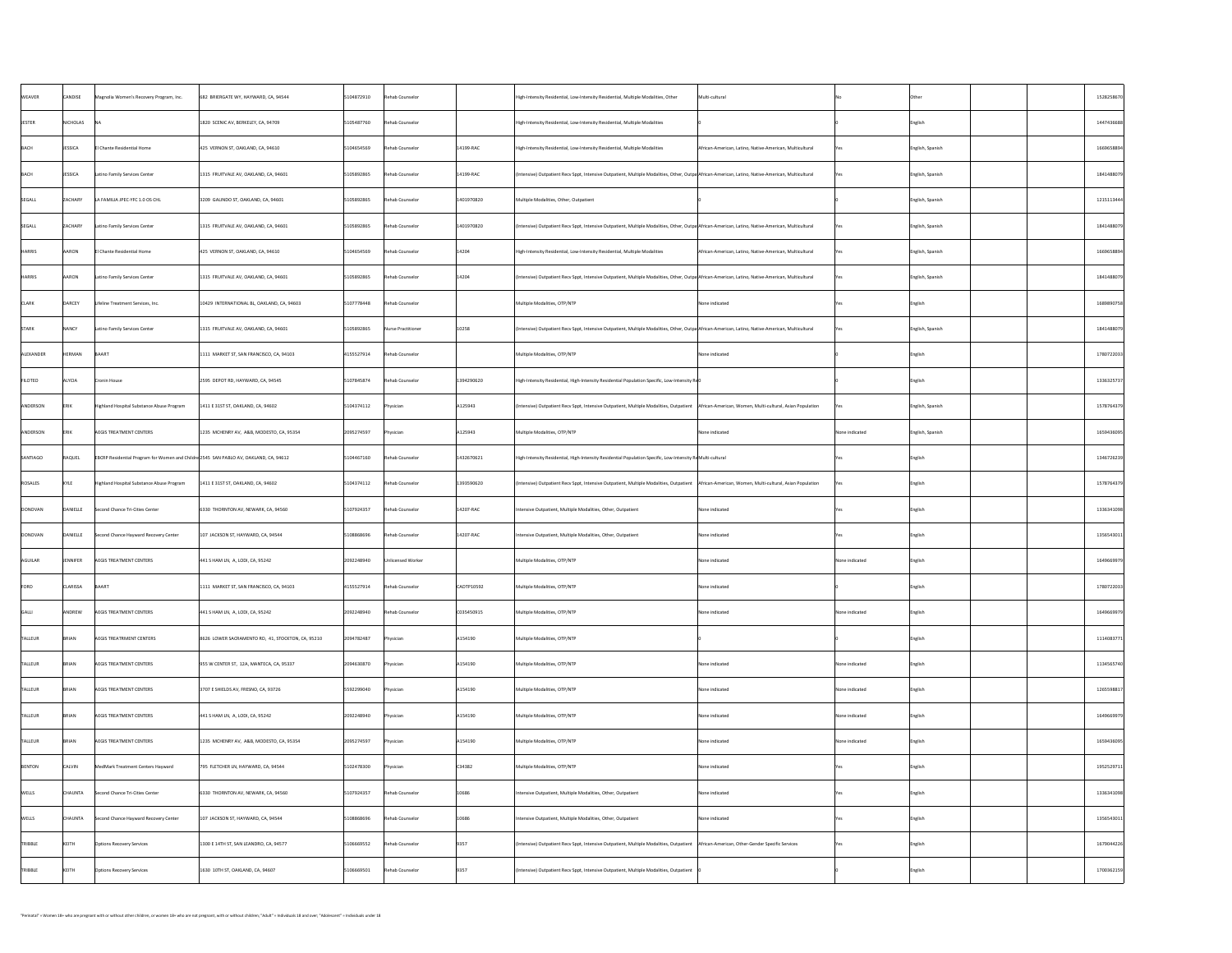| | | | | | | | | | | | | | |
|---|---|---|---|---|---|---|---|---|---|---|---|---|---|
| WEAVER | CANDISE | Magnolia Women's Recovery Program, Inc. | 682 BRIERGATE WY, HAYWARD, CA, 94544 | 5104872910 | Rehab Counselor | | High-Intensity Residential, Low-Intensity Residential, Multiple Modalities, Other | Multi-cultural | No | Other | | | 1528258670 |
| JESTER | NICHOLAS | NA | 1820 SCENIC AV, BERKELEY, CA, 94709 | 5105487760 | Rehab Counselor | | High-Intensity Residential, Low-Intensity Residential, Multiple Modalities | 0 | 0 | English | | | 1447436688 |
| BACH | JESSICA | El Chante Residential Home | 425 VERNON ST, OAKLAND, CA, 94610 | 5104654569 | Rehab Counselor | 14199-RAC | High-Intensity Residential, Low-Intensity Residential, Multiple Modalities | African-American, Latino, Native-American, Multicultural | Yes | English, Spanish | | | 1669658894 |
| BACH | JESSICA | Latino Family Services Center | 1315 FRUITVALE AV, OAKLAND, CA, 94601 | 5105892865 | Rehab Counselor | 14199-RAC | (Intensive) Outpatient Recv Sppt, Intensive Outpatient, Multiple Modalities, Other, Outpa | African-American, Latino, Native-American, Multicultural | Yes | English, Spanish | | | 1841488079 |
| SEGALL | ZACHARY | LA FAMILIA JPEC-YFC 1.0 OS CHL | 3209 GALINDO ST, OAKLAND, CA, 94601 | 5105892865 | Rehab Counselor | 1401970820 | Multiple Modalities, Other, Outpatient | 0 | 0 | English, Spanish | | | 1215113444 |
| SEGALL | ZACHARY | Latino Family Services Center | 1315 FRUITVALE AV, OAKLAND, CA, 94601 | 5105892865 | Rehab Counselor | 1401970820 | (Intensive) Outpatient Recv Sppt, Intensive Outpatient, Multiple Modalities, Other, Outpa | African-American, Latino, Native-American, Multicultural | Yes | English, Spanish | | | 1841488079 |
| HARRIS | AARON | El Chante Residential Home | 425 VERNON ST, OAKLAND, CA, 94610 | 5104654569 | Rehab Counselor | 14204 | High-Intensity Residential, Low-Intensity Residential, Multiple Modalities | African-American, Latino, Native-American, Multicultural | Yes | English, Spanish | | | 1669658894 |
| HARRIS | AARON | Latino Family Services Center | 1315 FRUITVALE AV, OAKLAND, CA, 94601 | 5105892865 | Rehab Counselor | 14204 | (Intensive) Outpatient Recv Sppt, Intensive Outpatient, Multiple Modalities, Other, Outpa | African-American, Latino, Native-American, Multicultural | Yes | English, Spanish | | | 1841488079 |
| CLARK | DARCEY | Lifeline Treatment Services, Inc. | 10429 INTERNATIONAL BL, OAKLAND, CA, 94603 | 5107778448 | Rehab Counselor | | Multiple Modalities, OTP/NTP | None indicated | Yes | English | | | 1689890758 |
| STARK | NANCY | Latino Family Services Center | 1315 FRUITVALE AV, OAKLAND, CA, 94601 | 5105892865 | Nurse Practitioner | 10258 | (Intensive) Outpatient Recv Sppt, Intensive Outpatient, Multiple Modalities, Other, Outpa | African-American, Latino, Native-American, Multicultural | Yes | English, Spanish | | | 1841488079 |
| ALEXANDER | HERMAN | BAART | 1111 MARKET ST, SAN FRANCISCO, CA, 94103 | 4155527914 | Rehab Counselor | | Multiple Modalities, OTP/NTP | None indicated | 0 | English | | | 1780722033 |
| FILOTEO | ALYCIA | Cronin House | 2595 DEPOT RD, HAYWARD, CA, 94545 | 5107845874 | Rehab Counselor | 1394290620 | High-Intensity Residential, High-Intensity Residential Population Specific, Low-Intensity Re | 0 | 0 | English | | | 1336325737 |
| ANDERSON | ERIK | Highland Hospital Substance Abuse Program | 1411 E 31ST ST, OAKLAND, CA, 94602 | 5104374112 | Physician | A125943 | (Intensive) Outpatient Recv Sppt, Intensive Outpatient, Multiple Modalities, Outpatient | African-American, Women, Multi-cultural, Asian Population | Yes | English, Spanish | | | 1578764379 |
| ANDERSON | ERIK | AEGIS TREATMENT CENTERS | 1235 MCHENRY AV, A&B, MODESTO, CA, 95354 | 2095274597 | Physician | A125943 | Multiple Modalities, OTP/NTP | None indicated | None indicated | English, Spanish | | | 1659436095 |
| SANTIAGO | RAQUEL | EBCRP Residential Program for Women and Childre | 2545 SAN PABLO AV, OAKLAND, CA, 94612 | 5104467160 | Rehab Counselor | 1432670621 | High-Intensity Residential, High-Intensity Residential Population Specific, Low-Intensity Re | Multi-cultural | Yes | English | | | 1346726239 |
| ROSALES | KYLE | Highland Hospital Substance Abuse Program | 1411 E 31ST ST, OAKLAND, CA, 94602 | 5104374112 | Rehab Counselor | 1393590620 | (Intensive) Outpatient Recv Sppt, Intensive Outpatient, Multiple Modalities, Outpatient | African-American, Women, Multi-cultural, Asian Population | Yes | English | | | 1578764379 |
| DONOVAN | DANIELLE | Second Chance Tri-Cities Center | 6330 THORNTON AV, NEWARK, CA, 94560 | 5107924357 | Rehab Counselor | 14207-RAC | Intensive Outpatient, Multiple Modalities, Other, Outpatient | None indicated | Yes | English | | | 1336341098 |
| DONOVAN | DANIELLE | Second Chance Hayward Recovery Center | 107 JACKSON ST, HAYWARD, CA, 94544 | 5108868696 | Rehab Counselor | 14207-RAC | Intensive Outpatient, Multiple Modalities, Other, Outpatient | None indicated | Yes | English | | | 1356543011 |
| AGUILAR | JENNIFER | AEGIS TREATMENT CENTERS | 441 S HAM LN, A, LODI, CA, 95242 | 2092248940 | Unlicensed Worker | | Multiple Modalities, OTP/NTP | None indicated | None indicated | English | | | 1649669979 |
| FORD | CLARISSA | BAART | 1111 MARKET ST, SAN FRANCISCO, CA, 94103 | 4155527914 | Rehab Counselor | CADTP10592 | Multiple Modalities, OTP/NTP | None indicated | 0 | English | | | 1780722033 |
| GALLI | ANDREW | AEGIS TREATMENT CENTERS | 441 S HAM LN, A, LODI, CA, 95242 | 2092248940 | Rehab Counselor | C035450915 | Multiple Modalities, OTP/NTP | None indicated | None indicated | English | | | 1649669979 |
| TALLEUR | BRIAN | AEGIS TREATMENT CENTERS | 8626 LOWER SACRAMENTO RD, 41, STOCKTON, CA, 95210 | 2094782487 | Physician | A154190 | Multiple Modalities, OTP/NTP | 0 | 0 | English | | | 1114083771 |
| TALLEUR | BRIAN | AEGIS TREATMENT CENTERS | 955 W CENTER ST, 12A, MANTECA, CA, 95337 | 2094630870 | Physician | A154190 | Multiple Modalities, OTP/NTP | None indicated | None indicated | English | | | 1134565740 |
| TALLEUR | BRIAN | AEGIS TREATMENT CENTERS | 3707 E SHIELDS AV, FRESNO, CA, 93726 | 5592299040 | Physician | A154190 | Multiple Modalities, OTP/NTP | None indicated | None indicated | English | | | 1265598817 |
| TALLEUR | BRIAN | AEGIS TREATMENT CENTERS | 441 S HAM LN, A, LODI, CA, 95242 | 2092248940 | Physician | A154190 | Multiple Modalities, OTP/NTP | None indicated | None indicated | English | | | 1649669979 |
| TALLEUR | BRIAN | AEGIS TREATMENT CENTERS | 1235 MCHENRY AV, A&B, MODESTO, CA, 95354 | 2095274597 | Physician | A154190 | Multiple Modalities, OTP/NTP | None indicated | None indicated | English | | | 1659436095 |
| BENTON | CALVIN | MedMark Treatment Centers Hayward | 795 FLETCHER LN, HAYWARD, CA, 94544 | 5102478300 | Physician | C34382 | Multiple Modalities, OTP/NTP | None indicated | Yes | English | | | 1952529711 |
| WELLS | CHAUNTA | Second Chance Tri-Cities Center | 6330 THORNTON AV, NEWARK, CA, 94560 | 5107924357 | Rehab Counselor | 10686 | Intensive Outpatient, Multiple Modalities, Other, Outpatient | None indicated | Yes | English | | | 1336341098 |
| WELLS | CHAUNTA | Second Chance Hayward Recovery Center | 107 JACKSON ST, HAYWARD, CA, 94544 | 5108868696 | Rehab Counselor | 10686 | Intensive Outpatient, Multiple Modalities, Other, Outpatient | None indicated | Yes | English | | | 1356543011 |
| TRIBBLE | KEITH | Options Recovery Services | 1300 E 14TH ST, SAN LEANDRO, CA, 94577 | 5106669552 | Rehab Counselor | 9357 | (Intensive) Outpatient Recv Sppt, Intensive Outpatient, Multiple Modalities, Outpatient | African-American, Other-Gender Specific Services | Yes | English | | | 1679044226 |
| TRIBBLE | KEITH | Options Recovery Services | 1630 10TH ST, OAKLAND, CA, 94607 | 5106669501 | Rehab Counselor | 9357 | (Intensive) Outpatient Recv Sppt, Intensive Outpatient, Multiple Modalities, Outpatient | 0 | 0 | English | | | 1700362159 |

"Perinatal" = Women 18+ who are pregnant with or without other children, or women 18+ who are not pregnant, with or without children; "Adult" = Individuals 18 and over; "Adolescent" = Individuals under 18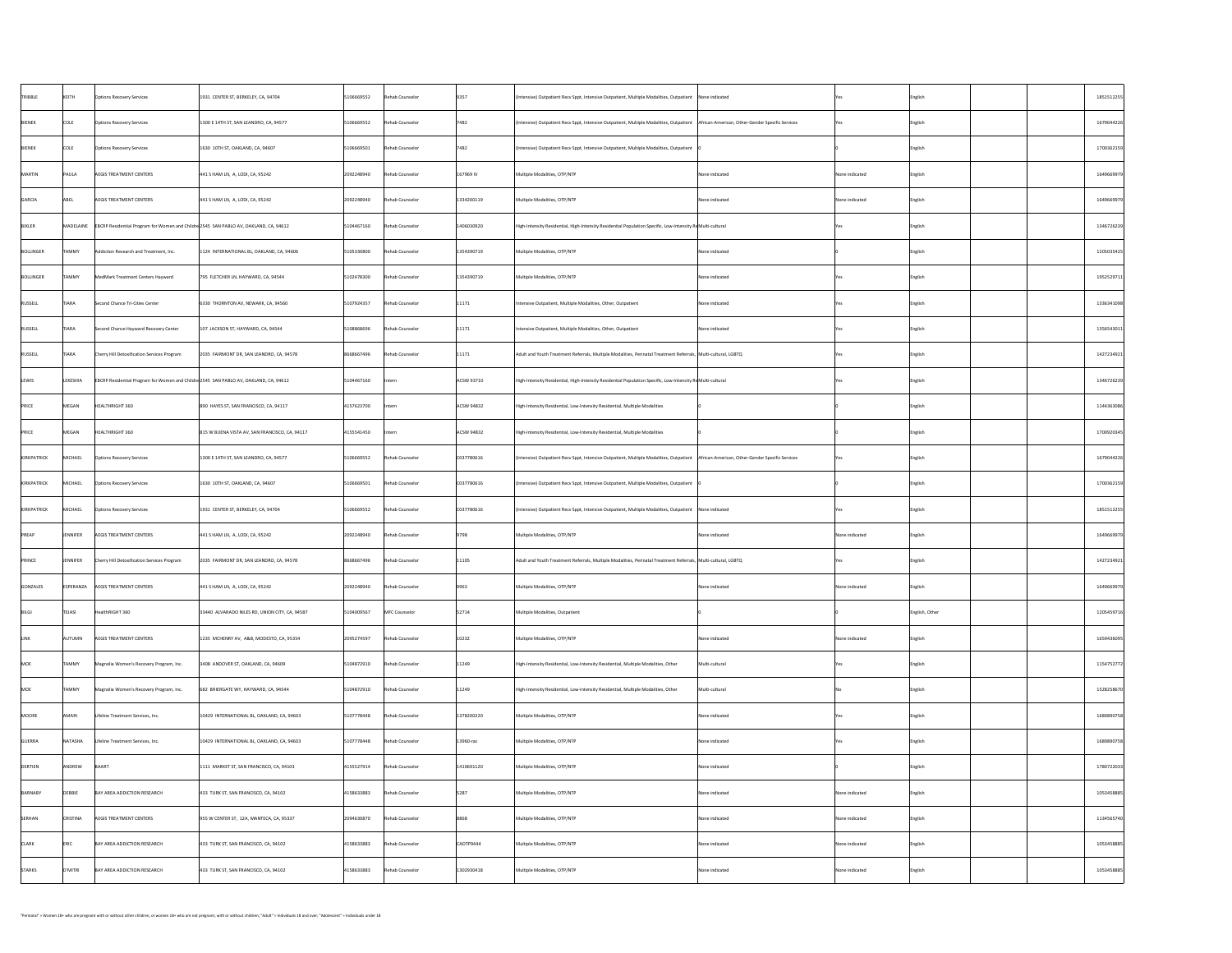| | | | | | | | | | | | | | |
|---|---|---|---|---|---|---|---|---|---|---|---|---|---|
| TRIBBLE | KEITH | Options Recovery Services | 1931 CENTER ST, BERKELEY, CA, 94704 | 5106669552 | Rehab Counselor | 9357 | (Intensive) Outpatient Recv Sppt, Intensive Outpatient, Multiple Modalities, Outpatient | None indicated | Yes | English | | | 1851512255 |
| BIENEK | COLE | Options Recovery Services | 1300 E 14TH ST, SAN LEANDRO, CA, 94577 | 5106669552 | Rehab Counselor | 7482 | (Intensive) Outpatient Recv Sppt, Intensive Outpatient, Multiple Modalities, Outpatient | African-American, Other-Gender Specific Services | Yes | English | | | 1679044226 |
| BIENEK | COLE | Options Recovery Services | 1630 10TH ST, OAKLAND, CA, 94607 | 5106669501 | Rehab Counselor | 7482 | (Intensive) Outpatient Recv Sppt, Intensive Outpatient, Multiple Modalities, Outpatient | 0 | 0 | English | | | 1700362159 |
| MARTIN | PAULA | AEGIS TREATMENT CENTERS | 441 S HAM LN, A, LODI, CA, 95242 | 2092248940 | Rehab Counselor | 167969 IV | Multiple Modalities, OTP/NTP | None indicated | None indicated | English | | | 1649669979 |
| GARCIA | ABEL | AEGIS TREATMENT CENTERS | 441 S HAM LN, A, LODI, CA, 95242 | 2092248940 | Rehab Counselor | 1334200119 | Multiple Modalities, OTP/NTP | None indicated | None indicated | English | | | 1649669979 |
| BIXLER | MADELAINE | EBCRP Residential Program for Women and Childre | 2545 SAN PABLO AV, OAKLAND, CA, 94612 | 5104467160 | Rehab Counselor | 1406030920 | High-Intensity Residential, High-Intensity Residential Population Specific, Low-Intensity Re | Multi-cultural | Yes | English | | | 1346726239 |
| BOLLINGER | TAMMY | Addiction Research and Treatment, Inc. | 1124 INTERNATIONAL BL, OAKLAND, CA, 94606 | 5105330800 | Rehab Counselor | 1354390719 | Multiple Modalities, OTP/NTP | None indicated | 0 | English | | | 1205035425 |
| BOLLINGER | TAMMY | MedMark Treatment Centers Hayward | 795 FLETCHER LN, HAYWARD, CA, 94544 | 5102478300 | Rehab Counselor | 1354390719 | Multiple Modalities, OTP/NTP | None indicated | Yes | English | | | 1952529711 |
| RUSSELL | TIARA | Second Chance Tri-Cities Center | 6330 THORNTON AV, NEWARK, CA, 94560 | 5107924357 | Rehab Counselor | 11171 | Intensive Outpatient, Multiple Modalities, Other, Outpatient | None indicated | Yes | English | | | 1336341098 |
| RUSSELL | TIARA | Second Chance Hayward Recovery Center | 107 JACKSON ST, HAYWARD, CA, 94544 | 5108868696 | Rehab Counselor | 11171 | Intensive Outpatient, Multiple Modalities, Other, Outpatient | None indicated | Yes | English | | | 1356543011 |
| RUSSELL | TIARA | Cherry Hill Detoxification Services Program | 2035 FAIRMONT DR, SAN LEANDRO, CA, 94578 | 8668667496 | Rehab Counselor | 11171 | Adult and Youth Treatment Referrals, Multiple Modalities, Perinatal Treatment Referrals, | Multi-cultural, LGBTQ | Yes | English | | | 1427234921 |
| LEWIS | LEKESHA | EBCRP Residential Program for Women and Childre | 2545 SAN PABLO AV, OAKLAND, CA, 94612 | 5104467160 | Intern | ACSW 93710 | High-Intensity Residential, High-Intensity Residential Population Specific, Low-Intensity Re | Multi-cultural | Yes | English | | | 1346726239 |
| PRICE | MEGAN | HEALTHRIGHT 360 | 890 HAYES ST, SAN FRANCISCO, CA, 94117 | 4157623700 | Intern | ACSW 94832 | High-Intensity Residential, Low-Intensity Residential, Multiple Modalities | 0 | 0 | English | | | 1144363086 |
| PRICE | MEGAN | HEALTHRIGHT 360 | 815 W BUENA VISTA AV, SAN FRANCISCO, CA, 94117 | 4155541450 | Intern | ACSW 94832 | High-Intensity Residential, Low-Intensity Residential, Multiple Modalities | 0 | 0 | English | | | 1700920345 |
| KIRKPATRICK | MICHAEL | Options Recovery Services | 1300 E 14TH ST, SAN LEANDRO, CA, 94577 | 5106669552 | Rehab Counselor | C037780616 | (Intensive) Outpatient Recv Sppt, Intensive Outpatient, Multiple Modalities, Outpatient | African-American, Other-Gender Specific Services | Yes | English | | | 1679044226 |
| KIRKPATRICK | MICHAEL | Options Recovery Services | 1630 10TH ST, OAKLAND, CA, 94607 | 5106669501 | Rehab Counselor | C037780616 | (Intensive) Outpatient Recv Sppt, Intensive Outpatient, Multiple Modalities, Outpatient | 0 | 0 | English | | | 1700362159 |
| KIRKPATRICK | MICHAEL | Options Recovery Services | 1931 CENTER ST, BERKELEY, CA, 94704 | 5106669552 | Rehab Counselor | C037780616 | (Intensive) Outpatient Recv Sppt, Intensive Outpatient, Multiple Modalities, Outpatient | None indicated | Yes | English | | | 1851512255 |
| PREAP | JENNIFER | AEGIS TREATMENT CENTERS | 441 S HAM LN, A, LODI, CA, 95242 | 2092248940 | Rehab Counselor | 9798 | Multiple Modalities, OTP/NTP | None indicated | None indicated | English | | | 1649669979 |
| PRINCE | JENNIFER | Cherry Hill Detoxification Services Program | 2035 FAIRMONT DR, SAN LEANDRO, CA, 94578 | 8668667496 | Rehab Counselor | 11105 | Adult and Youth Treatment Referrals, Multiple Modalities, Perinatal Treatment Referrals, | Multi-cultural, LGBTQ | Yes | English | | | 1427234921 |
| GONZALES | ESPERANZA | AEGIS TREATMENT CENTERS | 441 S HAM LN, A, LODI, CA, 95242 | 2092248940 | Rehab Counselor | 9963 | Multiple Modalities, OTP/NTP | None indicated | None indicated | English | | | 1649669979 |
| BILGI | TEJASI | HealthRIGHT 360 | 33440 ALVARADO NILES RD, UNION CITY, CA, 94587 | 5104009567 | MFC Counselor | 52714 | Multiple Modalities, Outpatient | 0 | 0 | English, Other | | | 1205459716 |
| LINK | AUTUMN | AEGIS TREATMENT CENTERS | 1235 MCHENRY AV, A&B, MODESTO, CA, 95354 | 2095274597 | Rehab Counselor | 10232 | Multiple Modalities, OTP/NTP | None indicated | None indicated | English | | | 1659436095 |
| MOE | TAMMY | Magnolia Women's Recovery Program, Inc. | 3408 ANDOVER ST, OAKLAND, CA, 94609 | 5104872910 | Rehab Counselor | 11249 | High-Intensity Residential, Low-Intensity Residential, Multiple Modalities, Other | Multi-cultural | Yes | English | | | 1154752772 |
| MOE | TAMMY | Magnolia Women's Recovery Program, Inc. | 682 BRIERGATE WY, HAYWARD, CA, 94544 | 5104872910 | Rehab Counselor | 11249 | High-Intensity Residential, Low-Intensity Residential, Multiple Modalities, Other | Multi-cultural | No | English | | | 1528258670 |
| MOORE | AMARI | Lifeline Treatment Services, Inc. | 10429 INTERNATIONAL BL, OAKLAND, CA, 94603 | 5107778448 | Rehab Counselor | 1378200220 | Multiple Modalities, OTP/NTP | None indicated | Yes | English | | | 1689890758 |
| GUERRA | NATASHA | Lifeline Treatment Services, Inc. | 10429 INTERNATIONAL BL, OAKLAND, CA, 94603 | 5107778448 | Rehab Counselor | 13960-rac | Multiple Modalities, OTP/NTP | None indicated | Yes | English | | | 1689890758 |
| DERTIEN | ANDREW | BAART | 1111 MARKET ST, SAN FRANCISCO, CA, 94103 | 4155527914 | Rehab Counselor | 1410691120 | Multiple Modalities, OTP/NTP | None indicated | 0 | English | | | 1780722033 |
| BARNABY | DEBBIE | BAY AREA ADDICTION RESEARCH | 433 TURK ST, SAN FRANCISCO, CA, 94102 | 4158633883 | Rehab Counselor | 5287 | Multiple Modalities, OTP/NTP | None indicated | None indicated | English | | | 1053458885 |
| SERHAN | CRISTINA | AEGIS TREATMENT CENTERS | 955 W CENTER ST, 12A, MANTECA, CA, 95337 | 2094630870 | Rehab Counselor | 8868 | Multiple Modalities, OTP/NTP | None indicated | None indicated | English | | | 1134565740 |
| CLARK | ERIC | BAY AREA ADDICTION RESEARCH | 433 TURK ST, SAN FRANCISCO, CA, 94102 | 4158633883 | Rehab Counselor | CADTP9444 | Multiple Modalities, OTP/NTP | None indicated | None indicated | English | | | 1053458885 |
| STARKS | D'MITRI | BAY AREA ADDICTION RESEARCH | 433 TURK ST, SAN FRANCISCO, CA, 94102 | 4158633883 | Rehab Counselor | 1302930418 | Multiple Modalities, OTP/NTP | None indicated | None indicated | English | | | 1053458885 |

"Perinatal" = Women 18+ who are pregnant with or without other children, or women 18+ who are not pregnant, with or without children; "Adult" = Individuals 18 and over; "Adolescent" = Individuals under 18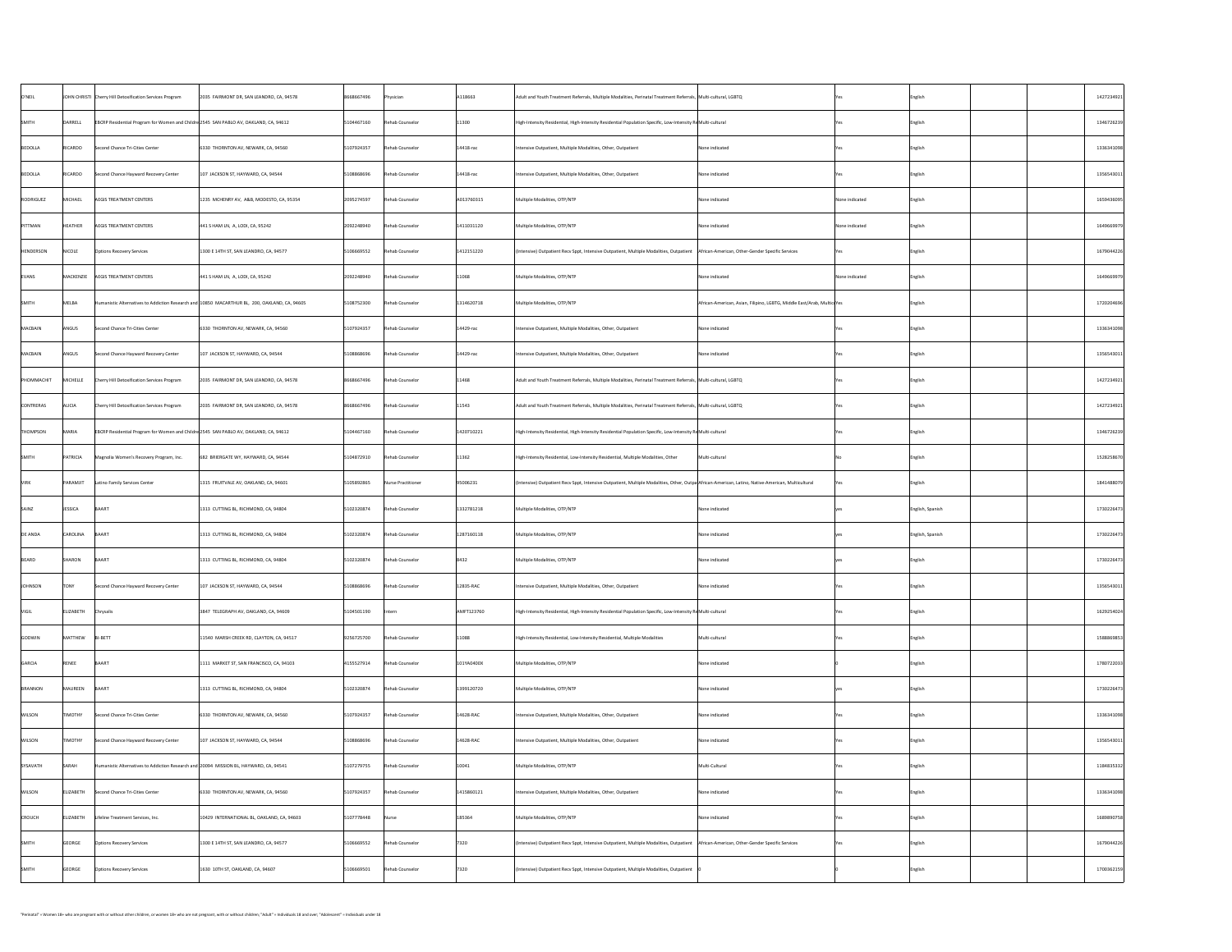| | | | | | | | | | | | | | |
|---|---|---|---|---|---|---|---|---|---|---|---|---|---|
| O'NEIL | JOHN CHRISTI | Cherry Hill Detoxification Services Program | 2035 FAIRMONT DR, SAN LEANDRO, CA, 94578 | 8668667496 | Physician | A118663 | Adult and Youth Treatment Referrals, Multiple Modalities, Perinatal Treatment Referrals, | Multi-cultural, LGBTQ | Yes | English | | | 1427234921 |
| SMITH | DARRELL | EBCRP Residential Program for Women and Childre | 2545 SAN PABLO AV, OAKLAND, CA, 94612 | 5104467160 | Rehab Counselor | 11300 | High-Intensity Residential, High-Intensity Residential Population Specific, Low-Intensity Re | Multi-cultural | Yes | English | | | 1346726239 |
| BEDOLLA | RICARDO | Second Chance Tri-Cities Center | 6330 THORNTON AV, NEWARK, CA, 94560 | 5107924357 | Rehab Counselor | 14418-rac | Intensive Outpatient, Multiple Modalities, Other, Outpatient | None indicated | Yes | English | | | 1336341098 |
| BEDOLLA | RICARDO | Second Chance Hayward Recovery Center | 107 JACKSON ST, HAYWARD, CA, 94544 | 5108868696 | Rehab Counselor | 14418-rac | Intensive Outpatient, Multiple Modalities, Other, Outpatient | None indicated | Yes | English | | | 1356543011 |
| RODRIGUEZ | MICHAEL | AEGIS TREATMENT CENTERS | 1235 MCHENRY AV, A&B, MODESTO, CA, 95354 | 2095274597 | Rehab Counselor | A013760315 | Multiple Modalities, OTP/NTP | None indicated | None indicated | English | | | 1659436095 |
| PITTMAN | HEATHER | AEGIS TREATMENT CENTERS | 441 S HAM LN, A, LODI, CA, 95242 | 2092248940 | Rehab Counselor | 1411031120 | Multiple Modalities, OTP/NTP | None indicated | None indicated | English | | | 1649669979 |
| HENDERSON | NICOLE | Options Recovery Services | 1300 E 14TH ST, SAN LEANDRO, CA, 94577 | 5106669552 | Rehab Counselor | 1412151220 | (Intensive) Outpatient Recv Sppt, Intensive Outpatient, Multiple Modalities, Outpatient | African-American, Other-Gender Specific Services | Yes | English | | | 1679044226 |
| EVANS | MACKENZIE | AEGIS TREATMENT CENTERS | 441 S HAM LN, A, LODI, CA, 95242 | 2092248940 | Rehab Counselor | 11068 | Multiple Modalities, OTP/NTP | None indicated | None indicated | English | | | 1649669979 |
| SMITH | MELBA | Humanistic Alternatives to Addiction Research and | 10850 MACARTHUR BL, 200, OAKLAND, CA, 94605 | 5108752300 | Rehab Counselor | 1314620718 | Multiple Modalities, OTP/NTP | African-American, Asian, Filipino, LGBTQ, Middle East/Arab, Multic | Yes | English | | | 1720204696 |
| MACBAIN | ANGUS | Second Chance Tri-Cities Center | 6330 THORNTON AV, NEWARK, CA, 94560 | 5107924357 | Rehab Counselor | 14429-rac | Intensive Outpatient, Multiple Modalities, Other, Outpatient | None indicated | Yes | English | | | 1336341098 |
| MACBAIN | ANGUS | Second Chance Hayward Recovery Center | 107 JACKSON ST, HAYWARD, CA, 94544 | 5108868696 | Rehab Counselor | 14429-rac | Intensive Outpatient, Multiple Modalities, Other, Outpatient | None indicated | Yes | English | | | 1356543011 |
| PHOMMACHIT | MICHELLE | Cherry Hill Detoxification Services Program | 2035 FAIRMONT DR, SAN LEANDRO, CA, 94578 | 8668667496 | Rehab Counselor | 11468 | Adult and Youth Treatment Referrals, Multiple Modalities, Perinatal Treatment Referrals, | Multi-cultural, LGBTQ | Yes | English | | | 1427234921 |
| CONTRERAS | ALICIA | Cherry Hill Detoxification Services Program | 2035 FAIRMONT DR, SAN LEANDRO, CA, 94578 | 8668667496 | Rehab Counselor | 11543 | Adult and Youth Treatment Referrals, Multiple Modalities, Perinatal Treatment Referrals, | Multi-cultural, LGBTQ | Yes | English | | | 1427234921 |
| THOMPSON | MARIA | EBCRP Residential Program for Women and Childre | 2545 SAN PABLO AV, OAKLAND, CA, 94612 | 5104467160 | Rehab Counselor | 1420710221 | High-Intensity Residential, High-Intensity Residential Population Specific, Low-Intensity Re | Multi-cultural | Yes | English | | | 1346726239 |
| SMITH | PATRICIA | Magnolia Women's Recovery Program, Inc. | 682 BRIERGATE WY, HAYWARD, CA, 94544 | 5104872910 | Rehab Counselor | 11362 | High-Intensity Residential, Low-Intensity Residential, Multiple Modalities, Other | Multi-cultural | No | English | | | 1528258670 |
| VIRK | PARAMJIT | Latino Family Services Center | 1315 FRUITVALE AV, OAKLAND, CA, 94601 | 5105892865 | Nurse Practitioner | 95006231 | (Intensive) Outpatient Recv Sppt, Intensive Outpatient, Multiple Modalities, Other, Outpa | African-American, Latino, Native-American, Multicultural | Yes | English | | | 1841488079 |
| SAINZ | JESSICA | BAART | 1313 CUTTING BL, RICHMOND, CA, 94804 | 5102320874 | Rehab Counselor | 1332781218 | Multiple Modalities, OTP/NTP | None indicated | yes | English, Spanish | | | 1730226473 |
| DE ANDA | CAROLINA | BAART | 1313 CUTTING BL, RICHMOND, CA, 94804 | 5102320874 | Rehab Counselor | 1287160118 | Multiple Modalities, OTP/NTP | None indicated | yes | English, Spanish | | | 1730226473 |
| BEARD | SHARON | BAART | 1313 CUTTING BL, RICHMOND, CA, 94804 | 5102320874 | Rehab Counselor | 8432 | Multiple Modalities, OTP/NTP | None indicated | yes | English | | | 1730226473 |
| JOHNSON | TONY | Second Chance Hayward Recovery Center | 107 JACKSON ST, HAYWARD, CA, 94544 | 5108868696 | Rehab Counselor | 12835-RAC | Intensive Outpatient, Multiple Modalities, Other, Outpatient | None indicated | Yes | English | | | 1356543011 |
| VIGIL | ELIZABETH | Chrysalis | 3847 TELEGRAPH AV, OAKLAND, CA, 94609 | 5104501190 | Intern | AMFT123760 | High-Intensity Residential, High-Intensity Residential Population Specific, Low-Intensity Re | Multi-cultural | Yes | English | | | 1629254024 |
| GODWIN | MATTHEW | BI-BETT | 11540 MARSH CREEK RD, CLAYTON, CA, 94517 | 9256725700 | Rehab Counselor | 11088 | High-Intensity Residential, Low-Intensity Residential, Multiple Modalities | Multi-cultural | Yes | English | | | 1588869853 |
| GARCIA | RENEE | BAART | 1111 MARKET ST, SAN FRANCISCO, CA, 94103 | 4155527914 | Rehab Counselor | 101YA0400X | Multiple Modalities, OTP/NTP | None indicated | 0 | English | | | 1780723033 |
| BRANNON | MAUREEN | BAART | 1313 CUTTING BL, RICHMOND, CA, 94804 | 5102320874 | Rehab Counselor | 1399120720 | Multiple Modalities, OTP/NTP | None indicated | yes | English | | | 1730226473 |
| WILSON | TIMOTHY | Second Chance Tri-Cities Center | 6330 THORNTON AV, NEWARK, CA, 94560 | 5107924357 | Rehab Counselor | 14628-RAC | Intensive Outpatient, Multiple Modalities, Other, Outpatient | None indicated | Yes | English | | | 1336341098 |
| WILSON | TIMOTHY | Second Chance Hayward Recovery Center | 107 JACKSON ST, HAYWARD, CA, 94544 | 5108868696 | Rehab Counselor | 14628-RAC | Intensive Outpatient, Multiple Modalities, Other, Outpatient | None indicated | Yes | English | | | 1356543011 |
| SYSAVATH | SARAH | Humanistic Alternatives to Addiction Research and | 20094 MISSION BL, HAYWARD, CA, 94541 | 5107279755 | Rehab Counselor | 10041 | Multiple Modalities, OTP/NTP | Multi-Cultural | Yes | English | | | 1184835332 |
| WILSON | ELIZABETH | Second Chance Tri-Cities Center | 6330 THORNTON AV, NEWARK, CA, 94560 | 5107924357 | Rehab Counselor | 1415860121 | Intensive Outpatient, Multiple Modalities, Other, Outpatient | None indicated | Yes | English | | | 1336341098 |
| CROUCH | ELIZABETH | Lifeline Treatment Services, Inc. | 10429 INTERNATIONAL BL, OAKLAND, CA, 94603 | 5107778448 | Nurse | 185364 | Multiple Modalities, OTP/NTP | None indicated | Yes | English | | | 1689890758 |
| SMITH | GEORGE | Options Recovery Services | 1300 E 14TH ST, SAN LEANDRO, CA, 94577 | 5106669552 | Rehab Counselor | 7320 | (Intensive) Outpatient Recv Sppt, Intensive Outpatient, Multiple Modalities, Outpatient | African-American, Other-Gender Specific Services | Yes | English | | | 1679044226 |
| SMITH | GEORGE | Options Recovery Services | 1630 10TH ST, OAKLAND, CA, 94607 | 5106669501 | Rehab Counselor | 7320 | (Intensive) Outpatient Recv Sppt, Intensive Outpatient, Multiple Modalities, Outpatient | 0 | 0 | English | | | 1700362159 |

"Perinatal" = Women 18+ who are pregnant with or without other children, or women 18+ who are not pregnant, with or without children; "Adult" = Individuals 18 and over; "Adolescent" = Individuals under 18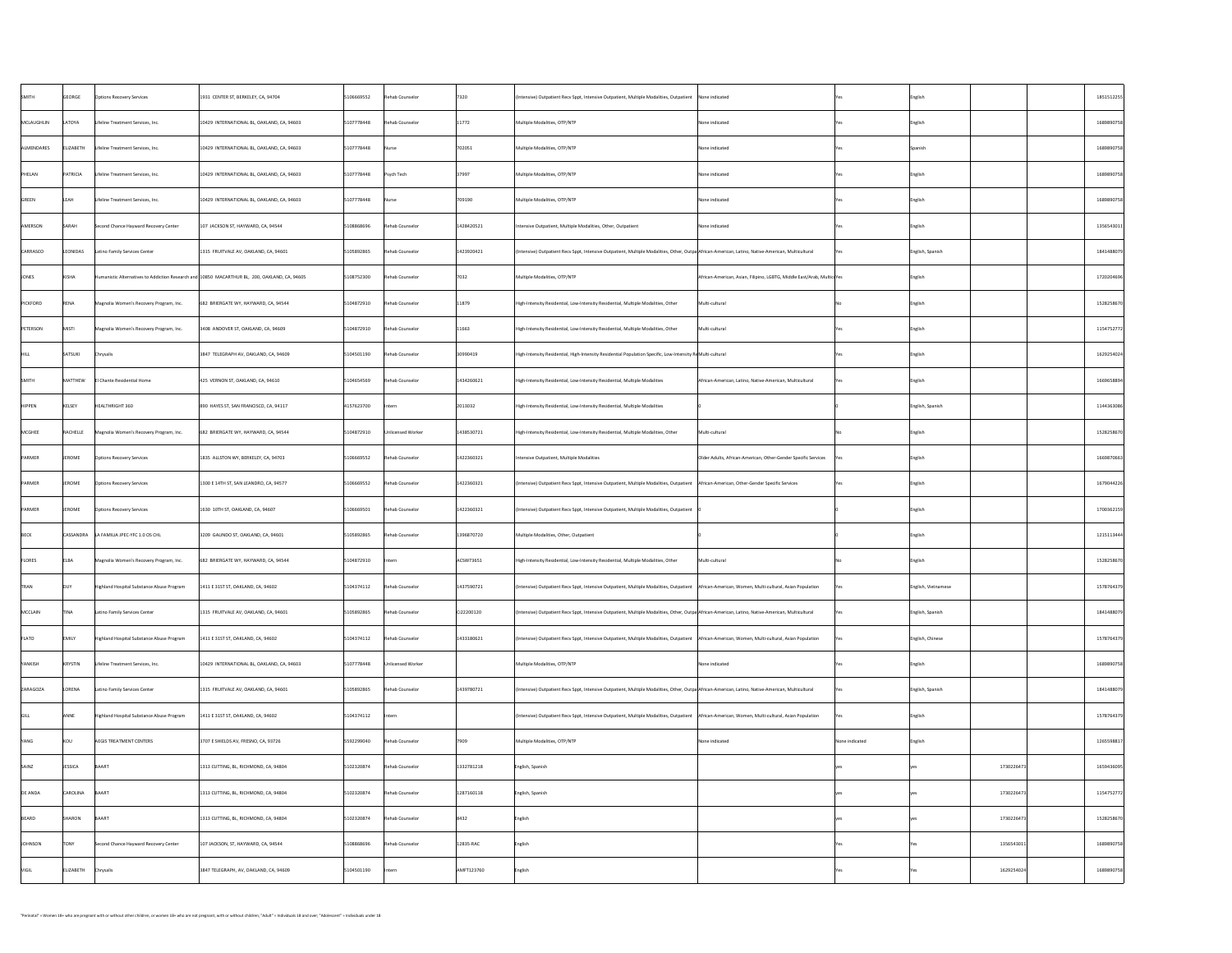| | | | | | | | | | | | | | | |
|---|---|---|---|---|---|---|---|---|---|---|---|---|---|---|
| SMITH | GEORGE | Options Recovery Services | 1931 CENTER ST, BERKELEY, CA, 94704 | S106669552 | Rehab Counselor | 7320 | (Intensive) Outpatient Recv Sppt, Intensive Outpatient, Multiple Modalities, Outpatient | None indicated | Yes | English | | | | 1851512255 |
| MCLAUGHLIN | LATOYA | Lifeline Treatment Services, Inc. | 10429 INTERNATIONAL BL, OAKLAND, CA, 94603 | S107778448 | Rehab Counselor | 11772 | Multiple Modalities, OTP/NTP | None indicated | Yes | English | | | | 1689890758 |
| ALMENDARES | ELIZABETH | Lifeline Treatment Services, Inc. | 10429 INTERNATIONAL BL, OAKLAND, CA, 94603 | S107778448 | Nurse | 702051 | Multiple Modalities, OTP/NTP | None indicated | Yes | Spanish | | | | 1689890758 |
| PHELAN | PATRICIA | Lifeline Treatment Services, Inc. | 10429 INTERNATIONAL BL, OAKLAND, CA, 94603 | S107778448 | Psych Tech | 37997 | Multiple Modalities, OTP/NTP | None indicated | Yes | English | | | | 1689890758 |
| GREEN | LEAH | Lifeline Treatment Services, Inc. | 10429 INTERNATIONAL BL, OAKLAND, CA, 94603 | S107778448 | Nurse | 709190 | Multiple Modalities, OTP/NTP | None indicated | Yes | English | | | | 1689890758 |
| AMERSON | SARAH | Second Chance Hayward Recovery Center | 107 JACKSON ST, HAYWARD, CA, 94544 | S108868696 | Rehab Counselor | 1428420521 | Intensive Outpatient, Multiple Modalities, Other, Outpatient | None indicated | Yes | English | | | | 1356543011 |
| CARRASCO | LEONIDAS | Latino Family Services Center | 1315 FRUITVALE AV, OAKLAND, CA, 94601 | S105892865 | Rehab Counselor | 1423920421 | (Intensive) Outpatient Recv Sppt, Intensive Outpatient, Multiple Modalities, Other, Outpa | African-American, Latino, Native-American, Multicultural | Yes | English, Spanish | | | | 1841488079 |
| JONES | KISHA | Humanistic Alternatives to Addiction Research and | 10850 MACARTHUR BL, 200, OAKLAND, CA, 94605 | S108752300 | Rehab Counselor | 7032 | Multiple Modalities, OTP/NTP | African-American, Asian, Filipino, LGBTG, Middle East/Arab, Multicu | Yes | English | | | | 1720204696 |
| PICKFORD | RENA | Magnolia Women's Recovery Program, Inc. | 682 BRIERGATE WY, HAYWARD, CA, 94544 | S104872910 | Rehab Counselor | 11879 | High-Intensity Residential, Low-Intensity Residential, Multiple Modalities, Other | Multi-cultural | No | English | | | | 1528258670 |
| PETERSON | MISTI | Magnolia Women's Recovery Program, Inc. | 3408 ANDOVER ST, OAKLAND, CA, 94609 | S104872910 | Rehab Counselor | 11663 | High-Intensity Residential, Low-Intensity Residential, Multiple Modalities, Other | Multi-cultural | Yes | English | | | | 1154752772 |
| HILL | SATSUKI | Chrysalis | 3847 TELEGRAPH AV, OAKLAND, CA, 94609 | S104501190 | Rehab Counselor | 30990419 | High-Intensity Residential, High-Intensity Residential Population Specific, Low-Intensity Re | Multi-cultural | Yes | English | | | | 1629254024 |
| SMITH | MATTHEW | El Chante Residential Home | 425 VERNON ST, OAKLAND, CA, 94610 | S104654569 | Rehab Counselor | 1434260621 | High-Intensity Residential, Low-Intensity Residential, Multiple Modalities | African-American, Latino, Native-American, Multicultural | Yes | English | | | | 1669658894 |
| HIPPEN | KELSEY | HEALTHRIGHT 360 | 890 HAYES ST, SAN FRANCISCO, CA, 94117 | 4157623700 | Intern | 2013032 | High-Intensity Residential, Low-Intensity Residential, Multiple Modalities | 0 | 0 | English, Spanish | | | | 1144363086 |
| MCGHEE | RACHELLE | Magnolia Women's Recovery Program, Inc. | 682 BRIERGATE WY, HAYWARD, CA, 94544 | S104872910 | Unlicensed Worker | 1438530721 | High-Intensity Residential, Low-Intensity Residential, Multiple Modalities, Other | Multi-cultural | No | English | | | | 1528258670 |
| PARMER | JEROME | Options Recovery Services | 1835 ALLSTON WY, BERKELEY, CA, 94703 | S106669552 | Rehab Counselor | 1422360321 | Intensive Outpatient, Multiple Modalities | Older Adults, African-American, Other-Gender Specific Services | Yes | English | | | | 1669870663 |
| PARMER | JEROME | Options Recovery Services | 1300 E 14TH ST, SAN LEANDRO, CA, 94577 | S106669552 | Rehab Counselor | 1422360321 | (Intensive) Outpatient Recv Sppt, Intensive Outpatient, Multiple Modalities, Outpatient | African-American, Other-Gender Specific Services | Yes | English | | | | 1679044226 |
| PARMER | JEROME | Options Recovery Services | 1630 10TH ST, OAKLAND, CA, 94607 | S106669501 | Rehab Counselor | 1422360321 | (Intensive) Outpatient Recv Sppt, Intensive Outpatient, Multiple Modalities, Outpatient | 0 | 0 | English | | | | 1700362159 |
| BECK | CASSANDRA | LA FAMILIA (PEC-YFC 1.0 OS CHL | 3209 GALINDO ST, OAKLAND, CA, 94601 | S105892865 | Rehab Counselor | 1396870720 | Multiple Modalities, Other, Outpatient | 0 | 0 | English | | | | 1215113444 |
| FLORES | ELBA | Magnolia Women's Recovery Program, Inc. | 682 BRIERGATE WY, HAYWARD, CA, 94544 | S104872910 | Intern | ACSW73651 | High-Intensity Residential, Low-Intensity Residential, Multiple Modalities, Other | Multi-cultural | No | English | | | | 1528258670 |
| TRAN | DUY | Highland Hospital Substance Abuse Program | 1411 E 31ST ST, OAKLAND, CA, 94602 | S104374112 | Rehab Counselor | 1437590721 | (Intensive) Outpatient Recv Sppt, Intensive Outpatient, Multiple Modalities, Outpatient | African-American, Women, Multi-cultural, Asian Population | Yes | English, Vietnamese | | | | 1578764379 |
| MCCLAIN | TINA | Latino Family Services Center | 1315 FRUITVALE AV, OAKLAND, CA, 94601 | S105892865 | Rehab Counselor | CI22200320 | (Intensive) Outpatient Recv Sppt, Intensive Outpatient, Multiple Modalities, Other, Outpa | African-American, Latino, Native-American, Multicultural | Yes | English, Spanish | | | | 1841488079 |
| FLATO | EMILY | Highland Hospital Substance Abuse Program | 1411 E 31ST ST, OAKLAND, CA, 94602 | S104374112 | Rehab Counselor | 1433180621 | (Intensive) Outpatient Recv Sppt, Intensive Outpatient, Multiple Modalities, Outpatient | African-American, Women, Multi-cultural, Asian Population | Yes | English, Chinese | | | | 1578764379 |
| YANKISH | KRYSTIN | Lifeline Treatment Services, Inc. | 10429 INTERNATIONAL BL, OAKLAND, CA, 94603 | S107778448 | Unlicensed Worker | | Multiple Modalities, OTP/NTP | None indicated | Yes | English | | | | 1689890758 |
| ZARAGOZA | LORENA | Latino Family Services Center | 1315 FRUITVALE AV, OAKLAND, CA, 94601 | S105892865 | Rehab Counselor | 1439780721 | (Intensive) Outpatient Recv Sppt, Intensive Outpatient, Multiple Modalities, Other, Outpa | African-American, Latino, Native-American, Multicultural | Yes | English, Spanish | | | | 1841488079 |
| GILL | ANNE | Highland Hospital Substance Abuse Program | 1411 E 31ST ST, OAKLAND, CA, 94602 | S104374112 | Intern | | (Intensive) Outpatient Recv Sppt, Intensive Outpatient, Multiple Modalities, Outpatient | African-American, Women, Multi-cultural, Asian Population | Yes | English | | | | 1578764379 |
| YANG | KOU | AEGIS TREATMENT CENTERS | 3707 E SHIELDS AV, FRESNO, CA, 93726 | S592299040 | Rehab Counselor | 7909 | Multiple Modalities, OTP/NTP | None indicated | None indicated | English | | | | 1265598817 |
| SAINZ | JESSICA | BAART | 1313 CUTTING, BL, RICHMOND, CA, 94804 | S102320874 | Rehab Counselor | 1332781218 | English, Spanish | | yes | yes | 1730226473 | | | 1659436095 |
| DE ANDA | CAROLINA | BAART | 1313 CUTTING, BL, RICHMOND, CA, 94804 | S102320874 | Rehab Counselor | 1287160118 | English, Spanish | | yes | yes | 1730226473 | | | 1154752772 |
| BEARD | SHARON | BAART | 1313 CUTTING, BL, RICHMOND, CA, 94804 | S102320874 | Rehab Counselor | 8432 | English | | yes | yes | 1730226473 | | | 1528258670 |
| JOHNSON | TONY | Second Chance Hayward Recovery Center | 107 JACKSON, ST, HAYWARD, CA, 94544 | S108868696 | Rehab Counselor | 12835-RAC | English | | Yes | Yes | 1356543011 | | | 1689890758 |
| VIGIL | ELIZABETH | Chrysalis | 3847 TELEGRAPH, AV, OAKLAND, CA, 94609 | S104501190 | Intern | AMFT123760 | English | | Yes | Yes | 1629254024 | | | 1689890758 |

"Perinatal" = Women 18+ who are pregnant with or without other children, or women 18+ who are not pregnant, with or without children; "Adult" = Individuals 18 and over; "Adolescent" = Individuals under 18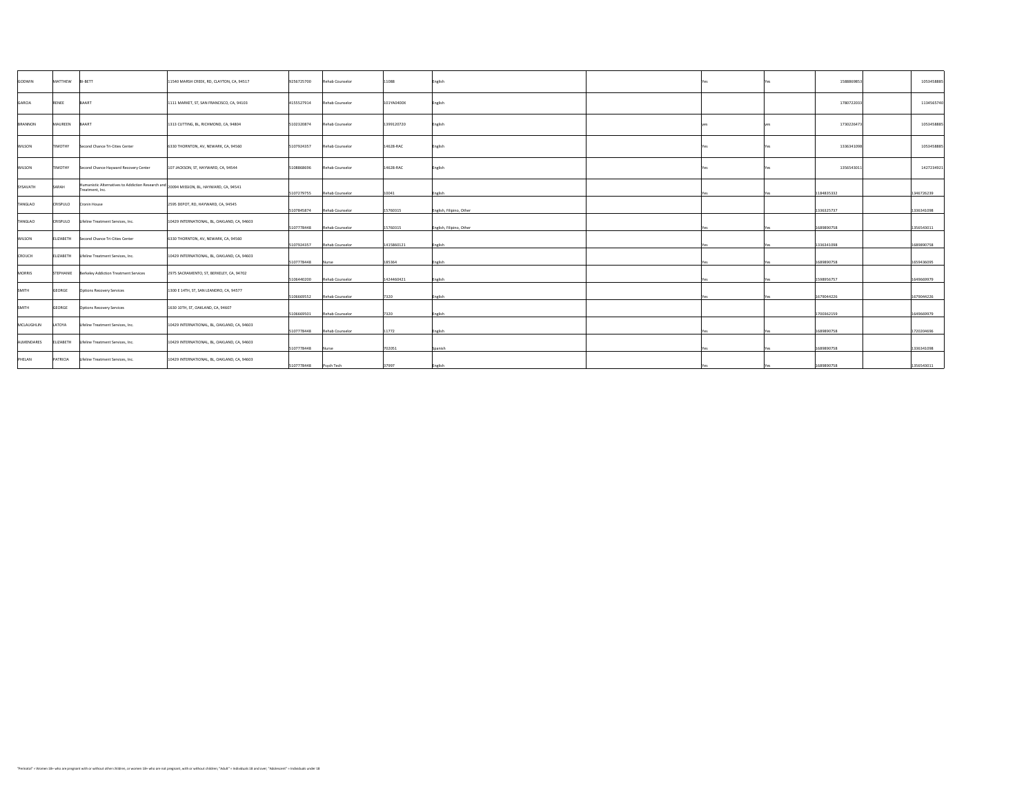| | | | | | | | | | | | | | |
|---|---|---|---|---|---|---|---|---|---|---|---|---|---|
| GODWIN | MATTHEW | BI-BETT | 11540 MARSH CREEK, RD, CLAYTON, CA, 94517 | 9256725700 | Rehab Counselor | 11088 | English | | | Yes | Yes | 1588869853 | 1053458885 |
| GARCIA | RENEE | BAART | 1111 MARKET, ST, SAN FRANCISCO, CA, 94103 | 4155527914 | Rehab Counselor | 101YA0400X | English | | | | | 1780722033 | 1134565740 |
| BRANNON | MAUREEN | BAART | 1313 CUTTING, BL, RICHMOND, CA, 94804 | 5102320874 | Rehab Counselor | 1399120720 | English | | | yes | yes | 1730226473 | 1053458885 |
| WILSON | TIMOTHY | Second Chance Tri-Cities Center | 6330 THORNTON, AV, NEWARK, CA, 94560 | 5107924357 | Rehab Counselor | 14628-RAC | English | | | Yes | Yes | 1336341098 | 1053458885 |
| WILSON | TIMOTHY | Second Chance Hayward Recovery Center | 107 JACKSON, ST, HAYWARD, CA, 94544 | 5108868696 | Rehab Counselor | 14628-RAC | English | | | Yes | Yes | 1356543011 | 1427234921 |
| SYSAVATH | SARAH | Humanistic Alternatives to Addiction Research and Treatment, Inc. | 20094 MISSION, BL, HAYWARD, CA, 94541 | 5107279755 | Rehab Counselor | 10041 | English | | | Yes | Yes | 1184835332 | 1346726239 |
| TANGLAO | CRISPULO | Cronin House | 2595 DEPOT, RD, HAYWARD, CA, 94545 | 5107845874 | Rehab Counselor | 15760315 | English, Filipino, Other | | | | | 1336325737 | 1336341098 |
| TANGLAO | CRISPULO | Lifeline Treatment Services, Inc. | 10429 INTERNATIONAL, BL, OAKLAND, CA, 94603 | 5107778448 | Rehab Counselor | 15760315 | English, Filipino, Other | | | Yes | Yes | 1689890758 | 1356543011 |
| WILSON | ELIZABETH | Second Chance Tri-Cities Center | 6330 THORNTON, AV, NEWARK, CA, 94560 | 5107924357 | Rehab Counselor | 1435860121 | English | | | Yes | Yes | 1336341098 | 1689890758 |
| CROUCH | ELIZABETH | Lifeline Treatment Services, Inc. | 10429 INTERNATIONAL, BL, OAKLAND, CA, 94603 | 5107778448 | Nurse | 185364 | English | | | Yes | Yes | 1689890758 | 1659436095 |
| MORRIS | STEPHANIE | Berkeley Addiction Treatment Services | 2975 SACRAMENTO, ST, BERKELEY, CA, 94702 | 5106440200 | Rehab Counselor | 1424460421 | English | | | Yes | Yes | 1598956757 | 1649669979 |
| SMITH | GEORGE | Options Recovery Services | 1300 E 14TH, ST, SAN LEANDRO, CA, 94577 | 5106669552 | Rehab Counselor | 7320 | English | | | Yes | Yes | 1679044226 | 1679044226 |
| SMITH | GEORGE | Options Recovery Services | 1630 10TH, ST, OAKLAND, CA, 94607 | 5106669501 | Rehab Counselor | 7320 | English | | | | | 1700362159 | 1649669979 |
| MCLAUGHLIN | LATOYA | Lifeline Treatment Services, Inc. | 10429 INTERNATIONAL, BL, OAKLAND, CA, 94603 | 5107778448 | Rehab Counselor | 11772 | English | | | Yes | Yes | 1689890758 | 1720204696 |
| ALMENDARES | ELIZABETH | Lifeline Treatment Services, Inc. | 10429 INTERNATIONAL, BL, OAKLAND, CA, 94603 | 5107778448 | Nurse | 702051 | Spanish | | | Yes | Yes | 1689890758 | 1336341098 |
| PHELAN | PATRICIA | Lifeline Treatment Services, Inc. | 10429 INTERNATIONAL, BL, OAKLAND, CA, 94603 | 5107778448 | Psych Tech | 37997 | English | | | Yes | Yes | 1689890758 | 1356543011 |

"Perinatal" = Women 18+ who are pregnant with or without other children, or women 18+ who are not pregnant, with or without children; "Adult" = Individuals 18 and over; "Adolescent" = Individuals under 18